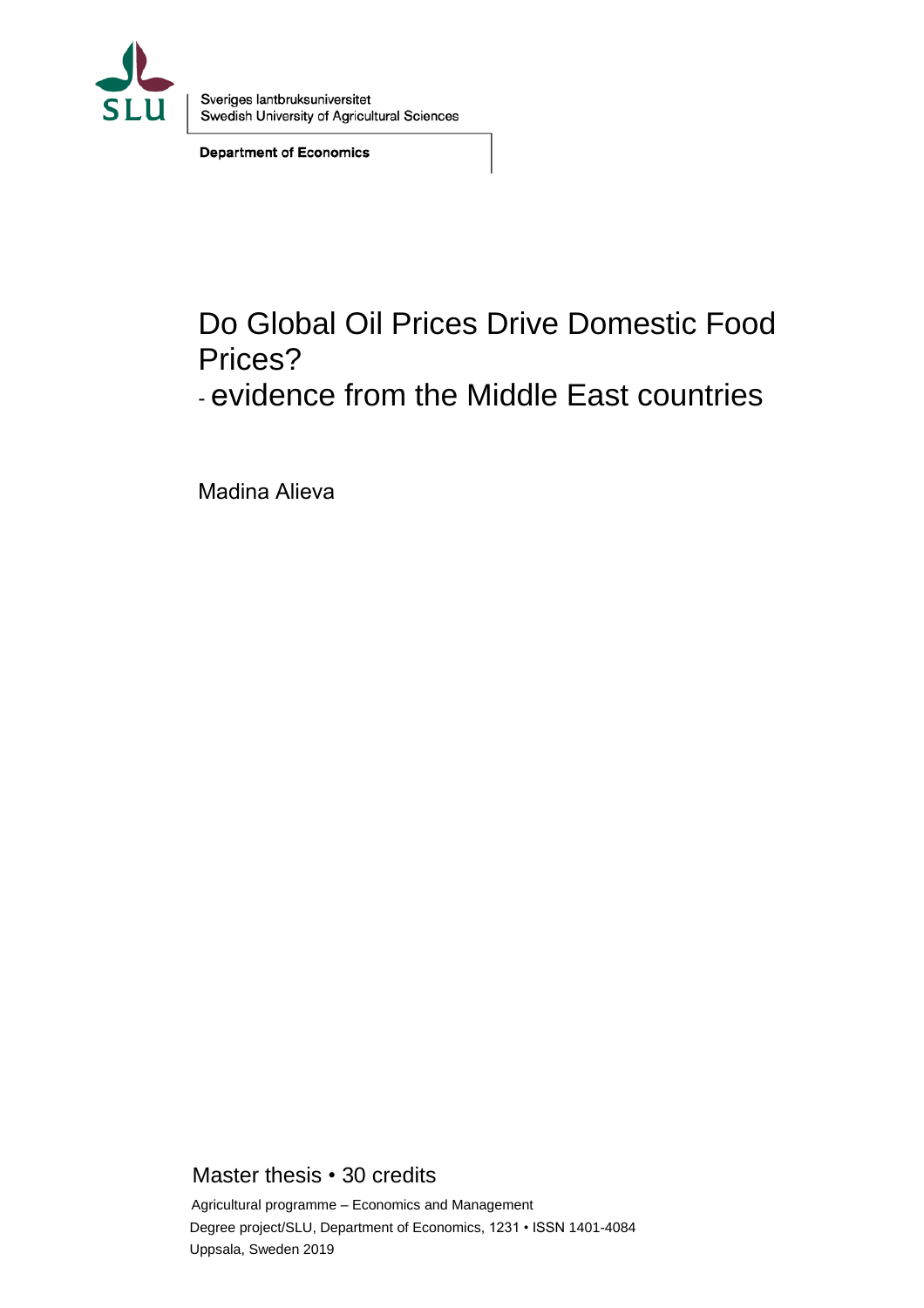SLU

Sveriges lantbruksuniversitet
Swedish University of Agricultural Sciences

**Department of Economics**

# Do Global Oil Prices Drive Domestic Food Prices?
## - evidence from the Middle East countries

Madina Alieva

Master thesis • 30 credits

Agricultural programme – Economics and Management
Degree project/SLU, Department of Economics, 1231 • ISSN 1401-4084
Uppsala, Sweden 2019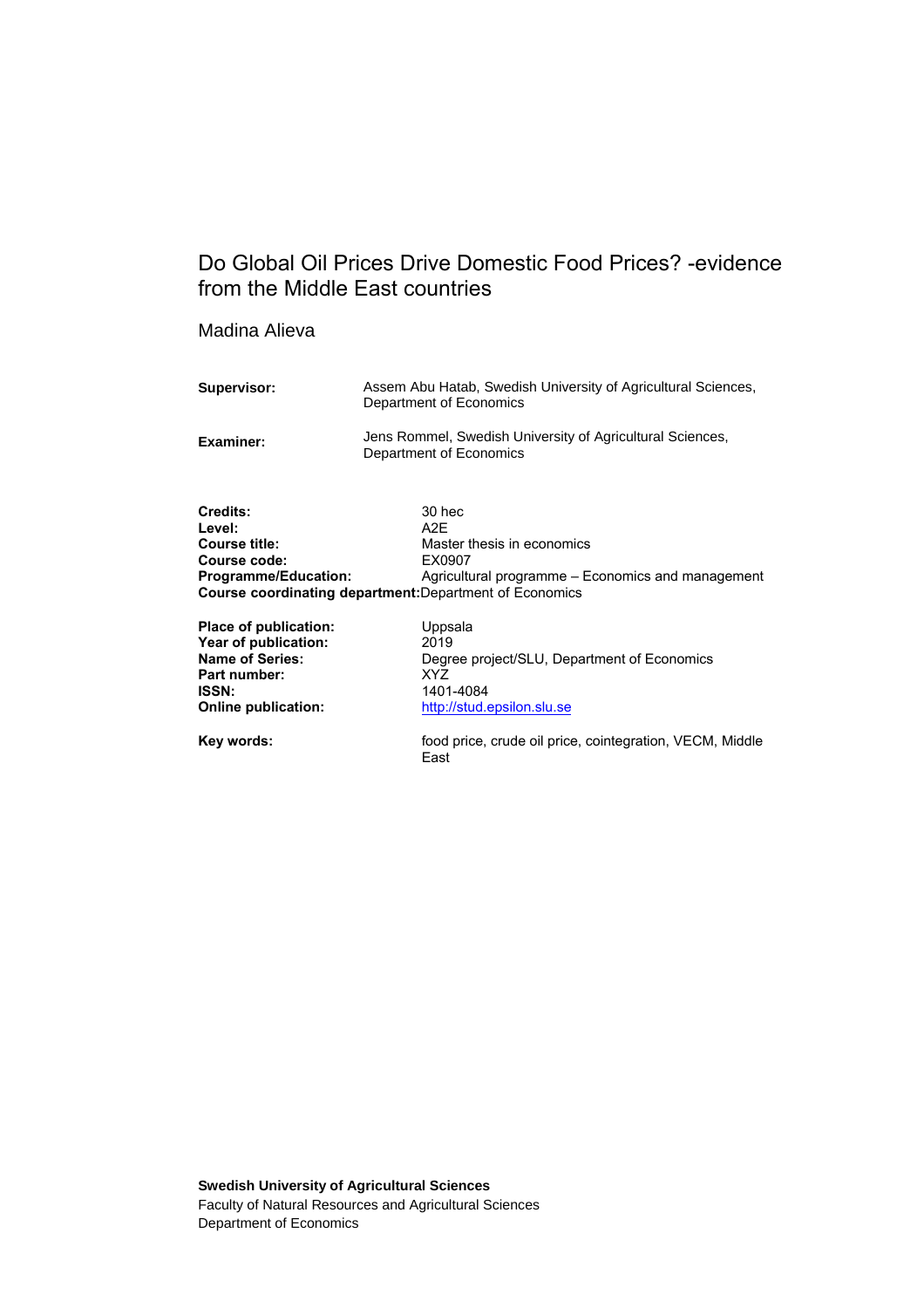# Do Global Oil Prices Drive Domestic Food Prices? -evidence from the Middle East countries

Madina Alieva

| | |
|---|---|
| **Supervisor:** | Assem Abu Hatab, Swedish University of Agricultural Sciences, Department of Economics |
| **Examiner:** | Jens Rommel, Swedish University of Agricultural Sciences, Department of Economics |

| | |
|---|---|
| **Credits:** | 30 hec |
| **Level:** | A2E |
| **Course title:** | Master thesis in economics |
| **Course code:** | EX0907 |
| **Programme/Education:** | Agricultural programme – Economics and management |
| **Course coordinating department:** | Department of Economics |
| **Place of publication:** | Uppsala |
| **Year of publication:** | 2019 |
| **Name of Series:** | Degree project/SLU, Department of Economics |
| **Part number:** | XYZ |
| **ISSN:** | 1401-4084 |
| **Online publication:** | http://stud.epsilon.slu.se |
| **Key words:** | food price, crude oil price, cointegration, VECM, Middle East |

**Swedish University of Agricultural Sciences**
Faculty of Natural Resources and Agricultural Sciences
Department of Economics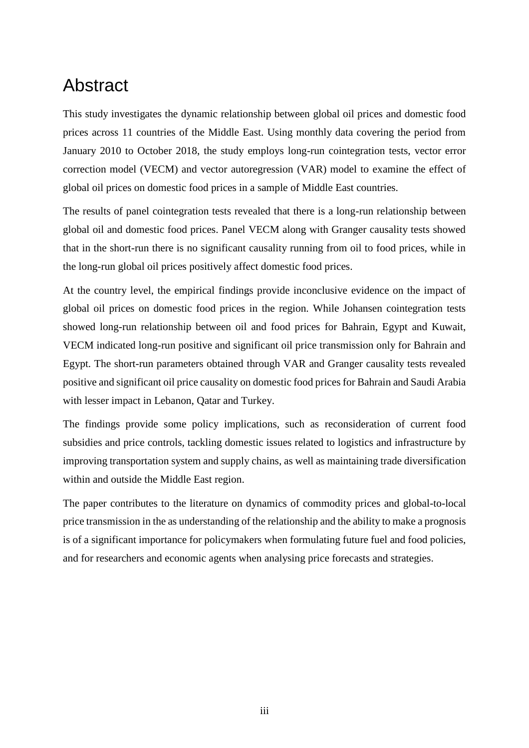# Abstract

This study investigates the dynamic relationship between global oil prices and domestic food prices across 11 countries of the Middle East. Using monthly data covering the period from January 2010 to October 2018, the study employs long-run cointegration tests, vector error correction model (VECM) and vector autoregression (VAR) model to examine the effect of global oil prices on domestic food prices in a sample of Middle East countries.

The results of panel cointegration tests revealed that there is a long-run relationship between global oil and domestic food prices. Panel VECM along with Granger causality tests showed that in the short-run there is no significant causality running from oil to food prices, while in the long-run global oil prices positively affect domestic food prices.

At the country level, the empirical findings provide inconclusive evidence on the impact of global oil prices on domestic food prices in the region. While Johansen cointegration tests showed long-run relationship between oil and food prices for Bahrain, Egypt and Kuwait, VECM indicated long-run positive and significant oil price transmission only for Bahrain and Egypt. The short-run parameters obtained through VAR and Granger causality tests revealed positive and significant oil price causality on domestic food prices for Bahrain and Saudi Arabia with lesser impact in Lebanon, Qatar and Turkey.

The findings provide some policy implications, such as reconsideration of current food subsidies and price controls, tackling domestic issues related to logistics and infrastructure by improving transportation system and supply chains, as well as maintaining trade diversification within and outside the Middle East region.

The paper contributes to the literature on dynamics of commodity prices and global-to-local price transmission in the as understanding of the relationship and the ability to make a prognosis is of a significant importance for policymakers when formulating future fuel and food policies, and for researchers and economic agents when analysing price forecasts and strategies.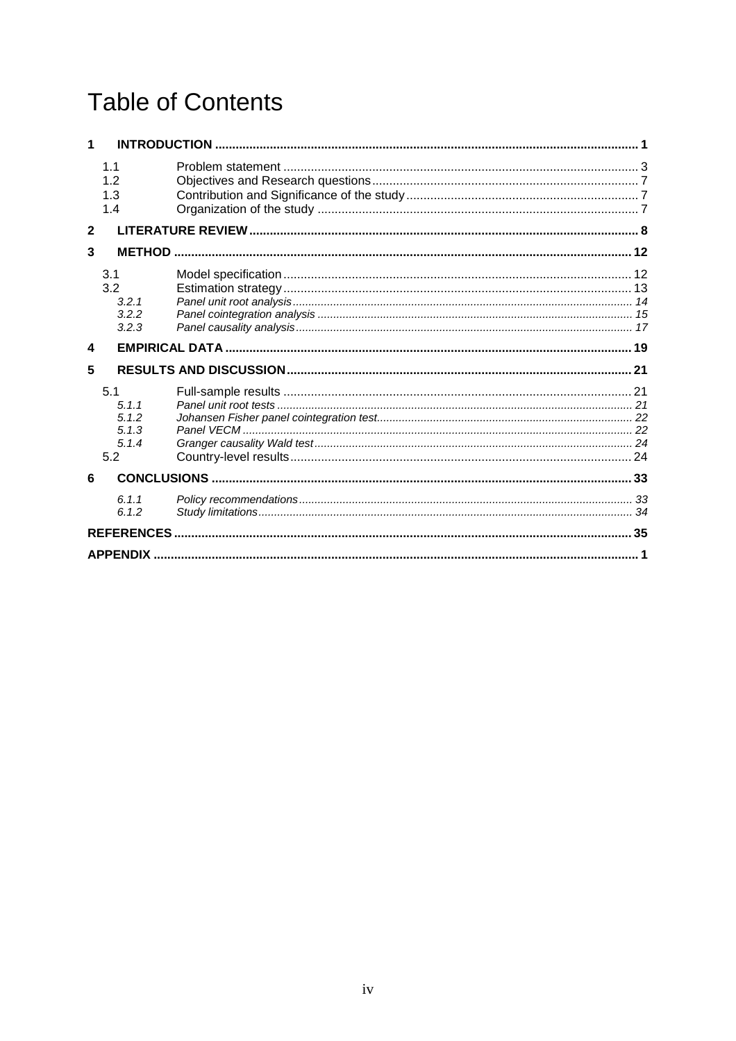# Table of Contents

**1 INTRODUCTION** ..... 1

- 1.1 Problem statement ..... 3
- 1.2 Objectives and Research questions ..... 7
- 1.3 Contribution and Significance of the study ..... 7
- 1.4 Organization of the study ..... 7

**2 LITERATURE REVIEW** ..... 8

**3 METHOD** ..... 12

- 3.1 Model specification ..... 12
- 3.2 Estimation strategy ..... 13
  - *3.2.1 Panel unit root analysis ..... 14*
  - *3.2.2 Panel cointegration analysis ..... 15*
  - *3.2.3 Panel causality analysis ..... 17*

**4 EMPIRICAL DATA** ..... 19

**5 RESULTS AND DISCUSSION** ..... 21

- 5.1 Full-sample results ..... 21
  - *5.1.1 Panel unit root tests ..... 21*
  - *5.1.2 Johansen Fisher panel cointegration test ..... 22*
  - *5.1.3 Panel VECM ..... 22*
  - *5.1.4 Granger causality Wald test ..... 24*
- 5.2 Country-level results ..... 24

**6 CONCLUSIONS** ..... 33

- *6.1.1 Policy recommendations ..... 33*
- *6.1.2 Study limitations ..... 34*

**REFERENCES** ..... 35

**APPENDIX** ..... 1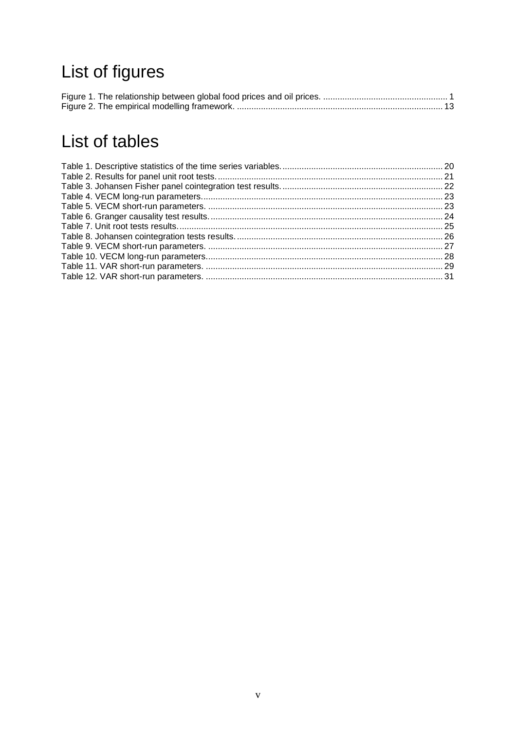# List of figures

Figure 1. The relationship between global food prices and oil prices. .................................................... 1
Figure 2. The empirical modelling framework. ..................................................................................... 13

# List of tables

Table 1. Descriptive statistics of the time series variables. .................................................................. 20
Table 2. Results for panel unit root tests. ............................................................................................ 21
Table 3. Johansen Fisher panel cointegration test results. .................................................................. 22
Table 4. VECM long-run parameters. .................................................................................................. 23
Table 5. VECM short-run parameters. ................................................................................................. 23
Table 6. Granger causality test results. ................................................................................................ 24
Table 7. Unit root tests results. ............................................................................................................ 25
Table 8. Johansen cointegration tests results. ..................................................................................... 26
Table 9. VECM short-run parameters. ................................................................................................. 27
Table 10. VECM long-run parameters. ................................................................................................ 28
Table 11. VAR short-run parameters. .................................................................................................. 29
Table 12. VAR short-run parameters. .................................................................................................. 31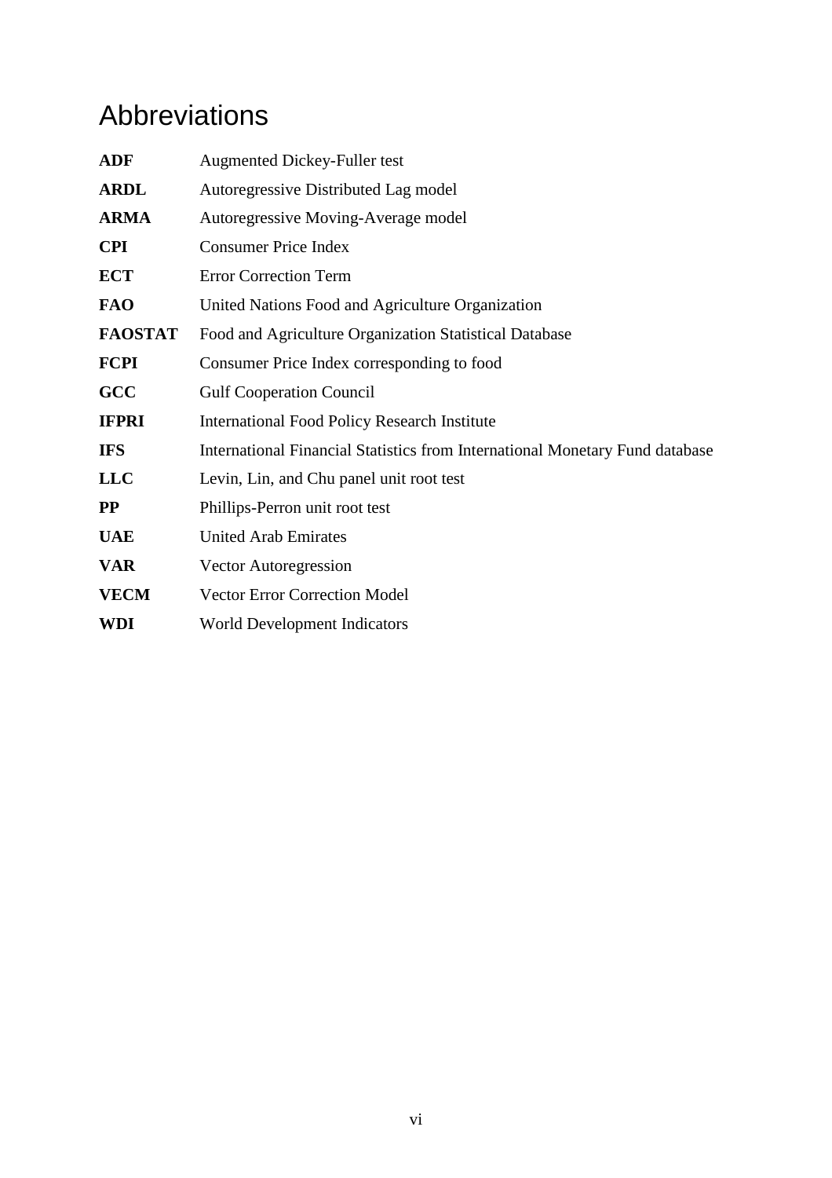# Abbreviations

| | |
|---|---|
| **ADF** | Augmented Dickey-Fuller test |
| **ARDL** | Autoregressive Distributed Lag model |
| **ARMA** | Autoregressive Moving-Average model |
| **CPI** | Consumer Price Index |
| **ECT** | Error Correction Term |
| **FAO** | United Nations Food and Agriculture Organization |
| **FAOSTAT** | Food and Agriculture Organization Statistical Database |
| **FCPI** | Consumer Price Index corresponding to food |
| **GCC** | Gulf Cooperation Council |
| **IFPRI** | International Food Policy Research Institute |
| **IFS** | International Financial Statistics from International Monetary Fund database |
| **LLC** | Levin, Lin, and Chu panel unit root test |
| **PP** | Phillips-Perron unit root test |
| **UAE** | United Arab Emirates |
| **VAR** | Vector Autoregression |
| **VECM** | Vector Error Correction Model |
| **WDI** | World Development Indicators |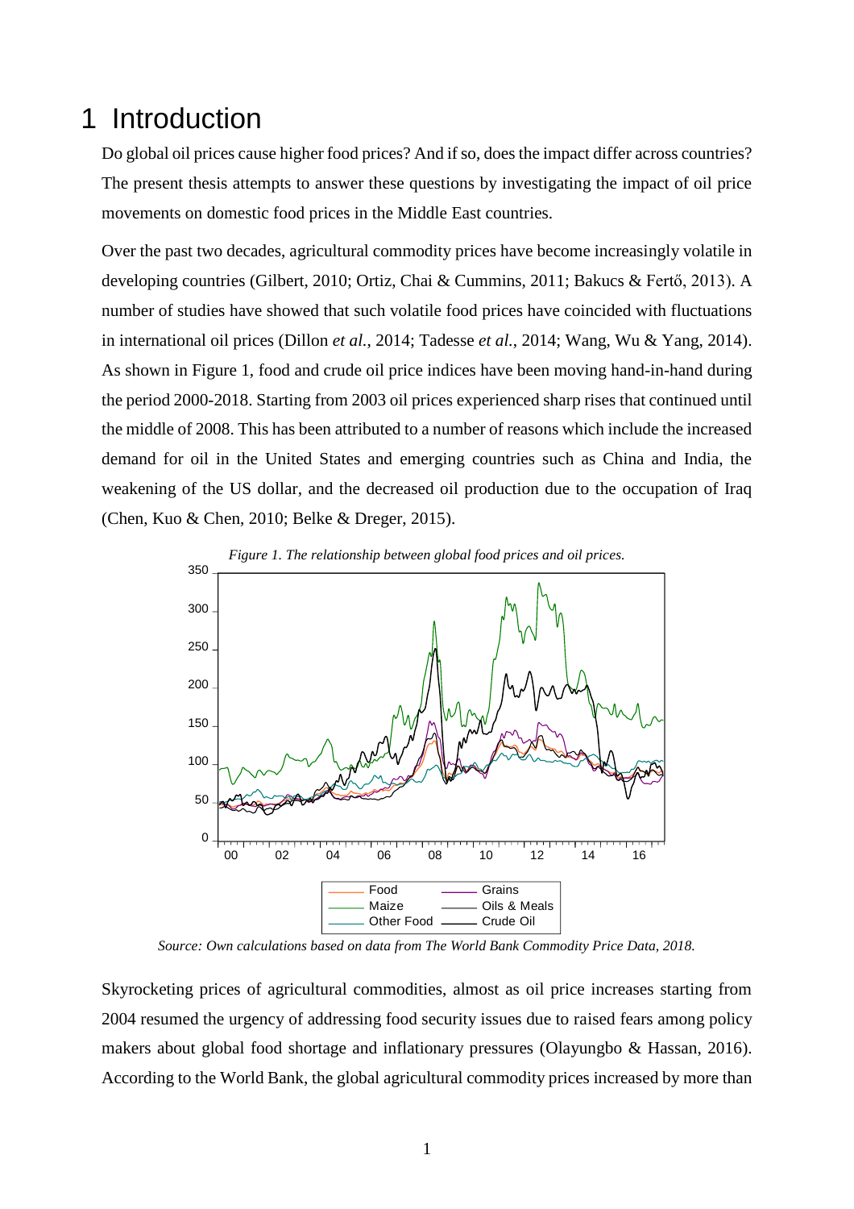# 1 Introduction

Do global oil prices cause higher food prices? And if so, does the impact differ across countries? The present thesis attempts to answer these questions by investigating the impact of oil price movements on domestic food prices in the Middle East countries.

Over the past two decades, agricultural commodity prices have become increasingly volatile in developing countries (Gilbert, 2010; Ortiz, Chai & Cummins, 2011; Bakucs & Fertő, 2013). A number of studies have showed that such volatile food prices have coincided with fluctuations in international oil prices (Dillon *et al.*, 2014; Tadesse *et al.*, 2014; Wang, Wu & Yang, 2014). As shown in Figure 1, food and crude oil price indices have been moving hand-in-hand during the period 2000-2018. Starting from 2003 oil prices experienced sharp rises that continued until the middle of 2008. This has been attributed to a number of reasons which include the increased demand for oil in the United States and emerging countries such as China and India, the weakening of the US dollar, and the decreased oil production due to the occupation of Iraq (Chen, Kuo & Chen, 2010; Belke & Dreger, 2015).

*Figure 1. The relationship between global food prices and oil prices.*

350
300
250
200
150
100
50
0
00 02 04 06 08 10 12 14 16

Food
Maize
Other Food
Grains
Oils & Meals
Crude Oil

*Source: Own calculations based on data from The World Bank Commodity Price Data, 2018.*

Skyrocketing prices of agricultural commodities, almost as oil price increases starting from 2004 resumed the urgency of addressing food security issues due to raised fears among policy makers about global food shortage and inflationary pressures (Olayungbo & Hassan, 2016). According to the World Bank, the global agricultural commodity prices increased by more than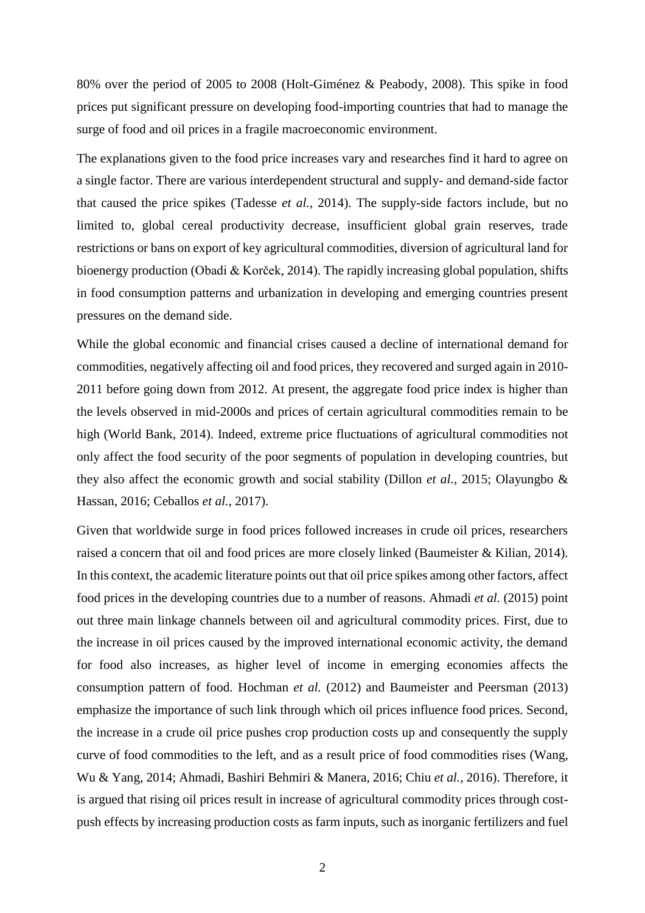80% over the period of 2005 to 2008 (Holt-Giménez & Peabody, 2008). This spike in food prices put significant pressure on developing food-importing countries that had to manage the surge of food and oil prices in a fragile macroeconomic environment.

The explanations given to the food price increases vary and researches find it hard to agree on a single factor. There are various interdependent structural and supply- and demand-side factor that caused the price spikes (Tadesse *et al.*, 2014). The supply-side factors include, but no limited to, global cereal productivity decrease, insufficient global grain reserves, trade restrictions or bans on export of key agricultural commodities, diversion of agricultural land for bioenergy production (Obadi & Korček, 2014). The rapidly increasing global population, shifts in food consumption patterns and urbanization in developing and emerging countries present pressures on the demand side.

While the global economic and financial crises caused a decline of international demand for commodities, negatively affecting oil and food prices, they recovered and surged again in 2010-2011 before going down from 2012. At present, the aggregate food price index is higher than the levels observed in mid-2000s and prices of certain agricultural commodities remain to be high (World Bank, 2014). Indeed, extreme price fluctuations of agricultural commodities not only affect the food security of the poor segments of population in developing countries, but they also affect the economic growth and social stability (Dillon *et al.*, 2015; Olayungbo & Hassan, 2016; Ceballos *et al.*, 2017).

Given that worldwide surge in food prices followed increases in crude oil prices, researchers raised a concern that oil and food prices are more closely linked (Baumeister & Kilian, 2014). In this context, the academic literature points out that oil price spikes among other factors, affect food prices in the developing countries due to a number of reasons. Ahmadi *et al.* (2015) point out three main linkage channels between oil and agricultural commodity prices. First, due to the increase in oil prices caused by the improved international economic activity, the demand for food also increases, as higher level of income in emerging economies affects the consumption pattern of food. Hochman *et al.* (2012) and Baumeister and Peersman (2013) emphasize the importance of such link through which oil prices influence food prices. Second, the increase in a crude oil price pushes crop production costs up and consequently the supply curve of food commodities to the left, and as a result price of food commodities rises (Wang, Wu & Yang, 2014; Ahmadi, Bashiri Behmiri & Manera, 2016; Chiu *et al.*, 2016). Therefore, it is argued that rising oil prices result in increase of agricultural commodity prices through cost-push effects by increasing production costs as farm inputs, such as inorganic fertilizers and fuel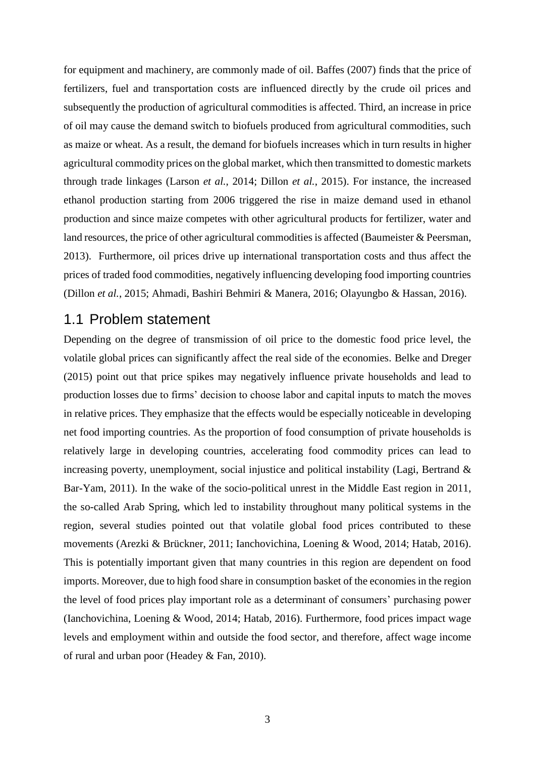for equipment and machinery, are commonly made of oil. Baffes (2007) finds that the price of fertilizers, fuel and transportation costs are influenced directly by the crude oil prices and subsequently the production of agricultural commodities is affected. Third, an increase in price of oil may cause the demand switch to biofuels produced from agricultural commodities, such as maize or wheat. As a result, the demand for biofuels increases which in turn results in higher agricultural commodity prices on the global market, which then transmitted to domestic markets through trade linkages (Larson *et al.*, 2014; Dillon *et al.*, 2015). For instance, the increased ethanol production starting from 2006 triggered the rise in maize demand used in ethanol production and since maize competes with other agricultural products for fertilizer, water and land resources, the price of other agricultural commodities is affected (Baumeister & Peersman, 2013). Furthermore, oil prices drive up international transportation costs and thus affect the prices of traded food commodities, negatively influencing developing food importing countries (Dillon *et al.*, 2015; Ahmadi, Bashiri Behmiri & Manera, 2016; Olayungbo & Hassan, 2016).

## 1.1 Problem statement

Depending on the degree of transmission of oil price to the domestic food price level, the volatile global prices can significantly affect the real side of the economies. Belke and Dreger (2015) point out that price spikes may negatively influence private households and lead to production losses due to firms' decision to choose labor and capital inputs to match the moves in relative prices. They emphasize that the effects would be especially noticeable in developing net food importing countries. As the proportion of food consumption of private households is relatively large in developing countries, accelerating food commodity prices can lead to increasing poverty, unemployment, social injustice and political instability (Lagi, Bertrand & Bar-Yam, 2011). In the wake of the socio-political unrest in the Middle East region in 2011, the so-called Arab Spring, which led to instability throughout many political systems in the region, several studies pointed out that volatile global food prices contributed to these movements (Arezki & Brückner, 2011; Ianchovichina, Loening & Wood, 2014; Hatab, 2016). This is potentially important given that many countries in this region are dependent on food imports. Moreover, due to high food share in consumption basket of the economies in the region the level of food prices play important role as a determinant of consumers' purchasing power (Ianchovichina, Loening & Wood, 2014; Hatab, 2016). Furthermore, food prices impact wage levels and employment within and outside the food sector, and therefore, affect wage income of rural and urban poor (Headey & Fan, 2010).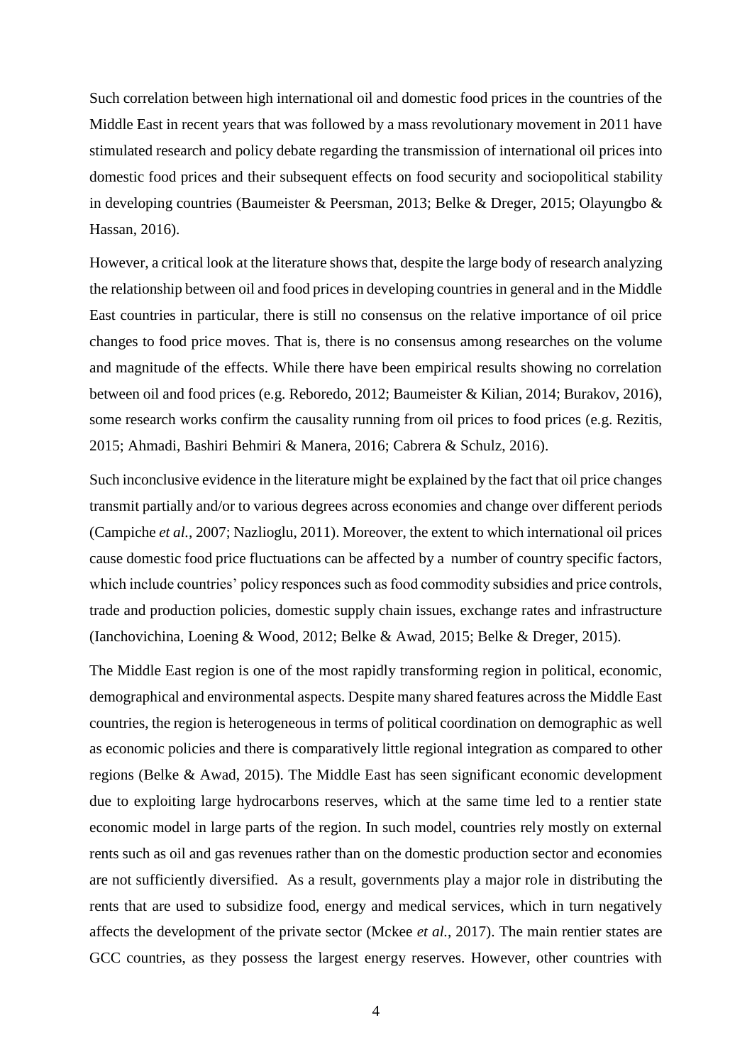Such correlation between high international oil and domestic food prices in the countries of the Middle East in recent years that was followed by a mass revolutionary movement in 2011 have stimulated research and policy debate regarding the transmission of international oil prices into domestic food prices and their subsequent effects on food security and sociopolitical stability in developing countries (Baumeister & Peersman, 2013; Belke & Dreger, 2015; Olayungbo & Hassan, 2016).

However, a critical look at the literature shows that, despite the large body of research analyzing the relationship between oil and food prices in developing countries in general and in the Middle East countries in particular, there is still no consensus on the relative importance of oil price changes to food price moves. That is, there is no consensus among researches on the volume and magnitude of the effects. While there have been empirical results showing no correlation between oil and food prices (e.g. Reboredo, 2012; Baumeister & Kilian, 2014; Burakov, 2016), some research works confirm the causality running from oil prices to food prices (e.g. Rezitis, 2015; Ahmadi, Bashiri Behmiri & Manera, 2016; Cabrera & Schulz, 2016).

Such inconclusive evidence in the literature might be explained by the fact that oil price changes transmit partially and/or to various degrees across economies and change over different periods (Campiche *et al.*, 2007; Nazlioglu, 2011). Moreover, the extent to which international oil prices cause domestic food price fluctuations can be affected by a number of country specific factors, which include countries' policy responces such as food commodity subsidies and price controls, trade and production policies, domestic supply chain issues, exchange rates and infrastructure (Ianchovichina, Loening & Wood, 2012; Belke & Awad, 2015; Belke & Dreger, 2015).

The Middle East region is one of the most rapidly transforming region in political, economic, demographical and environmental aspects. Despite many shared features across the Middle East countries, the region is heterogeneous in terms of political coordination on demographic as well as economic policies and there is comparatively little regional integration as compared to other regions (Belke & Awad, 2015). The Middle East has seen significant economic development due to exploiting large hydrocarbons reserves, which at the same time led to a rentier state economic model in large parts of the region. In such model, countries rely mostly on external rents such as oil and gas revenues rather than on the domestic production sector and economies are not sufficiently diversified. As a result, governments play a major role in distributing the rents that are used to subsidize food, energy and medical services, which in turn negatively affects the development of the private sector (Mckee *et al.*, 2017). The main rentier states are GCC countries, as they possess the largest energy reserves. However, other countries with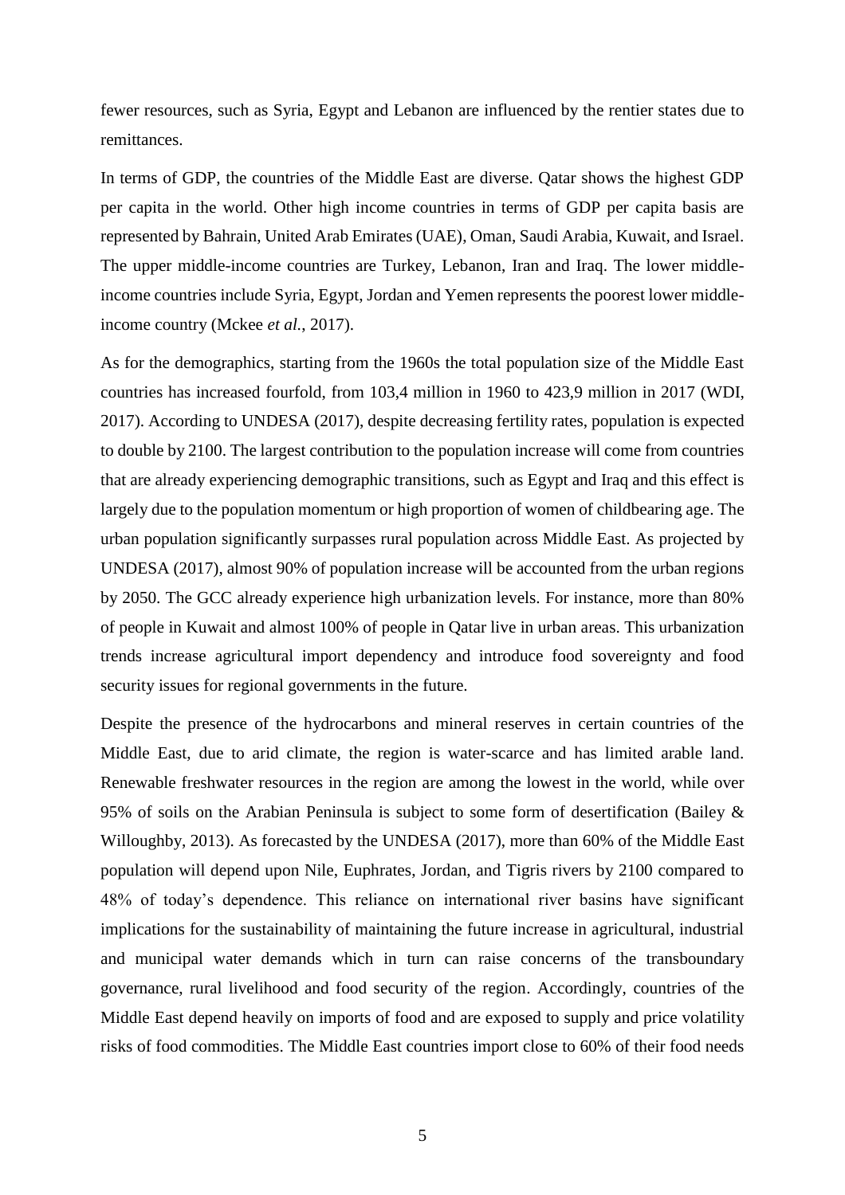fewer resources, such as Syria, Egypt and Lebanon are influenced by the rentier states due to remittances.

In terms of GDP, the countries of the Middle East are diverse. Qatar shows the highest GDP per capita in the world. Other high income countries in terms of GDP per capita basis are represented by Bahrain, United Arab Emirates (UAE), Oman, Saudi Arabia, Kuwait, and Israel. The upper middle-income countries are Turkey, Lebanon, Iran and Iraq. The lower middle-income countries include Syria, Egypt, Jordan and Yemen represents the poorest lower middle-income country (Mckee *et al.*, 2017).

As for the demographics, starting from the 1960s the total population size of the Middle East countries has increased fourfold, from 103,4 million in 1960 to 423,9 million in 2017 (WDI, 2017). According to UNDESA (2017), despite decreasing fertility rates, population is expected to double by 2100. The largest contribution to the population increase will come from countries that are already experiencing demographic transitions, such as Egypt and Iraq and this effect is largely due to the population momentum or high proportion of women of childbearing age. The urban population significantly surpasses rural population across Middle East. As projected by UNDESA (2017), almost 90% of population increase will be accounted from the urban regions by 2050. The GCC already experience high urbanization levels. For instance, more than 80% of people in Kuwait and almost 100% of people in Qatar live in urban areas. This urbanization trends increase agricultural import dependency and introduce food sovereignty and food security issues for regional governments in the future.

Despite the presence of the hydrocarbons and mineral reserves in certain countries of the Middle East, due to arid climate, the region is water-scarce and has limited arable land. Renewable freshwater resources in the region are among the lowest in the world, while over 95% of soils on the Arabian Peninsula is subject to some form of desertification (Bailey & Willoughby, 2013). As forecasted by the UNDESA (2017), more than 60% of the Middle East population will depend upon Nile, Euphrates, Jordan, and Tigris rivers by 2100 compared to 48% of today's dependence. This reliance on international river basins have significant implications for the sustainability of maintaining the future increase in agricultural, industrial and municipal water demands which in turn can raise concerns of the transboundary governance, rural livelihood and food security of the region. Accordingly, countries of the Middle East depend heavily on imports of food and are exposed to supply and price volatility risks of food commodities. The Middle East countries import close to 60% of their food needs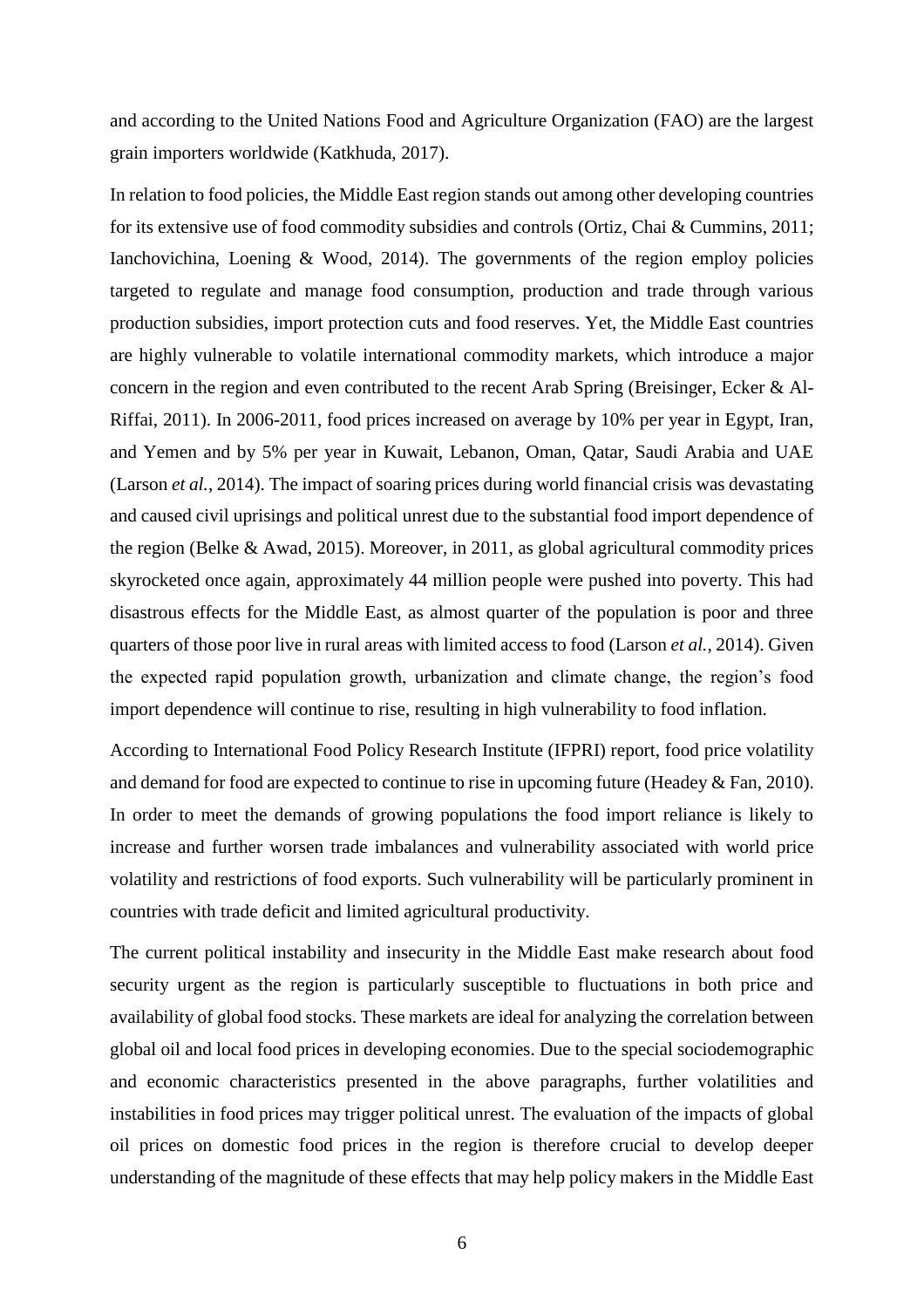and according to the United Nations Food and Agriculture Organization (FAO) are the largest grain importers worldwide (Katkhuda, 2017).

In relation to food policies, the Middle East region stands out among other developing countries for its extensive use of food commodity subsidies and controls (Ortiz, Chai & Cummins, 2011; Ianchovichina, Loening & Wood, 2014). The governments of the region employ policies targeted to regulate and manage food consumption, production and trade through various production subsidies, import protection cuts and food reserves. Yet, the Middle East countries are highly vulnerable to volatile international commodity markets, which introduce a major concern in the region and even contributed to the recent Arab Spring (Breisinger, Ecker & Al-Riffai, 2011). In 2006-2011, food prices increased on average by 10% per year in Egypt, Iran, and Yemen and by 5% per year in Kuwait, Lebanon, Oman, Qatar, Saudi Arabia and UAE (Larson *et al.*, 2014). The impact of soaring prices during world financial crisis was devastating and caused civil uprisings and political unrest due to the substantial food import dependence of the region (Belke & Awad, 2015). Moreover, in 2011, as global agricultural commodity prices skyrocketed once again, approximately 44 million people were pushed into poverty. This had disastrous effects for the Middle East, as almost quarter of the population is poor and three quarters of those poor live in rural areas with limited access to food (Larson *et al.*, 2014). Given the expected rapid population growth, urbanization and climate change, the region's food import dependence will continue to rise, resulting in high vulnerability to food inflation.

According to International Food Policy Research Institute (IFPRI) report, food price volatility and demand for food are expected to continue to rise in upcoming future (Headey & Fan, 2010). In order to meet the demands of growing populations the food import reliance is likely to increase and further worsen trade imbalances and vulnerability associated with world price volatility and restrictions of food exports. Such vulnerability will be particularly prominent in countries with trade deficit and limited agricultural productivity.

The current political instability and insecurity in the Middle East make research about food security urgent as the region is particularly susceptible to fluctuations in both price and availability of global food stocks. These markets are ideal for analyzing the correlation between global oil and local food prices in developing economies. Due to the special sociodemographic and economic characteristics presented in the above paragraphs, further volatilities and instabilities in food prices may trigger political unrest. The evaluation of the impacts of global oil prices on domestic food prices in the region is therefore crucial to develop deeper understanding of the magnitude of these effects that may help policy makers in the Middle East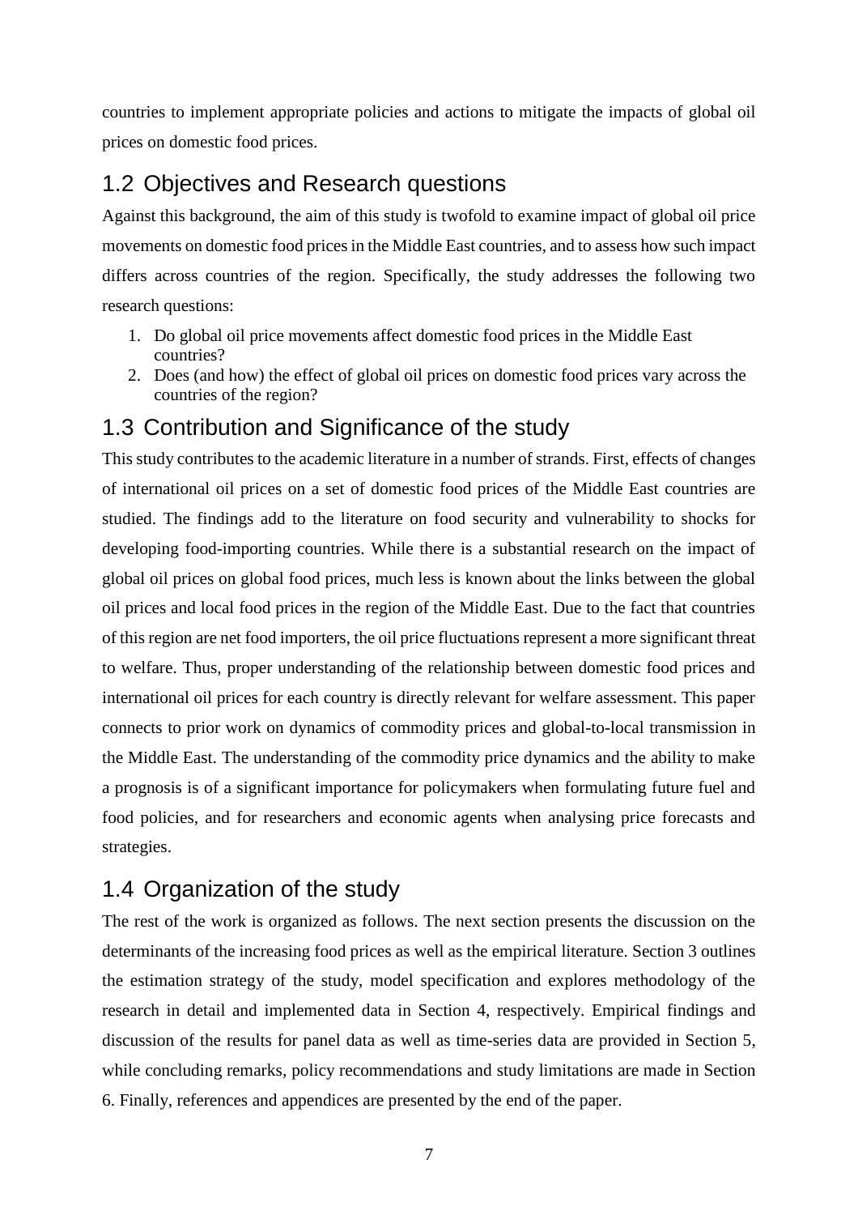countries to implement appropriate policies and actions to mitigate the impacts of global oil prices on domestic food prices.

## 1.2 Objectives and Research questions

Against this background, the aim of this study is twofold to examine impact of global oil price movements on domestic food prices in the Middle East countries, and to assess how such impact differs across countries of the region. Specifically, the study addresses the following two research questions:

1. Do global oil price movements affect domestic food prices in the Middle East countries?
2. Does (and how) the effect of global oil prices on domestic food prices vary across the countries of the region?

## 1.3 Contribution and Significance of the study

This study contributes to the academic literature in a number of strands. First, effects of changes of international oil prices on a set of domestic food prices of the Middle East countries are studied. The findings add to the literature on food security and vulnerability to shocks for developing food-importing countries. While there is a substantial research on the impact of global oil prices on global food prices, much less is known about the links between the global oil prices and local food prices in the region of the Middle East. Due to the fact that countries of this region are net food importers, the oil price fluctuations represent a more significant threat to welfare. Thus, proper understanding of the relationship between domestic food prices and international oil prices for each country is directly relevant for welfare assessment. This paper connects to prior work on dynamics of commodity prices and global-to-local transmission in the Middle East. The understanding of the commodity price dynamics and the ability to make a prognosis is of a significant importance for policymakers when formulating future fuel and food policies, and for researchers and economic agents when analysing price forecasts and strategies.

## 1.4 Organization of the study

The rest of the work is organized as follows. The next section presents the discussion on the determinants of the increasing food prices as well as the empirical literature. Section 3 outlines the estimation strategy of the study, model specification and explores methodology of the research in detail and implemented data in Section 4, respectively. Empirical findings and discussion of the results for panel data as well as time-series data are provided in Section 5, while concluding remarks, policy recommendations and study limitations are made in Section 6. Finally, references and appendices are presented by the end of the paper.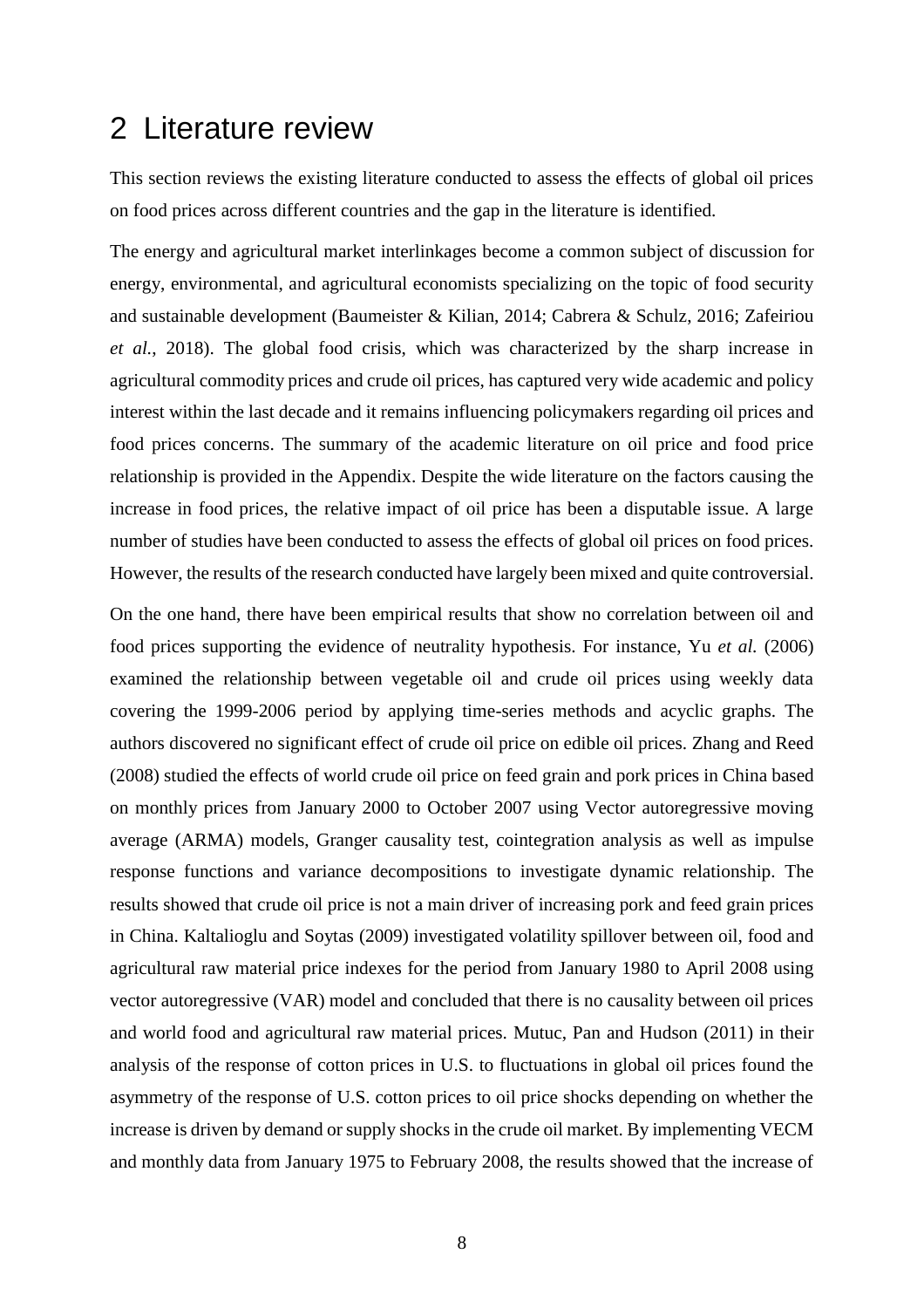# 2 Literature review

This section reviews the existing literature conducted to assess the effects of global oil prices on food prices across different countries and the gap in the literature is identified.

The energy and agricultural market interlinkages become a common subject of discussion for energy, environmental, and agricultural economists specializing on the topic of food security and sustainable development (Baumeister & Kilian, 2014; Cabrera & Schulz, 2016; Zafeiriou *et al.*, 2018). The global food crisis, which was characterized by the sharp increase in agricultural commodity prices and crude oil prices, has captured very wide academic and policy interest within the last decade and it remains influencing policymakers regarding oil prices and food prices concerns. The summary of the academic literature on oil price and food price relationship is provided in the Appendix. Despite the wide literature on the factors causing the increase in food prices, the relative impact of oil price has been a disputable issue. A large number of studies have been conducted to assess the effects of global oil prices on food prices. However, the results of the research conducted have largely been mixed and quite controversial.

On the one hand, there have been empirical results that show no correlation between oil and food prices supporting the evidence of neutrality hypothesis. For instance, Yu *et al.* (2006) examined the relationship between vegetable oil and crude oil prices using weekly data covering the 1999-2006 period by applying time-series methods and acyclic graphs. The authors discovered no significant effect of crude oil price on edible oil prices. Zhang and Reed (2008) studied the effects of world crude oil price on feed grain and pork prices in China based on monthly prices from January 2000 to October 2007 using Vector autoregressive moving average (ARMA) models, Granger causality test, cointegration analysis as well as impulse response functions and variance decompositions to investigate dynamic relationship. The results showed that crude oil price is not a main driver of increasing pork and feed grain prices in China. Kaltalioglu and Soytas (2009) investigated volatility spillover between oil, food and agricultural raw material price indexes for the period from January 1980 to April 2008 using vector autoregressive (VAR) model and concluded that there is no causality between oil prices and world food and agricultural raw material prices. Mutuc, Pan and Hudson (2011) in their analysis of the response of cotton prices in U.S. to fluctuations in global oil prices found the asymmetry of the response of U.S. cotton prices to oil price shocks depending on whether the increase is driven by demand or supply shocks in the crude oil market. By implementing VECM and monthly data from January 1975 to February 2008, the results showed that the increase of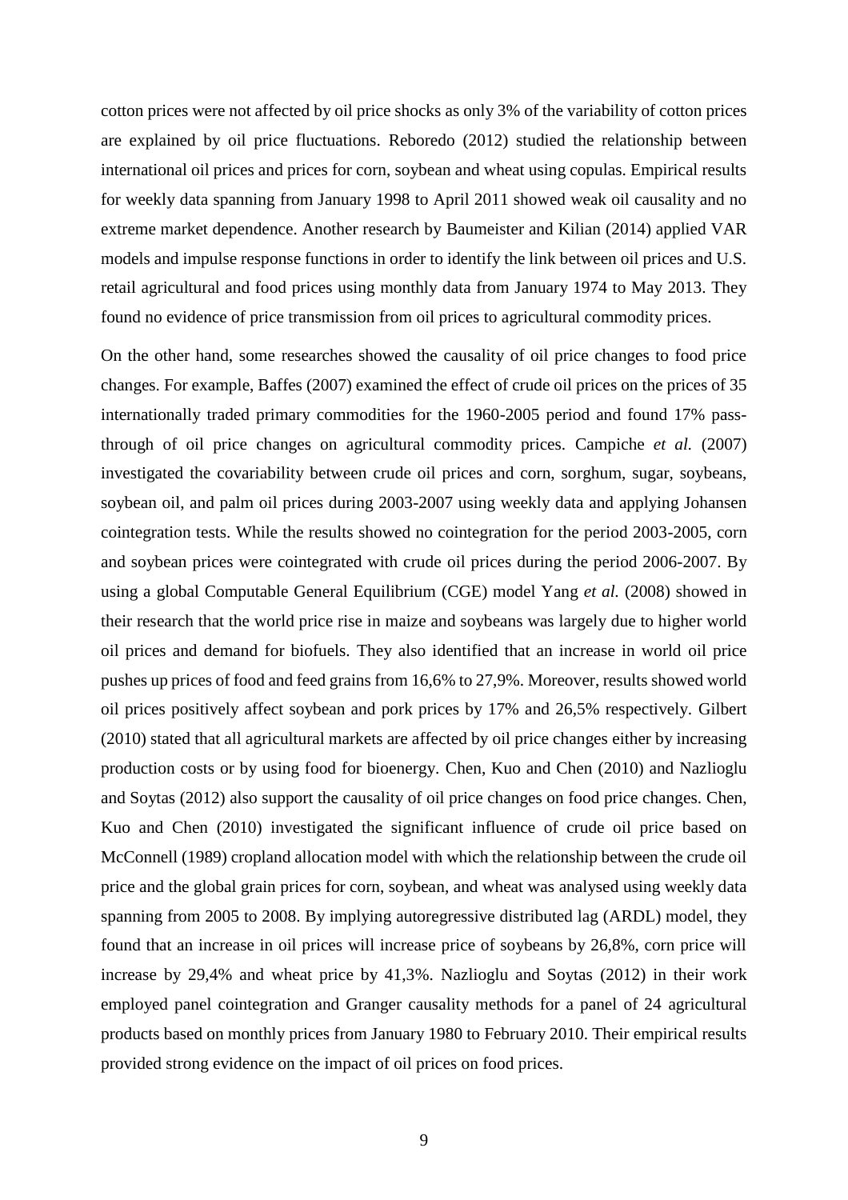cotton prices were not affected by oil price shocks as only 3% of the variability of cotton prices are explained by oil price fluctuations. Reboredo (2012) studied the relationship between international oil prices and prices for corn, soybean and wheat using copulas. Empirical results for weekly data spanning from January 1998 to April 2011 showed weak oil causality and no extreme market dependence. Another research by Baumeister and Kilian (2014) applied VAR models and impulse response functions in order to identify the link between oil prices and U.S. retail agricultural and food prices using monthly data from January 1974 to May 2013. They found no evidence of price transmission from oil prices to agricultural commodity prices.

On the other hand, some researches showed the causality of oil price changes to food price changes. For example, Baffes (2007) examined the effect of crude oil prices on the prices of 35 internationally traded primary commodities for the 1960-2005 period and found 17% pass-through of oil price changes on agricultural commodity prices. Campiche *et al.* (2007) investigated the covariability between crude oil prices and corn, sorghum, sugar, soybeans, soybean oil, and palm oil prices during 2003-2007 using weekly data and applying Johansen cointegration tests. While the results showed no cointegration for the period 2003-2005, corn and soybean prices were cointegrated with crude oil prices during the period 2006-2007. By using a global Computable General Equilibrium (CGE) model Yang *et al.* (2008) showed in their research that the world price rise in maize and soybeans was largely due to higher world oil prices and demand for biofuels. They also identified that an increase in world oil price pushes up prices of food and feed grains from 16,6% to 27,9%. Moreover, results showed world oil prices positively affect soybean and pork prices by 17% and 26,5% respectively. Gilbert (2010) stated that all agricultural markets are affected by oil price changes either by increasing production costs or by using food for bioenergy. Chen, Kuo and Chen (2010) and Nazlioglu and Soytas (2012) also support the causality of oil price changes on food price changes. Chen, Kuo and Chen (2010) investigated the significant influence of crude oil price based on McConnell (1989) cropland allocation model with which the relationship between the crude oil price and the global grain prices for corn, soybean, and wheat was analysed using weekly data spanning from 2005 to 2008. By implying autoregressive distributed lag (ARDL) model, they found that an increase in oil prices will increase price of soybeans by 26,8%, corn price will increase by 29,4% and wheat price by 41,3%. Nazlioglu and Soytas (2012) in their work employed panel cointegration and Granger causality methods for a panel of 24 agricultural products based on monthly prices from January 1980 to February 2010. Their empirical results provided strong evidence on the impact of oil prices on food prices.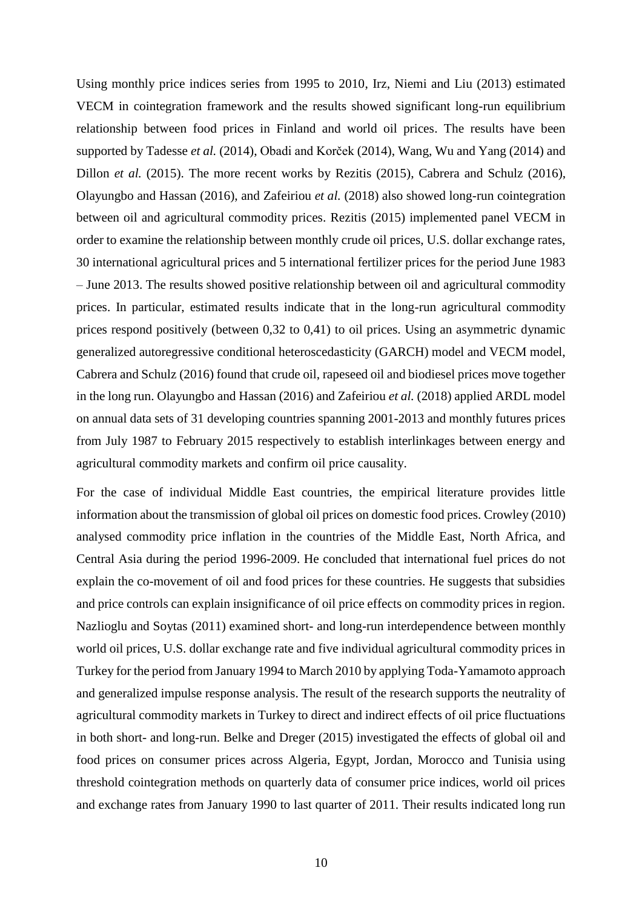Using monthly price indices series from 1995 to 2010, Irz, Niemi and Liu (2013) estimated VECM in cointegration framework and the results showed significant long-run equilibrium relationship between food prices in Finland and world oil prices. The results have been supported by Tadesse *et al.* (2014), Obadi and Korček (2014), Wang, Wu and Yang (2014) and Dillon *et al.* (2015). The more recent works by Rezitis (2015), Cabrera and Schulz (2016), Olayungbo and Hassan (2016), and Zafeiriou *et al.* (2018) also showed long-run cointegration between oil and agricultural commodity prices. Rezitis (2015) implemented panel VECM in order to examine the relationship between monthly crude oil prices, U.S. dollar exchange rates, 30 international agricultural prices and 5 international fertilizer prices for the period June 1983 – June 2013. The results showed positive relationship between oil and agricultural commodity prices. In particular, estimated results indicate that in the long-run agricultural commodity prices respond positively (between 0,32 to 0,41) to oil prices. Using an asymmetric dynamic generalized autoregressive conditional heteroscedasticity (GARCH) model and VECM model, Cabrera and Schulz (2016) found that crude oil, rapeseed oil and biodiesel prices move together in the long run. Olayungbo and Hassan (2016) and Zafeiriou *et al.* (2018) applied ARDL model on annual data sets of 31 developing countries spanning 2001-2013 and monthly futures prices from July 1987 to February 2015 respectively to establish interlinkages between energy and agricultural commodity markets and confirm oil price causality.

For the case of individual Middle East countries, the empirical literature provides little information about the transmission of global oil prices on domestic food prices. Crowley (2010) analysed commodity price inflation in the countries of the Middle East, North Africa, and Central Asia during the period 1996-2009. He concluded that international fuel prices do not explain the co-movement of oil and food prices for these countries. He suggests that subsidies and price controls can explain insignificance of oil price effects on commodity prices in region. Nazlioglu and Soytas (2011) examined short- and long-run interdependence between monthly world oil prices, U.S. dollar exchange rate and five individual agricultural commodity prices in Turkey for the period from January 1994 to March 2010 by applying Toda-Yamamoto approach and generalized impulse response analysis. The result of the research supports the neutrality of agricultural commodity markets in Turkey to direct and indirect effects of oil price fluctuations in both short- and long-run. Belke and Dreger (2015) investigated the effects of global oil and food prices on consumer prices across Algeria, Egypt, Jordan, Morocco and Tunisia using threshold cointegration methods on quarterly data of consumer price indices, world oil prices and exchange rates from January 1990 to last quarter of 2011. Their results indicated long run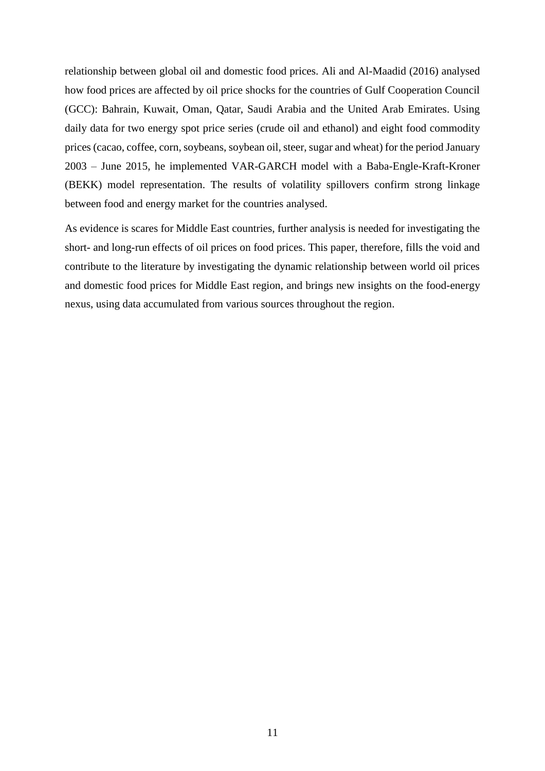relationship between global oil and domestic food prices. Ali and Al-Maadid (2016) analysed how food prices are affected by oil price shocks for the countries of Gulf Cooperation Council (GCC): Bahrain, Kuwait, Oman, Qatar, Saudi Arabia and the United Arab Emirates. Using daily data for two energy spot price series (crude oil and ethanol) and eight food commodity prices (cacao, coffee, corn, soybeans, soybean oil, steer, sugar and wheat) for the period January 2003 – June 2015, he implemented VAR-GARCH model with a Baba-Engle-Kraft-Kroner (BEKK) model representation. The results of volatility spillovers confirm strong linkage between food and energy market for the countries analysed.

As evidence is scares for Middle East countries, further analysis is needed for investigating the short- and long-run effects of oil prices on food prices. This paper, therefore, fills the void and contribute to the literature by investigating the dynamic relationship between world oil prices and domestic food prices for Middle East region, and brings new insights on the food-energy nexus, using data accumulated from various sources throughout the region.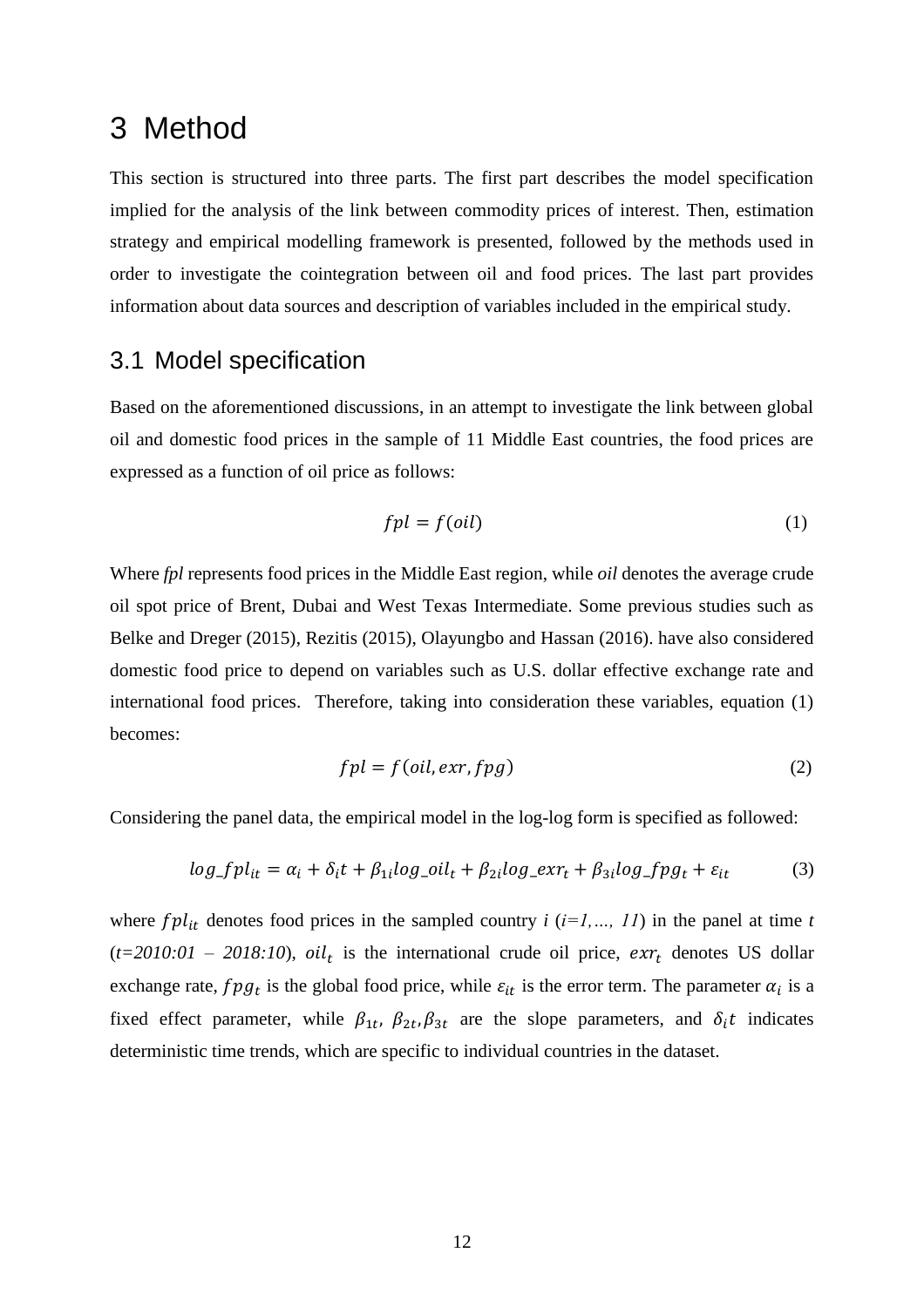# 3 Method

This section is structured into three parts. The first part describes the model specification implied for the analysis of the link between commodity prices of interest. Then, estimation strategy and empirical modelling framework is presented, followed by the methods used in order to investigate the cointegration between oil and food prices. The last part provides information about data sources and description of variables included in the empirical study.

## 3.1 Model specification

Based on the aforementioned discussions, in an attempt to investigate the link between global oil and domestic food prices in the sample of 11 Middle East countries, the food prices are expressed as a function of oil price as follows:

$$fpl = f(oil) \tag{1}$$

Where *fpl* represents food prices in the Middle East region, while *oil* denotes the average crude oil spot price of Brent, Dubai and West Texas Intermediate. Some previous studies such as Belke and Dreger (2015), Rezitis (2015), Olayungbo and Hassan (2016). have also considered domestic food price to depend on variables such as U.S. dollar effective exchange rate and international food prices. Therefore, taking into consideration these variables, equation (1) becomes:

$$fpl = f(oil, exr, fpg) \tag{2}$$

Considering the panel data, the empirical model in the log-log form is specified as followed:

$$log\_fpl_{it} = \alpha_i + \delta_i t + \beta_{1i} log\_oil_t + \beta_{2i} log\_exr_t + \beta_{3i} log\_fpg_t + \varepsilon_{it} \tag{3}$$

where $fpl_{it}$ denotes food prices in the sampled country *i* (*i=1,…, 11*) in the panel at time *t* (*t=2010:01 – 2018:10*), $oil_t$ is the international crude oil price, $exr_t$ denotes US dollar exchange rate, $fpg_t$ is the global food price, while $\varepsilon_{it}$ is the error term. The parameter $\alpha_i$ is a fixed effect parameter, while $\beta_{1t}$, $\beta_{2t}$, $\beta_{3t}$ are the slope parameters, and $\delta_i t$ indicates deterministic time trends, which are specific to individual countries in the dataset.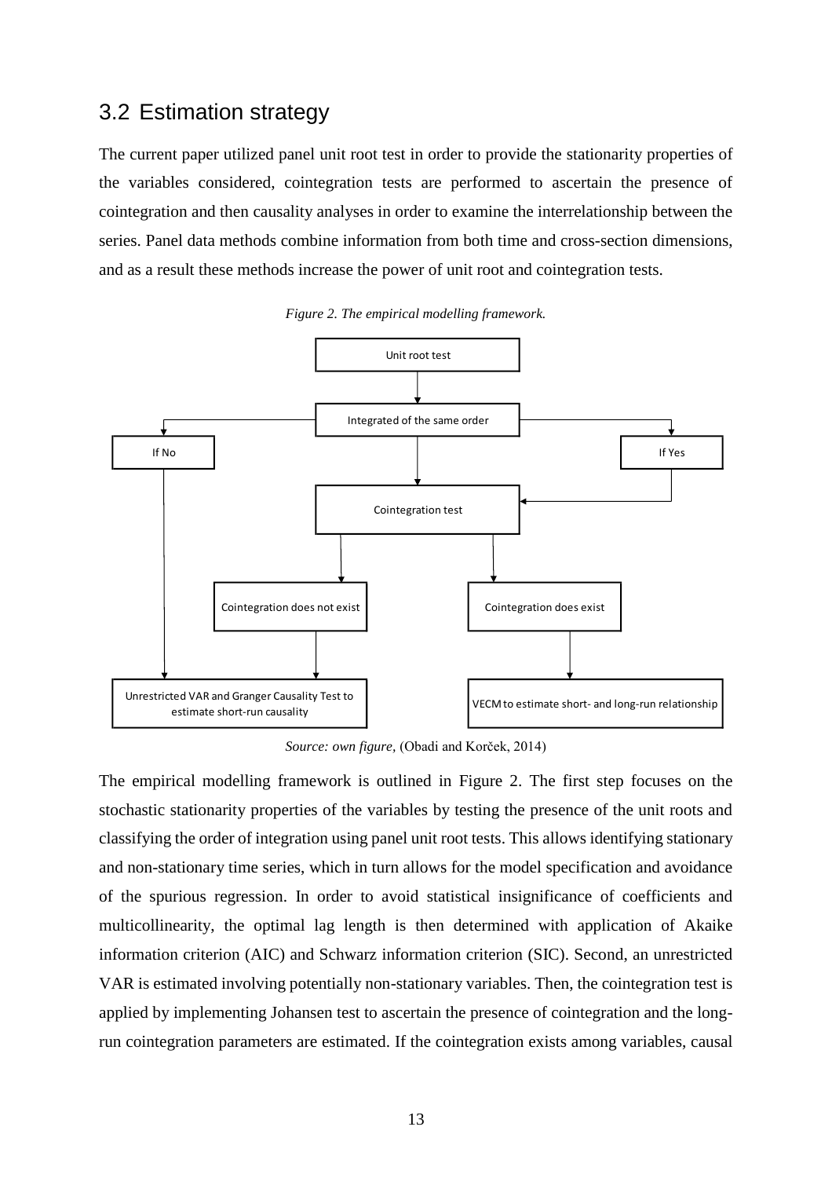## 3.2 Estimation strategy

The current paper utilized panel unit root test in order to provide the stationarity properties of the variables considered, cointegration tests are performed to ascertain the presence of cointegration and then causality analyses in order to examine the interrelationship between the series. Panel data methods combine information from both time and cross-section dimensions, and as a result these methods increase the power of unit root and cointegration tests.

*Figure 2. The empirical modelling framework.*

Unit root test

Integrated of the same order

If No

If Yes

Cointegration test

Cointegration does not exist

Cointegration does exist

Unrestricted VAR and Granger Causality Test to estimate short-run causality

VECM to estimate short- and long-run relationship

*Source: own figure,* (Obadi and Korček, 2014)

The empirical modelling framework is outlined in Figure 2. The first step focuses on the stochastic stationarity properties of the variables by testing the presence of the unit roots and classifying the order of integration using panel unit root tests. This allows identifying stationary and non-stationary time series, which in turn allows for the model specification and avoidance of the spurious regression. In order to avoid statistical insignificance of coefficients and multicollinearity, the optimal lag length is then determined with application of Akaike information criterion (AIC) and Schwarz information criterion (SIC). Second, an unrestricted VAR is estimated involving potentially non-stationary variables. Then, the cointegration test is applied by implementing Johansen test to ascertain the presence of cointegration and the long-run cointegration parameters are estimated. If the cointegration exists among variables, causal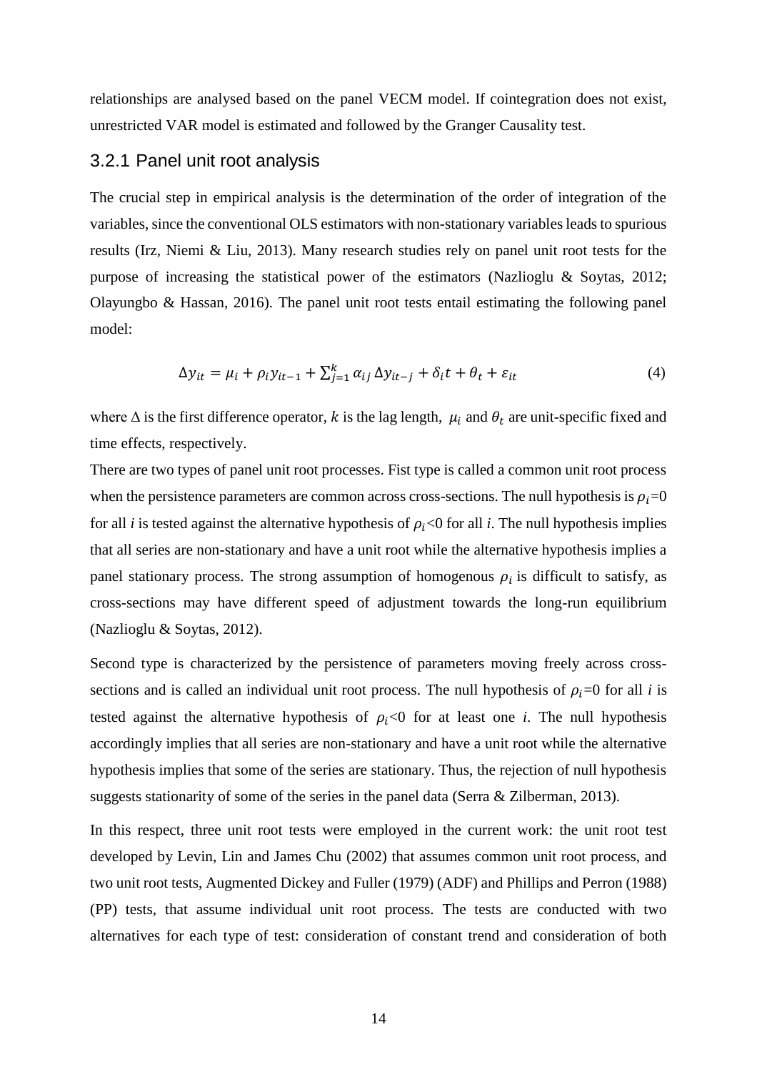relationships are analysed based on the panel VECM model. If cointegration does not exist, unrestricted VAR model is estimated and followed by the Granger Causality test.

### 3.2.1 Panel unit root analysis

The crucial step in empirical analysis is the determination of the order of integration of the variables, since the conventional OLS estimators with non-stationary variables leads to spurious results (Irz, Niemi & Liu, 2013). Many research studies rely on panel unit root tests for the purpose of increasing the statistical power of the estimators (Nazlioglu & Soytas, 2012; Olayungbo & Hassan, 2016). The panel unit root tests entail estimating the following panel model:

$$\Delta y_{it} = \mu_i + \rho_i y_{it-1} + \sum_{j=1}^{k} \alpha_{ij} \Delta y_{it-j} + \delta_i t + \theta_t + \varepsilon_{it} \tag{4}$$

where $\Delta$ is the first difference operator, $k$ is the lag length, $\mu_i$ and $\theta_t$ are unit-specific fixed and time effects, respectively.

There are two types of panel unit root processes. Fist type is called a common unit root process when the persistence parameters are common across cross-sections. The null hypothesis is $\rho_i$=0 for all *i* is tested against the alternative hypothesis of $\rho_i$<0 for all *i*. The null hypothesis implies that all series are non-stationary and have a unit root while the alternative hypothesis implies a panel stationary process. The strong assumption of homogenous $\rho_i$ is difficult to satisfy, as cross-sections may have different speed of adjustment towards the long-run equilibrium (Nazlioglu & Soytas, 2012).

Second type is characterized by the persistence of parameters moving freely across cross-sections and is called an individual unit root process. The null hypothesis of $\rho_i$=0 for all *i* is tested against the alternative hypothesis of $\rho_i$<0 for at least one *i*. The null hypothesis accordingly implies that all series are non-stationary and have a unit root while the alternative hypothesis implies that some of the series are stationary. Thus, the rejection of null hypothesis suggests stationarity of some of the series in the panel data (Serra & Zilberman, 2013).

In this respect, three unit root tests were employed in the current work: the unit root test developed by Levin, Lin and James Chu (2002) that assumes common unit root process, and two unit root tests, Augmented Dickey and Fuller (1979) (ADF) and Phillips and Perron (1988) (PP) tests, that assume individual unit root process. The tests are conducted with two alternatives for each type of test: consideration of constant trend and consideration of both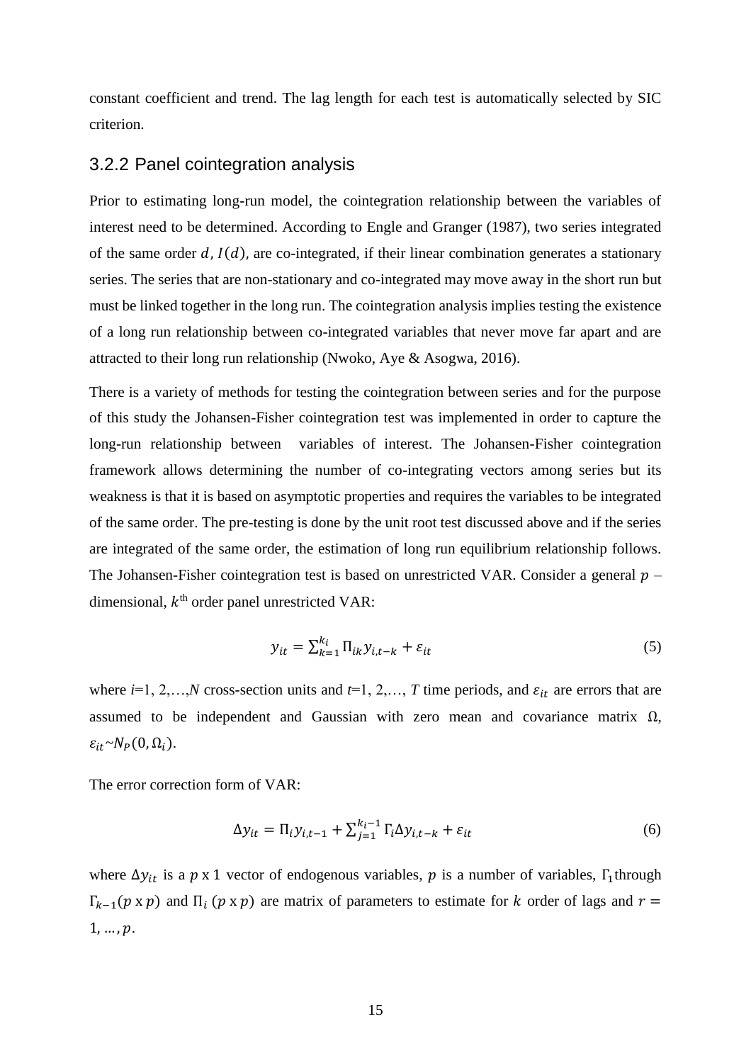constant coefficient and trend. The lag length for each test is automatically selected by SIC criterion.

### 3.2.2 Panel cointegration analysis

Prior to estimating long-run model, the cointegration relationship between the variables of interest need to be determined. According to Engle and Granger (1987), two series integrated of the same order $d$, $I(d)$, are co-integrated, if their linear combination generates a stationary series. The series that are non-stationary and co-integrated may move away in the short run but must be linked together in the long run. The cointegration analysis implies testing the existence of a long run relationship between co-integrated variables that never move far apart and are attracted to their long run relationship (Nwoko, Aye & Asogwa, 2016).

There is a variety of methods for testing the cointegration between series and for the purpose of this study the Johansen-Fisher cointegration test was implemented in order to capture the long-run relationship between variables of interest. The Johansen-Fisher cointegration framework allows determining the number of co-integrating vectors among series but its weakness is that it is based on asymptotic properties and requires the variables to be integrated of the same order. The pre-testing is done by the unit root test discussed above and if the series are integrated of the same order, the estimation of long run equilibrium relationship follows. The Johansen-Fisher cointegration test is based on unrestricted VAR. Consider a general $p$ – dimensional, $k^{\text{th}}$ order panel unrestricted VAR:

$$y_{it} = \sum_{k=1}^{k_i} \Pi_{ik} y_{i,t-k} + \varepsilon_{it} \tag{5}$$

where $i$=1, 2,…,$N$ cross-section units and $t$=1, 2,…, $T$ time periods, and $\varepsilon_{it}$ are errors that are assumed to be independent and Gaussian with zero mean and covariance matrix Ω, $\varepsilon_{it} \sim N_P(0, \Omega_i)$.

The error correction form of VAR:

$$\Delta y_{it} = \Pi_i y_{i,t-1} + \sum_{j=1}^{k_i-1} \Gamma_i \Delta y_{i,t-k} + \varepsilon_{it} \tag{6}$$

where $\Delta y_{it}$ is a $p$ x 1 vector of endogenous variables, $p$ is a number of variables, $\Gamma_1$ through $\Gamma_{k-1}(p \text{ x } p)$ and $\Pi_i$ $(p \text{ x } p)$ are matrix of parameters to estimate for $k$ order of lags and $r = 1, \dots, p$.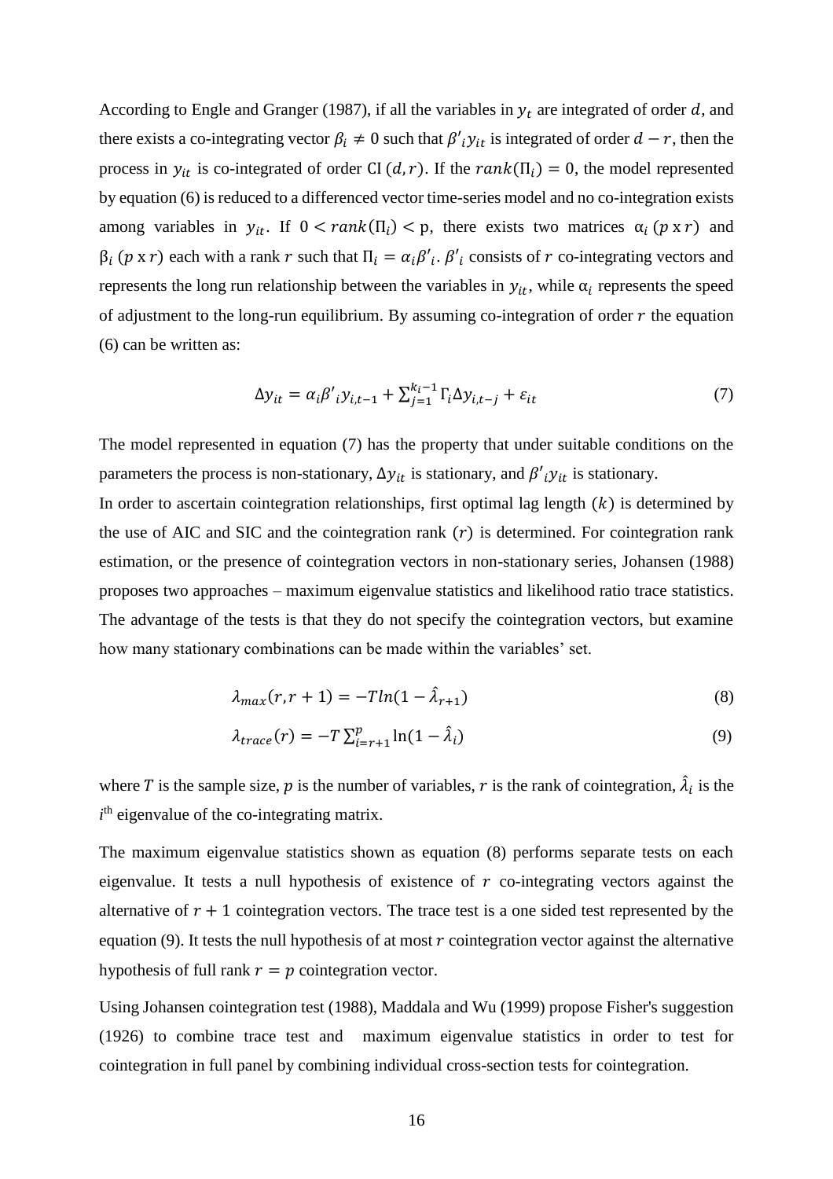According to Engle and Granger (1987), if all the variables in $y_t$ are integrated of order $d$, and there exists a co-integrating vector $\beta_i \neq 0$ such that $\beta'_i y_{it}$ is integrated of order $d - r$, then the process in $y_{it}$ is co-integrated of order CI $(d, r)$. If the $rank(\Pi_i) = 0$, the model represented by equation (6) is reduced to a differenced vector time-series model and no co-integration exists among variables in $y_{it}$. If $0 < rank(\Pi_i) < \text{p}$, there exists two matrices $\alpha_i$ $(p \text{ x } r)$ and $\beta_i$ $(p \text{ x } r)$ each with a rank $r$ such that $\Pi_i = \alpha_i \beta'_i$. $\beta'_i$ consists of $r$ co-integrating vectors and represents the long run relationship between the variables in $y_{it}$, while $\alpha_i$ represents the speed of adjustment to the long-run equilibrium. By assuming co-integration of order $r$ the equation (6) can be written as:

$$\Delta y_{it} = \alpha_i \beta'_i y_{i,t-1} + \sum_{j=1}^{k_i - 1} \Gamma_i \Delta y_{i,t-j} + \varepsilon_{it} \tag{7}$$

The model represented in equation (7) has the property that under suitable conditions on the parameters the process is non-stationary, $\Delta y_{it}$ is stationary, and $\beta'_i y_{it}$ is stationary.

In order to ascertain cointegration relationships, first optimal lag length $(k)$ is determined by the use of AIC and SIC and the cointegration rank $(r)$ is determined. For cointegration rank estimation, or the presence of cointegration vectors in non-stationary series, Johansen (1988) proposes two approaches – maximum eigenvalue statistics and likelihood ratio trace statistics. The advantage of the tests is that they do not specify the cointegration vectors, but examine how many stationary combinations can be made within the variables' set.

$$\lambda_{max}(r, r+1) = -T ln(1 - \hat{\lambda}_{r+1}) \tag{8}$$

$$\lambda_{trace}(r) = -T \sum_{i=r+1}^{p} \ln(1 - \hat{\lambda}_i) \tag{9}$$

where $T$ is the sample size, $p$ is the number of variables, $r$ is the rank of cointegration, $\hat{\lambda}_i$ is the $i^{\text{th}}$ eigenvalue of the co-integrating matrix.

The maximum eigenvalue statistics shown as equation (8) performs separate tests on each eigenvalue. It tests a null hypothesis of existence of $r$ co-integrating vectors against the alternative of $r + 1$ cointegration vectors. The trace test is a one sided test represented by the equation (9). It tests the null hypothesis of at most $r$ cointegration vector against the alternative hypothesis of full rank $r = p$ cointegration vector.

Using Johansen cointegration test (1988), Maddala and Wu (1999) propose Fisher's suggestion (1926) to combine trace test and maximum eigenvalue statistics in order to test for cointegration in full panel by combining individual cross-section tests for cointegration.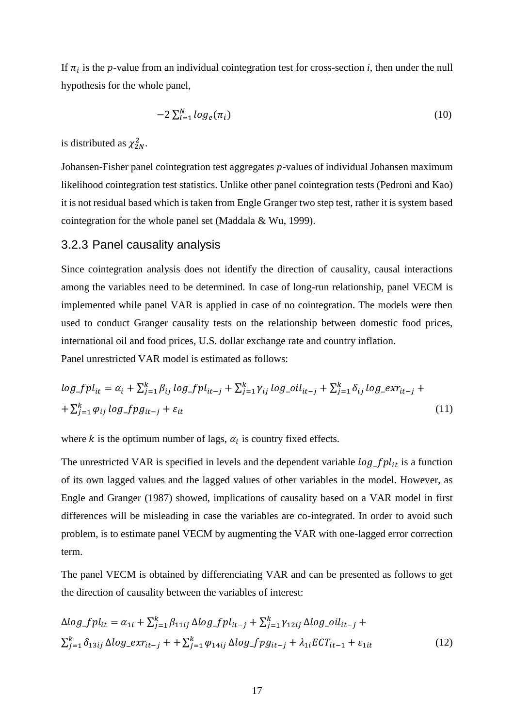If $\pi_i$ is the $p$-value from an individual cointegration test for cross-section $i$, then under the null hypothesis for the whole panel,

$$-2 \sum_{i=1}^{N} log_e(\pi_i) \tag{10}$$

is distributed as $\chi^2_{2N}$.

Johansen-Fisher panel cointegration test aggregates $p$-values of individual Johansen maximum likelihood cointegration test statistics. Unlike other panel cointegration tests (Pedroni and Kao) it is not residual based which is taken from Engle Granger two step test, rather it is system based cointegration for the whole panel set (Maddala & Wu, 1999).

### 3.2.3 Panel causality analysis

Since cointegration analysis does not identify the direction of causality, causal interactions among the variables need to be determined. In case of long-run relationship, panel VECM is implemented while panel VAR is applied in case of no cointegration. The models were then used to conduct Granger causality tests on the relationship between domestic food prices, international oil and food prices, U.S. dollar exchange rate and country inflation.

Panel unrestricted VAR model is estimated as follows:

$$log\_fpl_{it} = \alpha_i + \sum_{j=1}^{k} \beta_{ij}\, log\_fpl_{it-j} + \sum_{j=1}^{k} \gamma_{ij}\, log\_oil_{it-j} + \sum_{j=1}^{k} \delta_{ij}\, log\_exr_{it-j} + + \sum_{j=1}^{k} \varphi_{ij}\, log\_fpg_{it-j} + \varepsilon_{it} \tag{11}$$

where $k$ is the optimum number of lags, $\alpha_i$ is country fixed effects.

The unrestricted VAR is specified in levels and the dependent variable $log\_fpl_{it}$ is a function of its own lagged values and the lagged values of other variables in the model. However, as Engle and Granger (1987) showed, implications of causality based on a VAR model in first differences will be misleading in case the variables are co-integrated. In order to avoid such problem, is to estimate panel VECM by augmenting the VAR with one-lagged error correction term.

The panel VECM is obtained by differenciating VAR and can be presented as follows to get the direction of causality between the variables of interest:

$$\Delta log\_fpl_{it} = \alpha_{1i} + \sum_{j=1}^{k} \beta_{11ij}\, \Delta log\_fpl_{it-j} + \sum_{j=1}^{k} \gamma_{12ij}\, \Delta log\_oil_{it-j} + \sum_{j=1}^{k} \delta_{13ij}\, \Delta log\_exr_{it-j} + + \sum_{j=1}^{k} \varphi_{14ij}\, \Delta log\_fpg_{it-j} + \lambda_{1i} ECT_{it-1} + \varepsilon_{1it} \tag{12}$$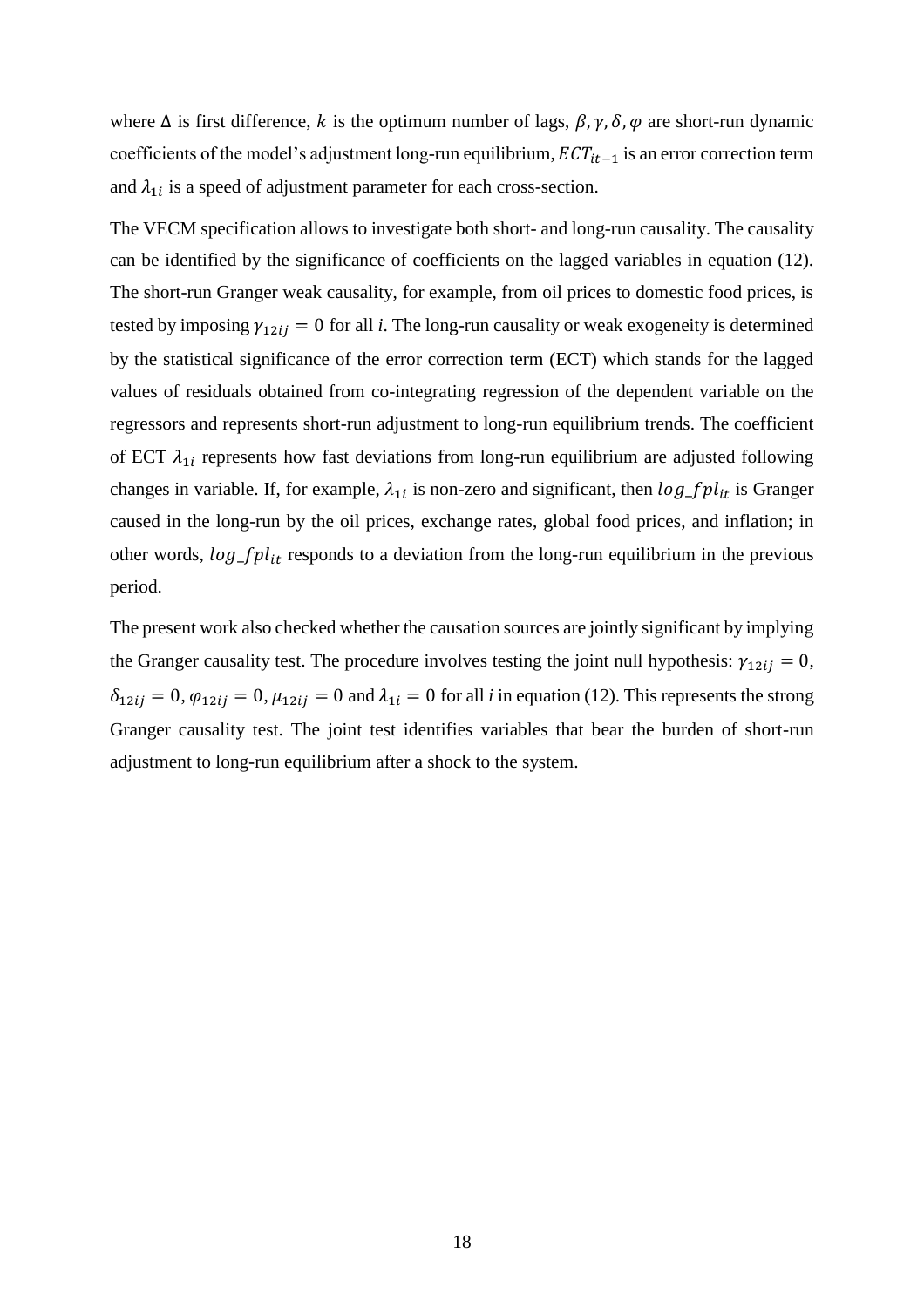where $\Delta$ is first difference, $k$ is the optimum number of lags, $\beta, \gamma, \delta, \varphi$ are short-run dynamic coefficients of the model's adjustment long-run equilibrium, $ECT_{it-1}$ is an error correction term and $\lambda_{1i}$ is a speed of adjustment parameter for each cross-section.

The VECM specification allows to investigate both short- and long-run causality. The causality can be identified by the significance of coefficients on the lagged variables in equation (12). The short-run Granger weak causality, for example, from oil prices to domestic food prices, is tested by imposing $\gamma_{12ij} = 0$ for all *i*. The long-run causality or weak exogeneity is determined by the statistical significance of the error correction term (ECT) which stands for the lagged values of residuals obtained from co-integrating regression of the dependent variable on the regressors and represents short-run adjustment to long-run equilibrium trends. The coefficient of ECT $\lambda_{1i}$ represents how fast deviations from long-run equilibrium are adjusted following changes in variable. If, for example, $\lambda_{1i}$ is non-zero and significant, then $log\_fpl_{it}$ is Granger caused in the long-run by the oil prices, exchange rates, global food prices, and inflation; in other words, $log\_fpl_{it}$ responds to a deviation from the long-run equilibrium in the previous period.

The present work also checked whether the causation sources are jointly significant by implying the Granger causality test. The procedure involves testing the joint null hypothesis: $\gamma_{12ij} = 0$, $\delta_{12ij} = 0$, $\varphi_{12ij} = 0$, $\mu_{12ij} = 0$ and $\lambda_{1i} = 0$ for all *i* in equation (12). This represents the strong Granger causality test. The joint test identifies variables that bear the burden of short-run adjustment to long-run equilibrium after a shock to the system.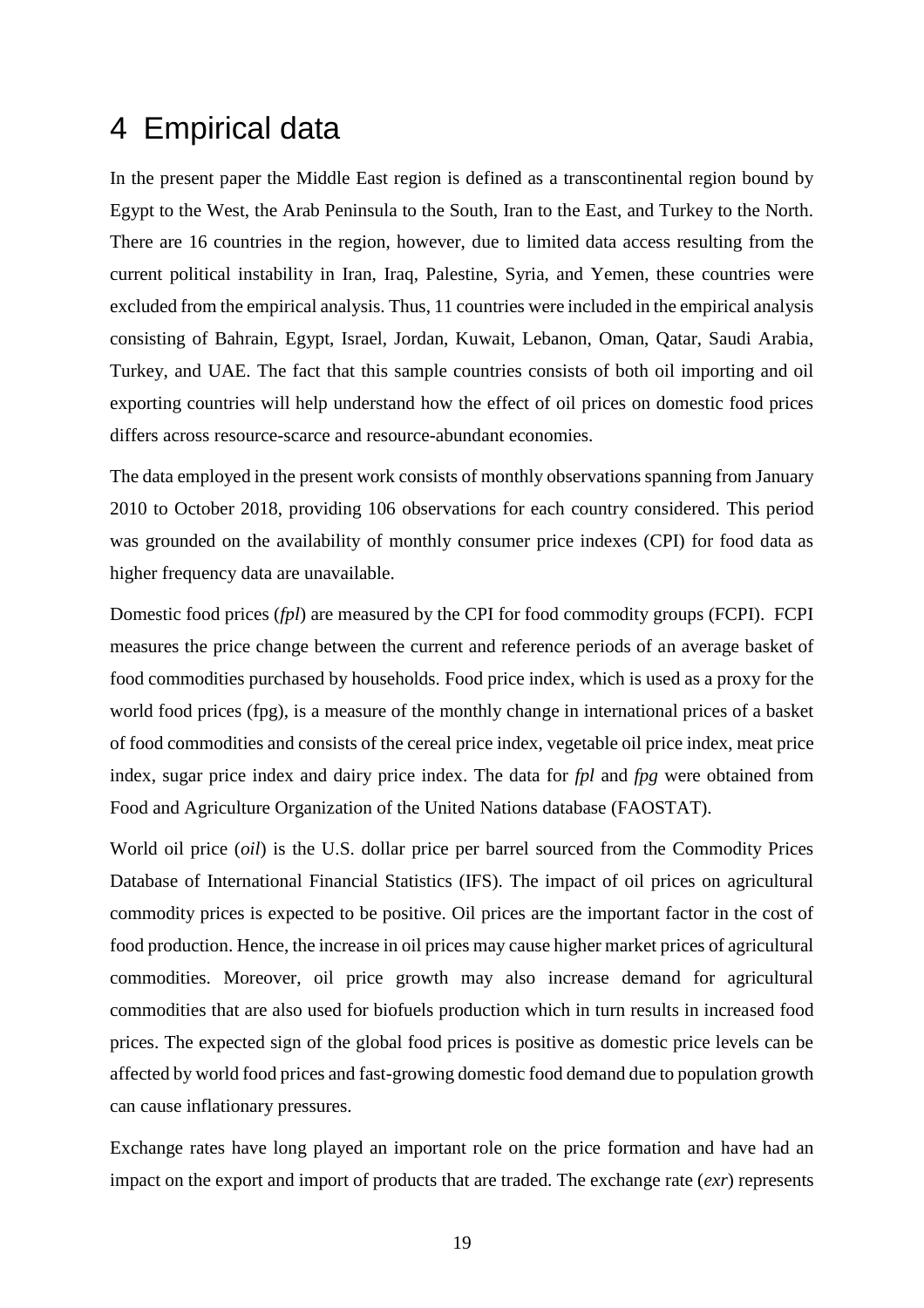# 4 Empirical data

In the present paper the Middle East region is defined as a transcontinental region bound by Egypt to the West, the Arab Peninsula to the South, Iran to the East, and Turkey to the North. There are 16 countries in the region, however, due to limited data access resulting from the current political instability in Iran, Iraq, Palestine, Syria, and Yemen, these countries were excluded from the empirical analysis. Thus, 11 countries were included in the empirical analysis consisting of Bahrain, Egypt, Israel, Jordan, Kuwait, Lebanon, Oman, Qatar, Saudi Arabia, Turkey, and UAE. The fact that this sample countries consists of both oil importing and oil exporting countries will help understand how the effect of oil prices on domestic food prices differs across resource-scarce and resource-abundant economies.

The data employed in the present work consists of monthly observations spanning from January 2010 to October 2018, providing 106 observations for each country considered. This period was grounded on the availability of monthly consumer price indexes (CPI) for food data as higher frequency data are unavailable.

Domestic food prices (*fpl*) are measured by the CPI for food commodity groups (FCPI). FCPI measures the price change between the current and reference periods of an average basket of food commodities purchased by households. Food price index, which is used as a proxy for the world food prices (fpg), is a measure of the monthly change in international prices of a basket of food commodities and consists of the cereal price index, vegetable oil price index, meat price index, sugar price index and dairy price index. The data for *fpl* and *fpg* were obtained from Food and Agriculture Organization of the United Nations database (FAOSTAT).

World oil price (*oil*) is the U.S. dollar price per barrel sourced from the Commodity Prices Database of International Financial Statistics (IFS). The impact of oil prices on agricultural commodity prices is expected to be positive. Oil prices are the important factor in the cost of food production. Hence, the increase in oil prices may cause higher market prices of agricultural commodities. Moreover, oil price growth may also increase demand for agricultural commodities that are also used for biofuels production which in turn results in increased food prices. The expected sign of the global food prices is positive as domestic price levels can be affected by world food prices and fast-growing domestic food demand due to population growth can cause inflationary pressures.

Exchange rates have long played an important role on the price formation and have had an impact on the export and import of products that are traded. The exchange rate (*exr*) represents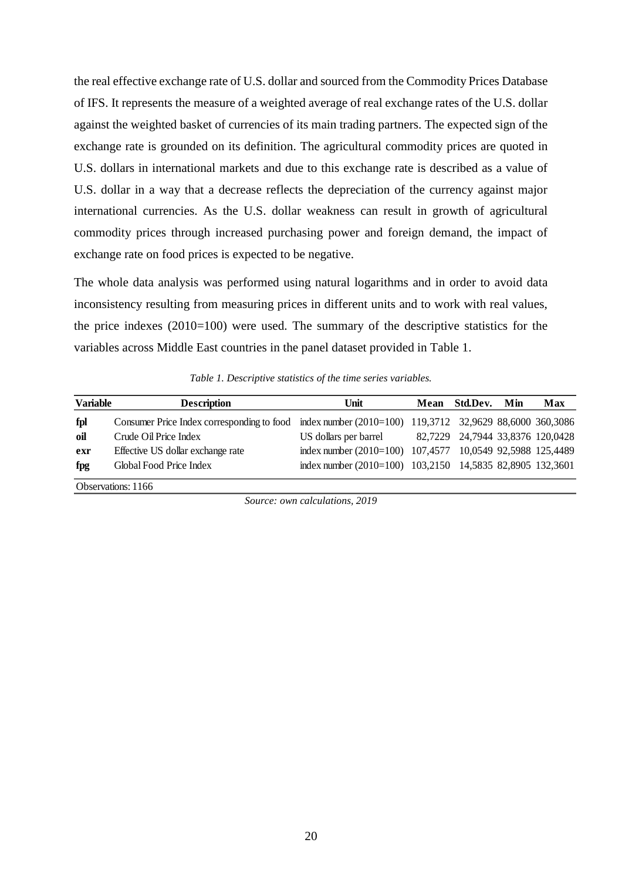the real effective exchange rate of U.S. dollar and sourced from the Commodity Prices Database of IFS. It represents the measure of a weighted average of real exchange rates of the U.S. dollar against the weighted basket of currencies of its main trading partners. The expected sign of the exchange rate is grounded on its definition. The agricultural commodity prices are quoted in U.S. dollars in international markets and due to this exchange rate is described as a value of U.S. dollar in a way that a decrease reflects the depreciation of the currency against major international currencies. As the U.S. dollar weakness can result in growth of agricultural commodity prices through increased purchasing power and foreign demand, the impact of exchange rate on food prices is expected to be negative.

The whole data analysis was performed using natural logarithms and in order to avoid data inconsistency resulting from measuring prices in different units and to work with real values, the price indexes (2010=100) were used. The summary of the descriptive statistics for the variables across Middle East countries in the panel dataset provided in Table 1.

*Table 1. Descriptive statistics of the time series variables.*

| Variable | Description | Unit | Mean | Std.Dev. | Min | Max |
|---|---|---|---|---|---|---|
| **fpl** | Consumer Price Index corresponding to food | index number (2010=100) | 119,3712 | 32,9629 | 88,6000 | 360,3086 |
| **oil** | Crude Oil Price Index | US dollars per barrel | 82,7229 | 24,7944 | 33,8376 | 120,0428 |
| **exr** | Effective US dollar exchange rate | index number (2010=100) | 107,4577 | 10,0549 | 92,5988 | 125,4489 |
| **fpg** | Global Food Price Index | index number (2010=100) | 103,2150 | 14,5835 | 82,8905 | 132,3601 |
| Observations: 1166 | | | | | | |

*Source: own calculations, 2019*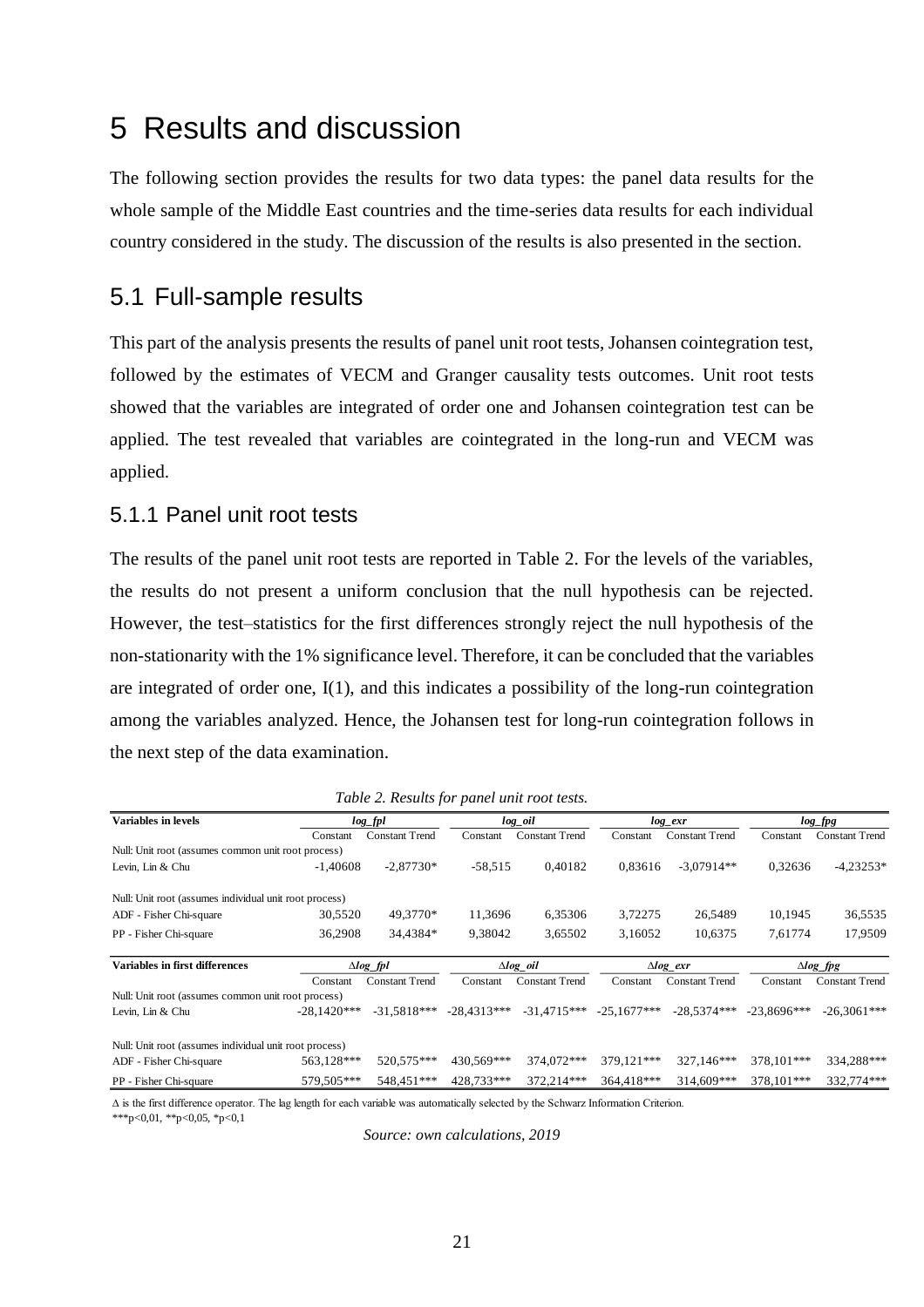# 5 Results and discussion

The following section provides the results for two data types: the panel data results for the whole sample of the Middle East countries and the time-series data results for each individual country considered in the study. The discussion of the results is also presented in the section.

## 5.1 Full-sample results

This part of the analysis presents the results of panel unit root tests, Johansen cointegration test, followed by the estimates of VECM and Granger causality tests outcomes. Unit root tests showed that the variables are integrated of order one and Johansen cointegration test can be applied. The test revealed that variables are cointegrated in the long-run and VECM was applied.

### 5.1.1 Panel unit root tests

The results of the panel unit root tests are reported in Table 2. For the levels of the variables, the results do not present a uniform conclusion that the null hypothesis can be rejected. However, the test–statistics for the first differences strongly reject the null hypothesis of the non-stationarity with the 1% significance level. Therefore, it can be concluded that the variables are integrated of order one, I(1), and this indicates a possibility of the long-run cointegration among the variables analyzed. Hence, the Johansen test for long-run cointegration follows in the next step of the data examination.

*Table 2. Results for panel unit root tests.*

| **Variables in levels** | *log_fpl* | | *log_oil* | | *log_exr* | | *log_fpg* | |
|---|---|---|---|---|---|---|---|---|
| | Constant | Constant Trend | Constant | Constant Trend | Constant | Constant Trend | Constant | Constant Trend |
| Null: Unit root (assumes common unit root process) | | | | | | | | |
| Levin, Lin & Chu | -1,40608 | -2,87730* | -58,515 | 0,40182 | 0,83616 | -3,07914** | 0,32636 | -4,23253* |
| Null: Unit root (assumes individual unit root process) | | | | | | | | |
| ADF - Fisher Chi-square | 30,5520 | 49,3770* | 11,3696 | 6,35306 | 3,72275 | 26,5489 | 10,1945 | 36,5535 |
| PP - Fisher Chi-square | 36,2908 | 34,4384* | 9,38042 | 3,65502 | 3,16052 | 10,6375 | 7,61774 | 17,9509 |
| **Variables in first differences** | *Δlog_fpl* | | *Δlog_oil* | | *Δlog_exr* | | *Δlog_fpg* | |
| | Constant | Constant Trend | Constant | Constant Trend | Constant | Constant Trend | Constant | Constant Trend |
| Null: Unit root (assumes common unit root process) | | | | | | | | |
| Levin, Lin & Chu | -28,1420*** | -31,5818*** | -28,4313*** | -31,4715*** | -25,1677*** | -28,5374*** | -23,8696*** | -26,3061*** |
| Null: Unit root (assumes individual unit root process) | | | | | | | | |
| ADF - Fisher Chi-square | 563,128*** | 520,575*** | 430,569*** | 374,072*** | 379,121*** | 327,146*** | 378,101*** | 334,288*** |
| PP - Fisher Chi-square | 579,505*** | 548,451*** | 428,733*** | 372,214*** | 364,418*** | 314,609*** | 378,101*** | 332,774*** |

Δ is the first difference operator. The lag length for each variable was automatically selected by the Schwarz Information Criterion.
***p<0,01, **p<0,05, *p<0,1

*Source: own calculations, 2019*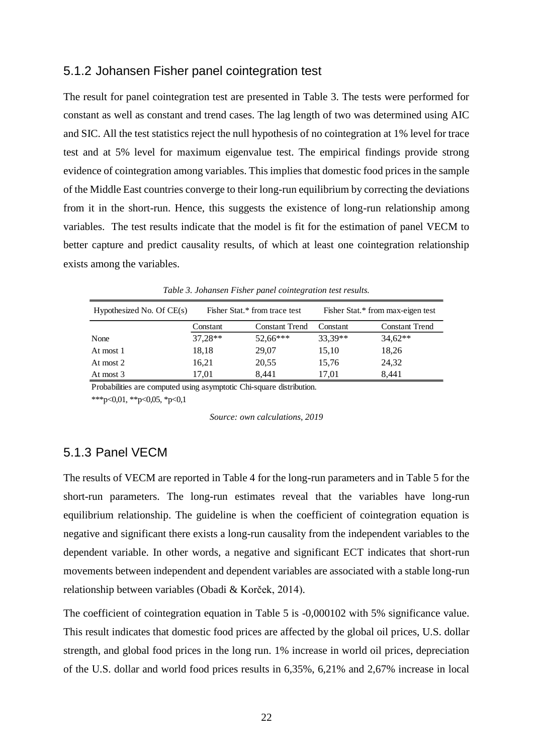### 5.1.2 Johansen Fisher panel cointegration test

The result for panel cointegration test are presented in Table 3. The tests were performed for constant as well as constant and trend cases. The lag length of two was determined using AIC and SIC. All the test statistics reject the null hypothesis of no cointegration at 1% level for trace test and at 5% level for maximum eigenvalue test. The empirical findings provide strong evidence of cointegration among variables. This implies that domestic food prices in the sample of the Middle East countries converge to their long-run equilibrium by correcting the deviations from it in the short-run. Hence, this suggests the existence of long-run relationship among variables. The test results indicate that the model is fit for the estimation of panel VECM to better capture and predict causality results, of which at least one cointegration relationship exists among the variables.

*Table 3. Johansen Fisher panel cointegration test results.*

| Hypothesized No. Of CE(s) | Fisher Stat.* from trace test | | Fisher Stat.* from max-eigen test | |
|---|---|---|---|---|
| | Constant | Constant Trend | Constant | Constant Trend |
| None | 37,28** | 52,66*** | 33,39** | 34,62** |
| At most 1 | 18,18 | 29,07 | 15,10 | 18,26 |
| At most 2 | 16,21 | 20,55 | 15,76 | 24,32 |
| At most 3 | 17,01 | 8,441 | 17,01 | 8,441 |

Probabilities are computed using asymptotic Chi-square distribution.

***p<0,01, **p<0,05, *p<0,1

*Source: own calculations, 2019*

### 5.1.3 Panel VECM

The results of VECM are reported in Table 4 for the long-run parameters and in Table 5 for the short-run parameters. The long-run estimates reveal that the variables have long-run equilibrium relationship. The guideline is when the coefficient of cointegration equation is negative and significant there exists a long-run causality from the independent variables to the dependent variable. In other words, a negative and significant ECT indicates that short-run movements between independent and dependent variables are associated with a stable long-run relationship between variables (Obadi & Korček, 2014).

The coefficient of cointegration equation in Table 5 is -0,000102 with 5% significance value. This result indicates that domestic food prices are affected by the global oil prices, U.S. dollar strength, and global food prices in the long run. 1% increase in world oil prices, depreciation of the U.S. dollar and world food prices results in 6,35%, 6,21% and 2,67% increase in local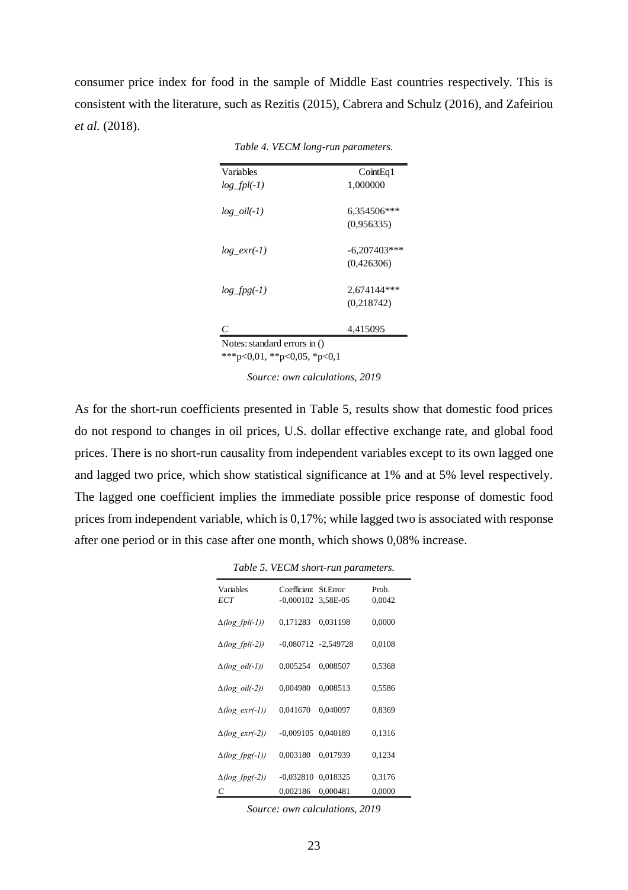consumer price index for food in the sample of Middle East countries respectively. This is consistent with the literature, such as Rezitis (2015), Cabrera and Schulz (2016), and Zafeiriou *et al.* (2018).

*Table 4. VECM long-run parameters.*

| Variables | CointEq1 |
|---|---|
| *log_fpl(-1)* | 1,000000 |
| *log_oil(-1)* | 6,354506*** |
| | (0,956335) |
| *log_exr(-1)* | -6,207403*** |
| | (0,426306) |
| *log_fpg(-1)* | 2,674144*** |
| | (0,218742) |
| *C* | 4,415095 |

Notes: standard errors in ()
***p<0,01, **p<0,05, *p<0,1

*Source: own calculations, 2019*

As for the short-run coefficients presented in Table 5, results show that domestic food prices do not respond to changes in oil prices, U.S. dollar effective exchange rate, and global food prices. There is no short-run causality from independent variables except to its own lagged one and lagged two price, which show statistical significance at 1% and at 5% level respectively. The lagged one coefficient implies the immediate possible price response of domestic food prices from independent variable, which is 0,17%; while lagged two is associated with response after one period or in this case after one month, which shows 0,08% increase.

*Table 5. VECM short-run parameters.*

| Variables | Coefficient | St.Error | Prob. |
|---|---|---|---|
| *ECT* | -0,000102 | 3,58E-05 | 0,0042 |
| *Δ(log_fpl(-1))* | 0,171283 | 0,031198 | 0,0000 |
| *Δ(log_fpl(-2))* | -0,080712 | -2,549728 | 0,0108 |
| *Δ(log_oil(-1))* | 0,005254 | 0,008507 | 0,5368 |
| *Δ(log_oil(-2))* | 0,004980 | 0,008513 | 0,5586 |
| *Δ(log_exr(-1))* | 0,041670 | 0,040097 | 0,8369 |
| *Δ(log_exr(-2))* | -0,009105 | 0,040189 | 0,1316 |
| *Δ(log_fpg(-1))* | 0,003180 | 0,017939 | 0,1234 |
| *Δ(log_fpg(-2))* | -0,032810 | 0,018325 | 0,3176 |
| *C* | 0,002186 | 0,000481 | 0,0000 |

*Source: own calculations, 2019*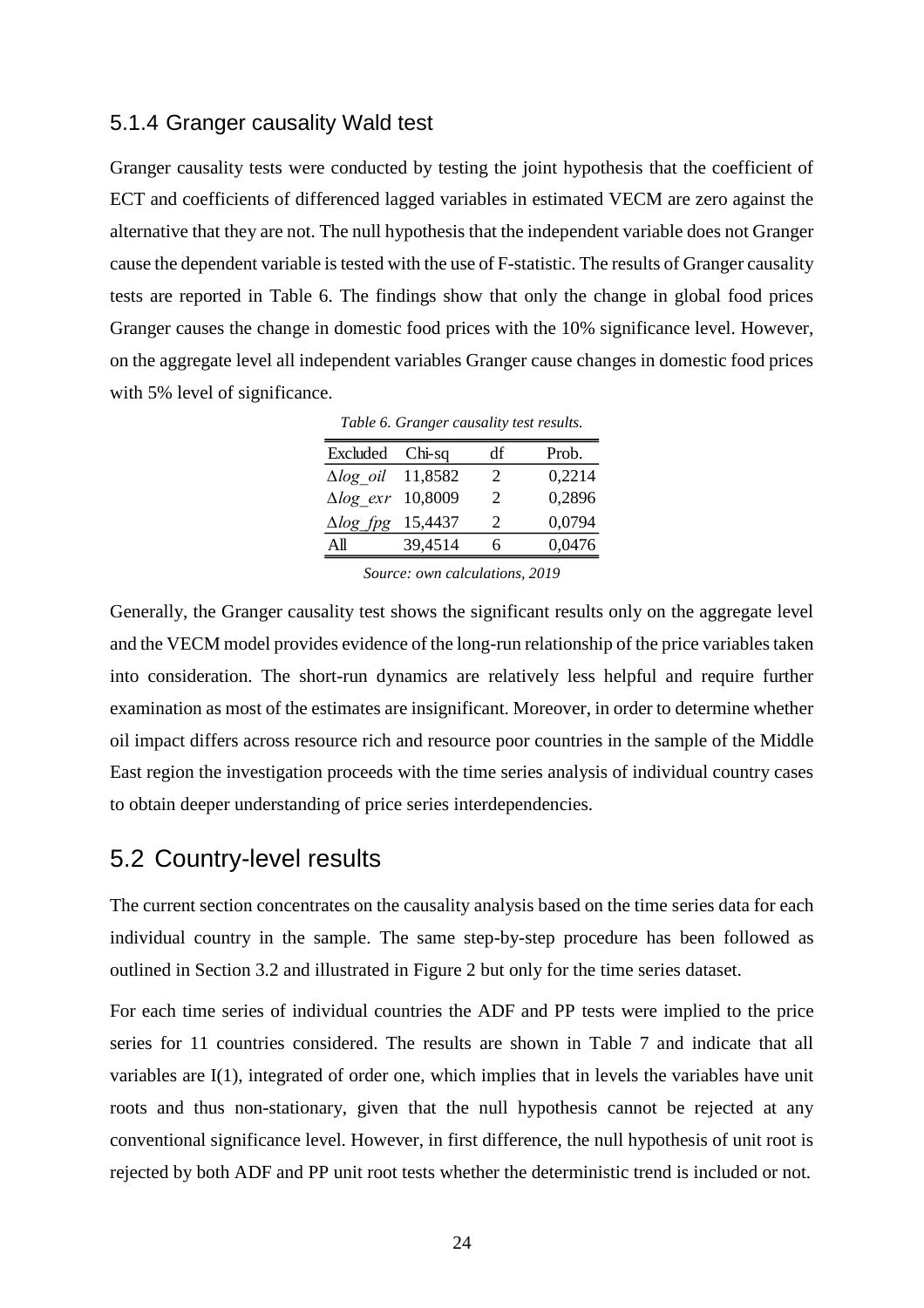### 5.1.4 Granger causality Wald test

Granger causality tests were conducted by testing the joint hypothesis that the coefficient of ECT and coefficients of differenced lagged variables in estimated VECM are zero against the alternative that they are not. The null hypothesis that the independent variable does not Granger cause the dependent variable is tested with the use of F-statistic. The results of Granger causality tests are reported in Table 6. The findings show that only the change in global food prices Granger causes the change in domestic food prices with the 10% significance level. However, on the aggregate level all independent variables Granger cause changes in domestic food prices with 5% level of significance.

*Table 6. Granger causality test results.*

| Excluded | Chi-sq | df | Prob. |
|---|---|---|---|
| $\Delta log\_oil$ | 11,8582 | 2 | 0,2214 |
| $\Delta log\_exr$ | 10,8009 | 2 | 0,2896 |
| $\Delta log\_fpg$ | 15,4437 | 2 | 0,0794 |
| All | 39,4514 | 6 | 0,0476 |

*Source: own calculations, 2019*

Generally, the Granger causality test shows the significant results only on the aggregate level and the VECM model provides evidence of the long-run relationship of the price variables taken into consideration. The short-run dynamics are relatively less helpful and require further examination as most of the estimates are insignificant. Moreover, in order to determine whether oil impact differs across resource rich and resource poor countries in the sample of the Middle East region the investigation proceeds with the time series analysis of individual country cases to obtain deeper understanding of price series interdependencies.

## 5.2 Country-level results

The current section concentrates on the causality analysis based on the time series data for each individual country in the sample. The same step-by-step procedure has been followed as outlined in Section 3.2 and illustrated in Figure 2 but only for the time series dataset.

For each time series of individual countries the ADF and PP tests were implied to the price series for 11 countries considered. The results are shown in Table 7 and indicate that all variables are I(1), integrated of order one, which implies that in levels the variables have unit roots and thus non-stationary, given that the null hypothesis cannot be rejected at any conventional significance level. However, in first difference, the null hypothesis of unit root is rejected by both ADF and PP unit root tests whether the deterministic trend is included or not.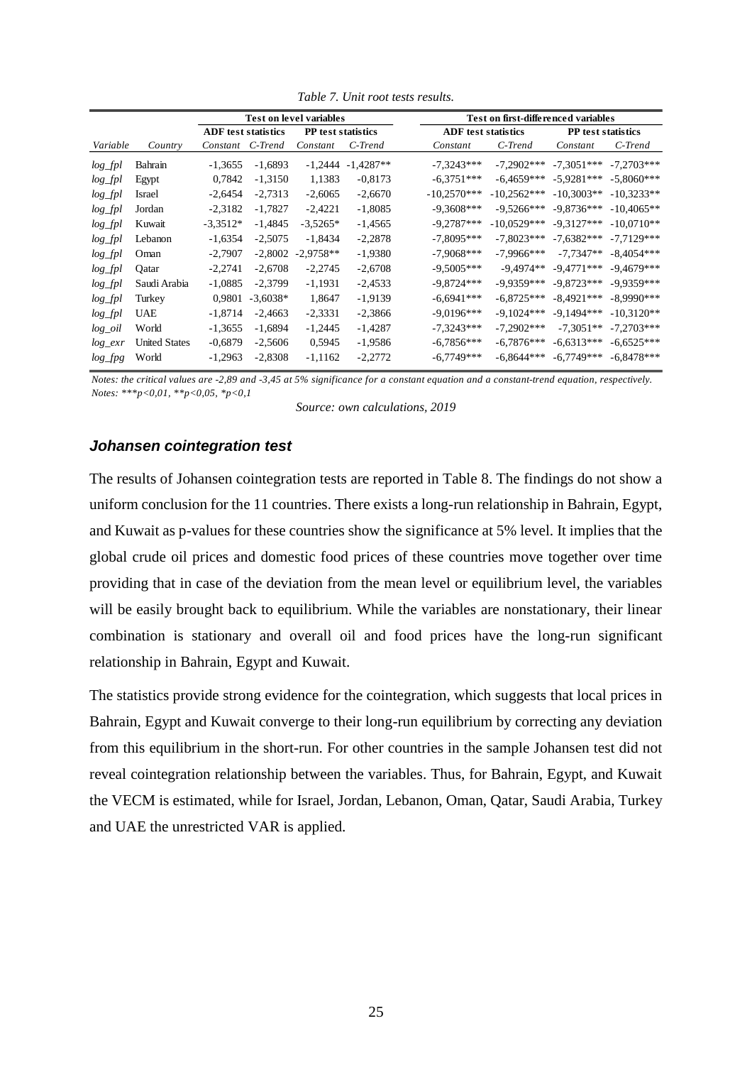*Table 7. Unit root tests results.*

| | | Test on level variables | | | | Test on first-differenced variables | | | |
|---|---|---|---|---|---|---|---|---|---|
| | | ADF test statistics | | PP test statistics | | ADF test statistics | | PP test statistics | |
| *Variable* | *Country* | *Constant* | *C-Trend* | *Constant* | *C-Trend* | *Constant* | *C-Trend* | *Constant* | *C-Trend* |
| *log_fpl* | Bahrain | -1,3655 | -1,6893 | -1,2444 | -1,4287** | -7,3243*** | -7,2902*** | -7,3051*** | -7,2703*** |
| *log_fpl* | Egypt | 0,7842 | -1,3150 | 1,1383 | -0,8173 | -6,3751*** | -6,4659*** | -5,9281*** | -5,8060*** |
| *log_fpl* | Israel | -2,6454 | -2,7313 | -2,6065 | -2,6670 | -10,2570*** | -10,2562*** | -10,3003** | -10,3233** |
| *log_fpl* | Jordan | -2,3182 | -1,7827 | -2,4221 | -1,8085 | -9,3608*** | -9,5266*** | -9,8736*** | -10,4065** |
| *log_fpl* | Kuwait | -3,3512* | -1,4845 | -3,5265* | -1,4565 | -9,2787*** | -10,0529*** | -9,3127*** | -10,0710** |
| *log_fpl* | Lebanon | -1,6354 | -2,5075 | -1,8434 | -2,2878 | -7,8095*** | -7,8023*** | -7,6382*** | -7,7129*** |
| *log_fpl* | Oman | -2,7907 | -2,8002 | -2,9758** | -1,9380 | -7,9068*** | -7,9966*** | -7,7347** | -8,4054*** |
| *log_fpl* | Qatar | -2,2741 | -2,6708 | -2,2745 | -2,6708 | -9,5005*** | -9,4974** | -9,4771*** | -9,4679*** |
| *log_fpl* | Saudi Arabia | -1,0885 | -2,3799 | -1,1931 | -2,4533 | -9,8724*** | -9,9359*** | -9,8723*** | -9,9359*** |
| *log_fpl* | Turkey | 0,9801 | -3,6038* | 1,8647 | -1,9139 | -6,6941*** | -6,8725*** | -8,4921*** | -8,9990*** |
| *log_fpl* | UAE | -1,8714 | -2,4663 | -2,3331 | -2,3866 | -9,0196*** | -9,1024*** | -9,1494*** | -10,3120** |
| *log_oil* | World | -1,3655 | -1,6894 | -1,2445 | -1,4287 | -7,3243*** | -7,2902*** | -7,3051** | -7,2703*** |
| *log_exr* | United States | -0,6879 | -2,5606 | 0,5945 | -1,9586 | -6,7856*** | -6,7876*** | -6,6313*** | -6,6525*** |
| *log_fpg* | World | -1,2963 | -2,8308 | -1,1162 | -2,2772 | -6,7749*** | -6,8644*** | -6,7749*** | -6,8478*** |

*Notes: the critical values are -2,89 and -3,45 at 5% significance for a constant equation and a constant-trend equation, respectively.*
*Notes: ***p<0,01, **p<0,05, *p<0,1*

*Source: own calculations, 2019*

### *Johansen cointegration test*

The results of Johansen cointegration tests are reported in Table 8. The findings do not show a uniform conclusion for the 11 countries. There exists a long-run relationship in Bahrain, Egypt, and Kuwait as p-values for these countries show the significance at 5% level. It implies that the global crude oil prices and domestic food prices of these countries move together over time providing that in case of the deviation from the mean level or equilibrium level, the variables will be easily brought back to equilibrium. While the variables are nonstationary, their linear combination is stationary and overall oil and food prices have the long-run significant relationship in Bahrain, Egypt and Kuwait.

The statistics provide strong evidence for the cointegration, which suggests that local prices in Bahrain, Egypt and Kuwait converge to their long-run equilibrium by correcting any deviation from this equilibrium in the short-run. For other countries in the sample Johansen test did not reveal cointegration relationship between the variables. Thus, for Bahrain, Egypt, and Kuwait the VECM is estimated, while for Israel, Jordan, Lebanon, Oman, Qatar, Saudi Arabia, Turkey and UAE the unrestricted VAR is applied.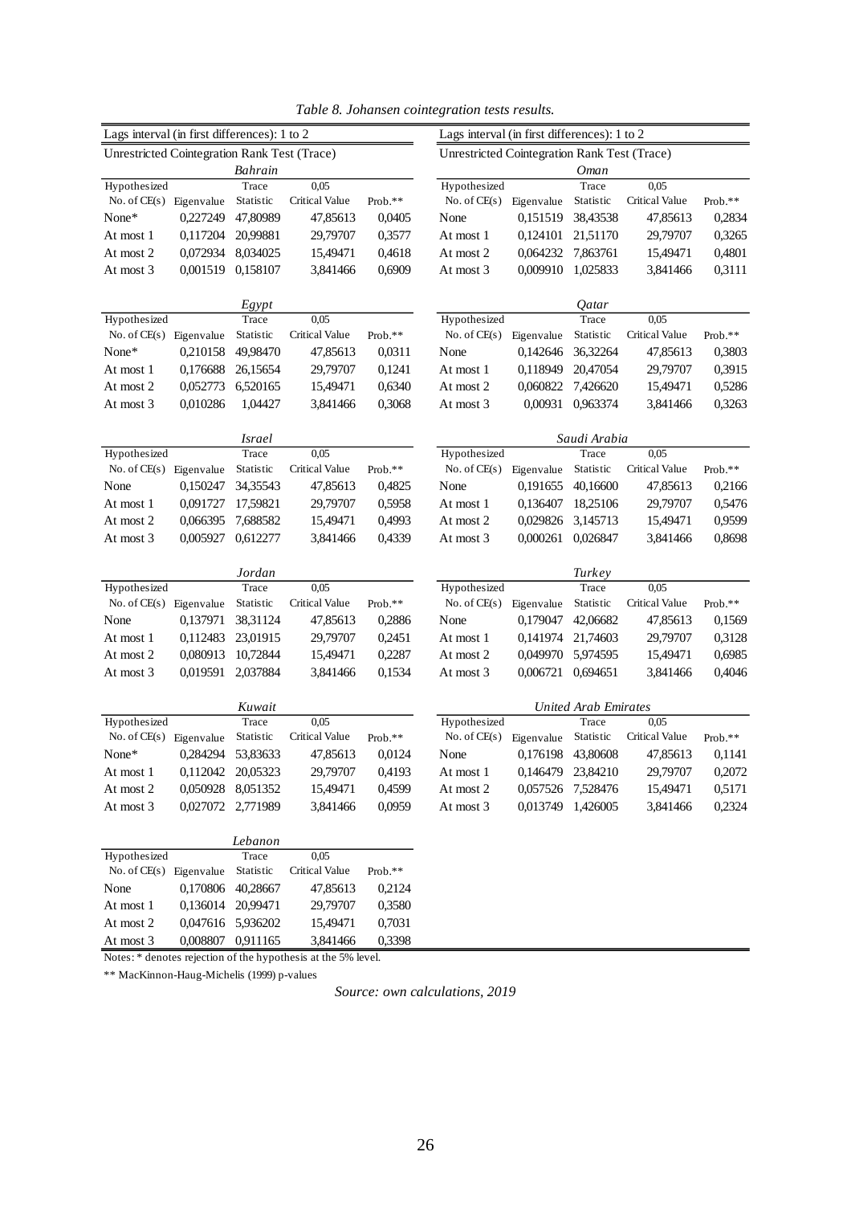*Table 8. Johansen cointegration tests results.*

Lags interval (in first differences): 1 to 2

Unrestricted Cointegration Rank Test (Trace)

| | *Bahrain* | | | |
|---|---|---|---|---|
| Hypothesized No. of CE(s) | Eigenvalue | Trace Statistic | 0,05 Critical Value | Prob.** |
| None* | 0,227249 | 47,80989 | 47,85613 | 0,0405 |
| At most 1 | 0,117204 | 20,99881 | 29,79707 | 0,3577 |
| At most 2 | 0,072934 | 8,034025 | 15,49471 | 0,4618 |
| At most 3 | 0,001519 | 0,158107 | 3,841466 | 0,6909 |

| | *Egypt* | | | |
|---|---|---|---|---|
| Hypothesized No. of CE(s) | Eigenvalue | Trace Statistic | 0,05 Critical Value | Prob.** |
| None* | 0,210158 | 49,98470 | 47,85613 | 0,0311 |
| At most 1 | 0,176688 | 26,15654 | 29,79707 | 0,1241 |
| At most 2 | 0,052773 | 6,520165 | 15,49471 | 0,6340 |
| At most 3 | 0,010286 | 1,04427 | 3,841466 | 0,3068 |

| | *Israel* | | | |
|---|---|---|---|---|
| Hypothesized No. of CE(s) | Eigenvalue | Trace Statistic | 0,05 Critical Value | Prob.** |
| None | 0,150247 | 34,35543 | 47,85613 | 0,4825 |
| At most 1 | 0,091727 | 17,59821 | 29,79707 | 0,5958 |
| At most 2 | 0,066395 | 7,688582 | 15,49471 | 0,4993 |
| At most 3 | 0,005927 | 0,612277 | 3,841466 | 0,4339 |

| | *Jordan* | | | |
|---|---|---|---|---|
| Hypothesized No. of CE(s) | Eigenvalue | Trace Statistic | 0,05 Critical Value | Prob.** |
| None | 0,137971 | 38,31124 | 47,85613 | 0,2886 |
| At most 1 | 0,112483 | 23,01915 | 29,79707 | 0,2451 |
| At most 2 | 0,080913 | 10,72844 | 15,49471 | 0,2287 |
| At most 3 | 0,019591 | 2,037884 | 3,841466 | 0,1534 |

| | *Kuwait* | | | |
|---|---|---|---|---|
| Hypothesized No. of CE(s) | Eigenvalue | Trace Statistic | 0,05 Critical Value | Prob.** |
| None* | 0,284294 | 53,83633 | 47,85613 | 0,0124 |
| At most 1 | 0,112042 | 20,05323 | 29,79707 | 0,4193 |
| At most 2 | 0,050928 | 8,051352 | 15,49471 | 0,4599 |
| At most 3 | 0,027072 | 2,771989 | 3,841466 | 0,0959 |

| | *Lebanon* | | | |
|---|---|---|---|---|
| Hypothesized No. of CE(s) | Eigenvalue | Trace Statistic | 0,05 Critical Value | Prob.** |
| None | 0,170806 | 40,28667 | 47,85613 | 0,2124 |
| At most 1 | 0,136014 | 20,99471 | 29,79707 | 0,3580 |
| At most 2 | 0,047616 | 5,936202 | 15,49471 | 0,7031 |
| At most 3 | 0,008807 | 0,911165 | 3,841466 | 0,3398 |

Lags interval (in first differences): 1 to 2

Unrestricted Cointegration Rank Test (Trace)

| | *Oman* | | | |
|---|---|---|---|---|
| Hypothesized No. of CE(s) | Eigenvalue | Trace Statistic | 0,05 Critical Value | Prob.** |
| None | 0,151519 | 38,43538 | 47,85613 | 0,2834 |
| At most 1 | 0,124101 | 21,51170 | 29,79707 | 0,3265 |
| At most 2 | 0,064232 | 7,863761 | 15,49471 | 0,4801 |
| At most 3 | 0,009910 | 1,025833 | 3,841466 | 0,3111 |

| | *Qatar* | | | |
|---|---|---|---|---|
| Hypothesized No. of CE(s) | Eigenvalue | Trace Statistic | 0,05 Critical Value | Prob.** |
| None | 0,142646 | 36,32264 | 47,85613 | 0,3803 |
| At most 1 | 0,118949 | 20,47054 | 29,79707 | 0,3915 |
| At most 2 | 0,060822 | 7,426620 | 15,49471 | 0,5286 |
| At most 3 | 0,00931 | 0,963374 | 3,841466 | 0,3263 |

| | *Saudi Arabia* | | | |
|---|---|---|---|---|
| Hypothesized No. of CE(s) | Eigenvalue | Trace Statistic | 0,05 Critical Value | Prob.** |
| None | 0,191655 | 40,16600 | 47,85613 | 0,2166 |
| At most 1 | 0,136407 | 18,25106 | 29,79707 | 0,5476 |
| At most 2 | 0,029826 | 3,145713 | 15,49471 | 0,9599 |
| At most 3 | 0,000261 | 0,026847 | 3,841466 | 0,8698 |

| | *Turkey* | | | |
|---|---|---|---|---|
| Hypothesized No. of CE(s) | Eigenvalue | Trace Statistic | 0,05 Critical Value | Prob.** |
| None | 0,179047 | 42,06682 | 47,85613 | 0,1569 |
| At most 1 | 0,141974 | 21,74603 | 29,79707 | 0,3128 |
| At most 2 | 0,049970 | 5,974595 | 15,49471 | 0,6985 |
| At most 3 | 0,006721 | 0,694651 | 3,841466 | 0,4046 |

| | *United Arab Emirates* | | | |
|---|---|---|---|---|
| Hypothesized No. of CE(s) | Eigenvalue | Trace Statistic | 0,05 Critical Value | Prob.** |
| None | 0,176198 | 43,80608 | 47,85613 | 0,1141 |
| At most 1 | 0,146479 | 23,84210 | 29,79707 | 0,2072 |
| At most 2 | 0,057526 | 7,528476 | 15,49471 | 0,5171 |
| At most 3 | 0,013749 | 1,426005 | 3,841466 | 0,2324 |

Notes: * denotes rejection of the hypothesis at the 5% level.

** MacKinnon-Haug-Michelis (1999) p-values

*Source: own calculations, 2019*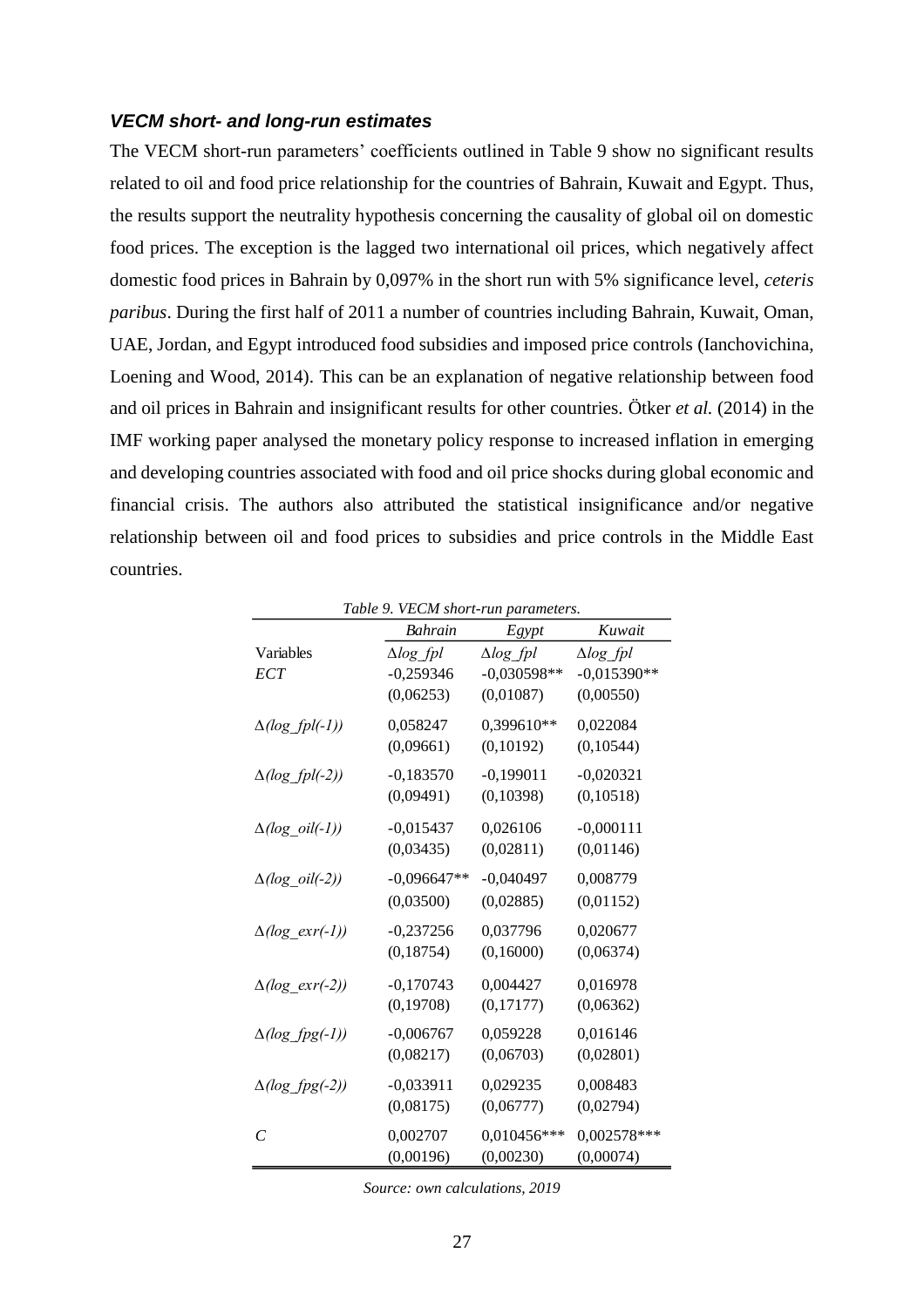### ***VECM short- and long-run estimates***

The VECM short-run parameters' coefficients outlined in Table 9 show no significant results related to oil and food price relationship for the countries of Bahrain, Kuwait and Egypt. Thus, the results support the neutrality hypothesis concerning the causality of global oil on domestic food prices. The exception is the lagged two international oil prices, which negatively affect domestic food prices in Bahrain by 0,097% in the short run with 5% significance level, *ceteris paribus*. During the first half of 2011 a number of countries including Bahrain, Kuwait, Oman, UAE, Jordan, and Egypt introduced food subsidies and imposed price controls (Ianchovichina, Loening and Wood, 2014). This can be an explanation of negative relationship between food and oil prices in Bahrain and insignificant results for other countries. Ötker *et al.* (2014) in the IMF working paper analysed the monetary policy response to increased inflation in emerging and developing countries associated with food and oil price shocks during global economic and financial crisis. The authors also attributed the statistical insignificance and/or negative relationship between oil and food prices to subsidies and price controls in the Middle East countries.

*Table 9. VECM short-run parameters.*

| | *Bahrain* | *Egypt* | *Kuwait* |
|---|---|---|---|
| Variables | $\Delta log\_fpl$ | $\Delta log\_fpl$ | $\Delta log\_fpl$ |
| *ECT* | -0,259346 | -0,030598** | -0,015390** |
| | (0,06253) | (0,01087) | (0,00550) |
| $\Delta(log\_fpl(-1))$ | 0,058247 | 0,399610** | 0,022084 |
| | (0,09661) | (0,10192) | (0,10544) |
| $\Delta(log\_fpl(-2))$ | -0,183570 | -0,199011 | -0,020321 |
| | (0,09491) | (0,10398) | (0,10518) |
| $\Delta(log\_oil(-1))$ | -0,015437 | 0,026106 | -0,000111 |
| | (0,03435) | (0,02811) | (0,01146) |
| $\Delta(log\_oil(-2))$ | -0,096647** | -0,040497 | 0,008779 |
| | (0,03500) | (0,02885) | (0,01152) |
| $\Delta(log\_exr(-1))$ | -0,237256 | 0,037796 | 0,020677 |
| | (0,18754) | (0,16000) | (0,06374) |
| $\Delta(log\_exr(-2))$ | -0,170743 | 0,004427 | 0,016978 |
| | (0,19708) | (0,17177) | (0,06362) |
| $\Delta(log\_fpg(-1))$ | -0,006767 | 0,059228 | 0,016146 |
| | (0,08217) | (0,06703) | (0,02801) |
| $\Delta(log\_fpg(-2))$ | -0,033911 | 0,029235 | 0,008483 |
| | (0,08175) | (0,06777) | (0,02794) |
| *C* | 0,002707 | 0,010456*** | 0,002578*** |
| | (0,00196) | (0,00230) | (0,00074) |

*Source: own calculations, 2019*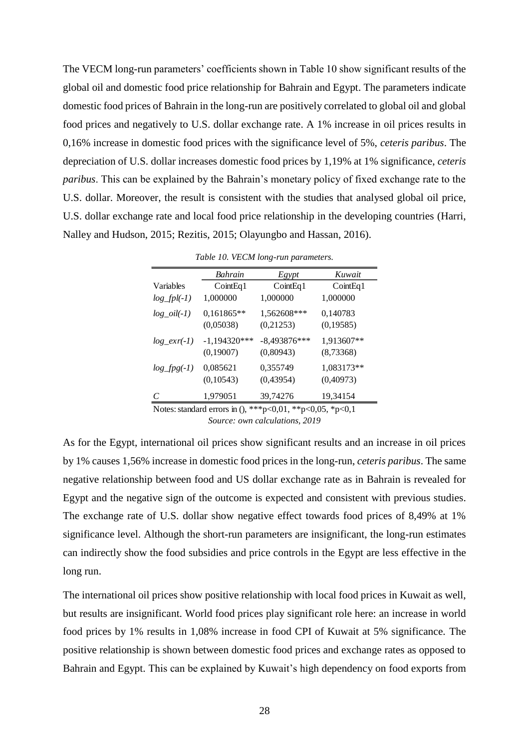The VECM long-run parameters' coefficients shown in Table 10 show significant results of the global oil and domestic food price relationship for Bahrain and Egypt. The parameters indicate domestic food prices of Bahrain in the long-run are positively correlated to global oil and global food prices and negatively to U.S. dollar exchange rate. A 1% increase in oil prices results in 0,16% increase in domestic food prices with the significance level of 5%, *ceteris paribus*. The depreciation of U.S. dollar increases domestic food prices by 1,19% at 1% significance, *ceteris paribus*. This can be explained by the Bahrain's monetary policy of fixed exchange rate to the U.S. dollar. Moreover, the result is consistent with the studies that analysed global oil price, U.S. dollar exchange rate and local food price relationship in the developing countries (Harri, Nalley and Hudson, 2015; Rezitis, 2015; Olayungbo and Hassan, 2016).

*Table 10. VECM long-run parameters.*

| | *Bahrain* | *Egypt* | *Kuwait* |
|---|---|---|---|
| Variables | CointEq1 | CointEq1 | CointEq1 |
| *log_fpl(-1)* | 1,000000 | 1,000000 | 1,000000 |
| *log_oil(-1)* | 0,161865** | 1,562608*** | 0,140783 |
| | (0,05038) | (0,21253) | (0,19585) |
| *log_exr(-1)* | -1,194320*** | -8,493876*** | 1,913607** |
| | (0,19007) | (0,80943) | (8,73368) |
| *log_fpg(-1)* | 0,085621 | 0,355749 | 1,083173** |
| | (0,10543) | (0,43954) | (0,40973) |
| *C* | 1,979051 | 39,74276 | 19,34154 |

Notes: standard errors in (), ***p<0,01, **p<0,05, *p<0,1

*Source: own calculations, 2019*

As for the Egypt, international oil prices show significant results and an increase in oil prices by 1% causes 1,56% increase in domestic food prices in the long-run, *ceteris paribus*. The same negative relationship between food and US dollar exchange rate as in Bahrain is revealed for Egypt and the negative sign of the outcome is expected and consistent with previous studies. The exchange rate of U.S. dollar show negative effect towards food prices of 8,49% at 1% significance level. Although the short-run parameters are insignificant, the long-run estimates can indirectly show the food subsidies and price controls in the Egypt are less effective in the long run.

The international oil prices show positive relationship with local food prices in Kuwait as well, but results are insignificant. World food prices play significant role here: an increase in world food prices by 1% results in 1,08% increase in food CPI of Kuwait at 5% significance. The positive relationship is shown between domestic food prices and exchange rates as opposed to Bahrain and Egypt. This can be explained by Kuwait's high dependency on food exports from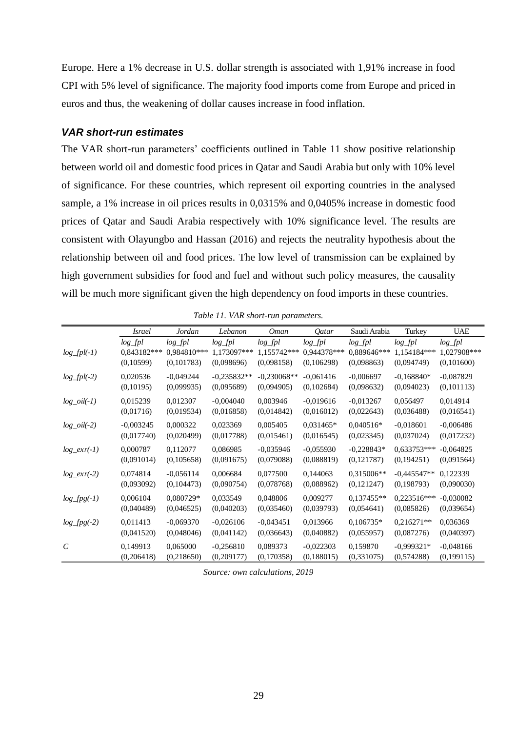Europe. Here a 1% decrease in U.S. dollar strength is associated with 1,91% increase in food CPI with 5% level of significance. The majority food imports come from Europe and priced in euros and thus, the weakening of dollar causes increase in food inflation.

### *VAR short-run estimates*

The VAR short-run parameters' coefficients outlined in Table 11 show positive relationship between world oil and domestic food prices in Qatar and Saudi Arabia but only with 10% level of significance. For these countries, which represent oil exporting countries in the analysed sample, a 1% increase in oil prices results in 0,0315% and 0,0405% increase in domestic food prices of Qatar and Saudi Arabia respectively with 10% significance level. The results are consistent with Olayungbo and Hassan (2016) and rejects the neutrality hypothesis about the relationship between oil and food prices. The low level of transmission can be explained by high government subsidies for food and fuel and without such policy measures, the causality will be much more significant given the high dependency on food imports in these countries.

*Table 11. VAR short-run parameters.*

| | *Israel* | *Jordan* | *Lebanon* | *Oman* | *Qatar* | Saudi Arabia | Turkey | UAE |
|---|---|---|---|---|---|---|---|---|
| | *log_fpl* | *log_fpl* | *log_fpl* | *log_fpl* | *log_fpl* | *log_fpl* | *log_fpl* | *log_fpl* |
| *log_fpl(-1)* | 0,843182*** | 0,984810*** | 1,173097*** | 1,155742*** | 0,944378*** | 0,889646*** | 1,154184*** | 1,027908*** |
| | (0,10599) | (0,101783) | (0,098696) | (0,098158) | (0,106298) | (0,098863) | (0,094749) | (0,101600) |
| *log_fpl(-2)* | 0,020536 | -0,049244 | -0,235832** | -0,230068** | -0,061416 | -0,006697 | -0,168840* | -0,087829 |
| | (0,10195) | (0,099935) | (0,095689) | (0,094905) | (0,102684) | (0,098632) | (0,094023) | (0,101113) |
| *log_oil(-1)* | 0,015239 | 0,012307 | -0,004040 | 0,003946 | -0,019616 | -0,013267 | 0,056497 | 0,014914 |
| | (0,01716) | (0,019534) | (0,016858) | (0,014842) | (0,016012) | (0,022643) | (0,036488) | (0,016541) |
| *log_oil(-2)* | -0,003245 | 0,000322 | 0,023369 | 0,005405 | 0,031465* | 0,040516* | -0,018601 | -0,006486 |
| | (0,017740) | (0,020499) | (0,017788) | (0,015461) | (0,016545) | (0,023345) | (0,037024) | (0,017232) |
| *log_exr(-1)* | 0,000787 | 0,112077 | 0,086985 | -0,035946 | -0,055930 | -0,228843* | 0,633753*** | -0,064825 |
| | (0,091014) | (0,105658) | (0,091675) | (0,079088) | (0,088819) | (0,121787) | (0,194251) | (0,091564) |
| *log_exr(-2)* | 0,074814 | -0,056114 | 0,006684 | 0,077500 | 0,144063 | 0,315006** | -0,445547** | 0,122339 |
| | (0,093092) | (0,104473) | (0,090754) | (0,078768) | (0,088962) | (0,121247) | (0,198793) | (0,090030) |
| *log_fpg(-1)* | 0,006104 | 0,080729* | 0,033549 | 0,048806 | 0,009277 | 0,137455** | 0,223516*** | -0,030082 |
| | (0,040489) | (0,046525) | (0,040203) | (0,035460) | (0,039793) | (0,054641) | (0,085826) | (0,039654) |
| *log_fpg(-2)* | 0,011413 | -0,069370 | -0,026106 | -0,043451 | 0,013966 | 0,106735* | 0,216271** | 0,036369 |
| | (0,041520) | (0,048046) | (0,041142) | (0,036643) | (0,040882) | (0,055957) | (0,087276) | (0,040397) |
| *C* | 0,149913 | 0,065000 | -0,256810 | 0,089373 | -0,022303 | 0,159870 | -0,999321* | -0,048166 |
| | (0,206418) | (0,218650) | (0,209177) | (0,170358) | (0,188015) | (0,331075) | (0,574288) | (0,199115) |

*Source: own calculations, 2019*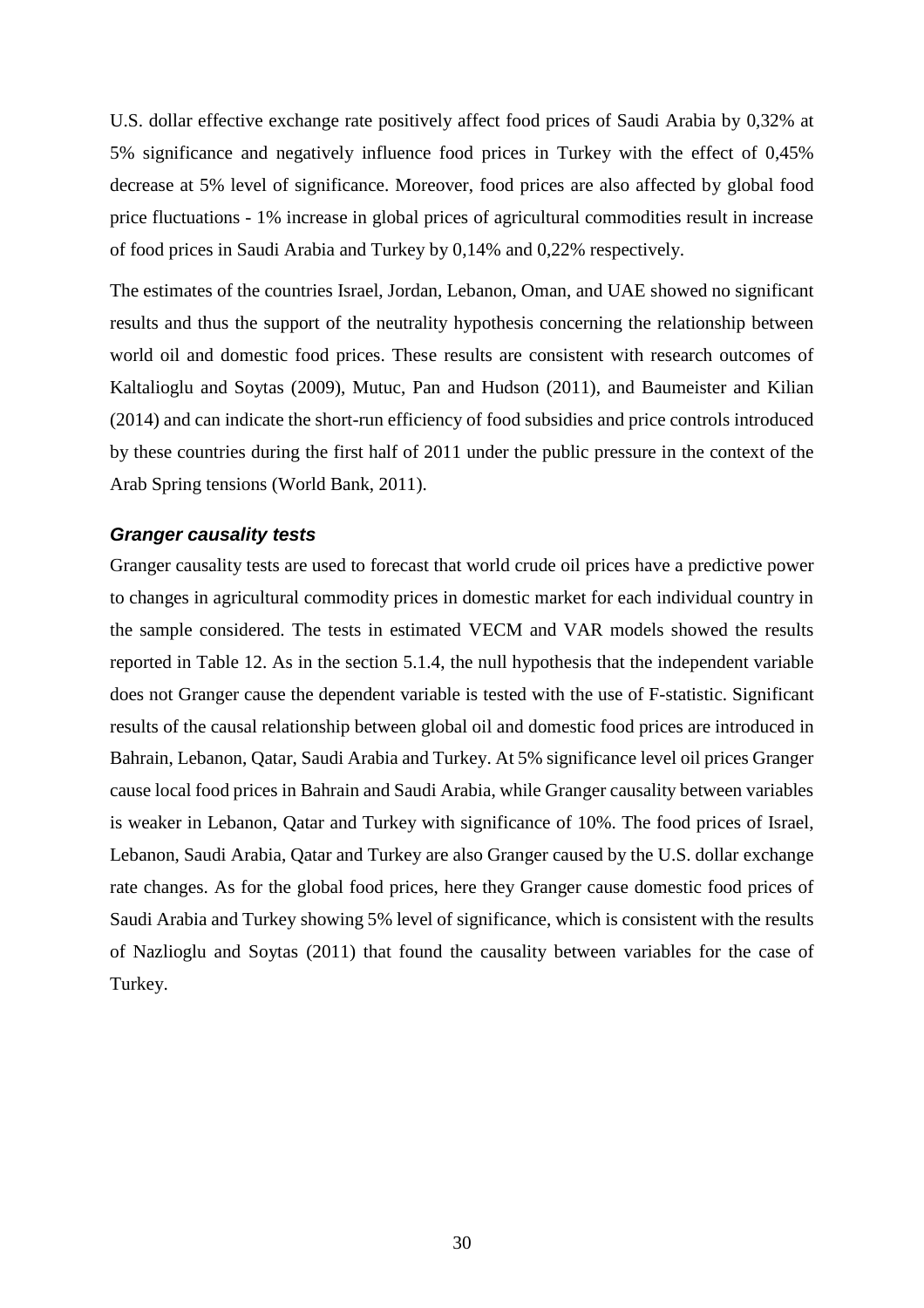U.S. dollar effective exchange rate positively affect food prices of Saudi Arabia by 0,32% at 5% significance and negatively influence food prices in Turkey with the effect of 0,45% decrease at 5% level of significance. Moreover, food prices are also affected by global food price fluctuations - 1% increase in global prices of agricultural commodities result in increase of food prices in Saudi Arabia and Turkey by 0,14% and 0,22% respectively.

The estimates of the countries Israel, Jordan, Lebanon, Oman, and UAE showed no significant results and thus the support of the neutrality hypothesis concerning the relationship between world oil and domestic food prices. These results are consistent with research outcomes of Kaltalioglu and Soytas (2009), Mutuc, Pan and Hudson (2011), and Baumeister and Kilian (2014) and can indicate the short-run efficiency of food subsidies and price controls introduced by these countries during the first half of 2011 under the public pressure in the context of the Arab Spring tensions (World Bank, 2011).

#### ***Granger causality tests***

Granger causality tests are used to forecast that world crude oil prices have a predictive power to changes in agricultural commodity prices in domestic market for each individual country in the sample considered. The tests in estimated VECM and VAR models showed the results reported in Table 12. As in the section 5.1.4, the null hypothesis that the independent variable does not Granger cause the dependent variable is tested with the use of F-statistic. Significant results of the causal relationship between global oil and domestic food prices are introduced in Bahrain, Lebanon, Qatar, Saudi Arabia and Turkey. At 5% significance level oil prices Granger cause local food prices in Bahrain and Saudi Arabia, while Granger causality between variables is weaker in Lebanon, Qatar and Turkey with significance of 10%. The food prices of Israel, Lebanon, Saudi Arabia, Qatar and Turkey are also Granger caused by the U.S. dollar exchange rate changes. As for the global food prices, here they Granger cause domestic food prices of Saudi Arabia and Turkey showing 5% level of significance, which is consistent with the results of Nazlioglu and Soytas (2011) that found the causality between variables for the case of Turkey.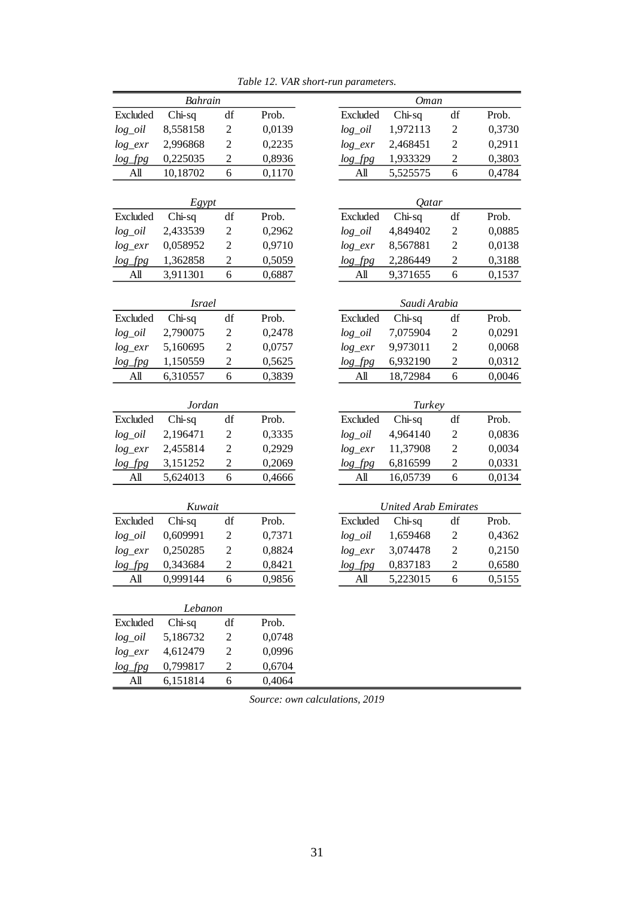*Table 12. VAR short-run parameters.*

| *Bahrain* | | | |
|---|---|---|---|
| Excluded | Chi-sq | df | Prob. |
| *log_oil* | 8,558158 | 2 | 0,0139 |
| *log_exr* | 2,996868 | 2 | 0,2235 |
| *log_fpg* | 0,225035 | 2 | 0,8936 |
| All | 10,18702 | 6 | 0,1170 |

| *Egypt* | | | |
|---|---|---|---|
| Excluded | Chi-sq | df | Prob. |
| *log_oil* | 2,433539 | 2 | 0,2962 |
| *log_exr* | 0,058952 | 2 | 0,9710 |
| *log_fpg* | 1,362858 | 2 | 0,5059 |
| All | 3,911301 | 6 | 0,6887 |

| *Israel* | | | |
|---|---|---|---|
| Excluded | Chi-sq | df | Prob. |
| *log_oil* | 2,790075 | 2 | 0,2478 |
| *log_exr* | 5,160695 | 2 | 0,0757 |
| *log_fpg* | 1,150559 | 2 | 0,5625 |
| All | 6,310557 | 6 | 0,3839 |

| *Jordan* | | | |
|---|---|---|---|
| Excluded | Chi-sq | df | Prob. |
| *log_oil* | 2,196471 | 2 | 0,3335 |
| *log_exr* | 2,455814 | 2 | 0,2929 |
| *log_fpg* | 3,151252 | 2 | 0,2069 |
| All | 5,624013 | 6 | 0,4666 |

| *Kuwait* | | | |
|---|---|---|---|
| Excluded | Chi-sq | df | Prob. |
| *log_oil* | 0,609991 | 2 | 0,7371 |
| *log_exr* | 0,250285 | 2 | 0,8824 |
| *log_fpg* | 0,343684 | 2 | 0,8421 |
| All | 0,999144 | 6 | 0,9856 |

| *Lebanon* | | | |
|---|---|---|---|
| Excluded | Chi-sq | df | Prob. |
| *log_oil* | 5,186732 | 2 | 0,0748 |
| *log_exr* | 4,612479 | 2 | 0,0996 |
| *log_fpg* | 0,799817 | 2 | 0,6704 |
| All | 6,151814 | 6 | 0,4064 |

| *Oman* | | | |
|---|---|---|---|
| Excluded | Chi-sq | df | Prob. |
| *log_oil* | 1,972113 | 2 | 0,3730 |
| *log_exr* | 2,468451 | 2 | 0,2911 |
| *log_fpg* | 1,933329 | 2 | 0,3803 |
| All | 5,525575 | 6 | 0,4784 |

| *Qatar* | | | |
|---|---|---|---|
| Excluded | Chi-sq | df | Prob. |
| *log_oil* | 4,849402 | 2 | 0,0885 |
| *log_exr* | 8,567881 | 2 | 0,0138 |
| *log_fpg* | 2,286449 | 2 | 0,3188 |
| All | 9,371655 | 6 | 0,1537 |

| *Saudi Arabia* | | | |
|---|---|---|---|
| Excluded | Chi-sq | df | Prob. |
| *log_oil* | 7,075904 | 2 | 0,0291 |
| *log_exr* | 9,973011 | 2 | 0,0068 |
| *log_fpg* | 6,932190 | 2 | 0,0312 |
| All | 18,72984 | 6 | 0,0046 |

| *Turkey* | | | |
|---|---|---|---|
| Excluded | Chi-sq | df | Prob. |
| *log_oil* | 4,964140 | 2 | 0,0836 |
| *log_exr* | 11,37908 | 2 | 0,0034 |
| *log_fpg* | 6,816599 | 2 | 0,0331 |
| All | 16,05739 | 6 | 0,0134 |

| *United Arab Emirates* | | | |
|---|---|---|---|
| Excluded | Chi-sq | df | Prob. |
| *log_oil* | 1,659468 | 2 | 0,4362 |
| *log_exr* | 3,074478 | 2 | 0,2150 |
| *log_fpg* | 0,837183 | 2 | 0,6580 |
| All | 5,223015 | 6 | 0,5155 |

*Source: own calculations, 2019*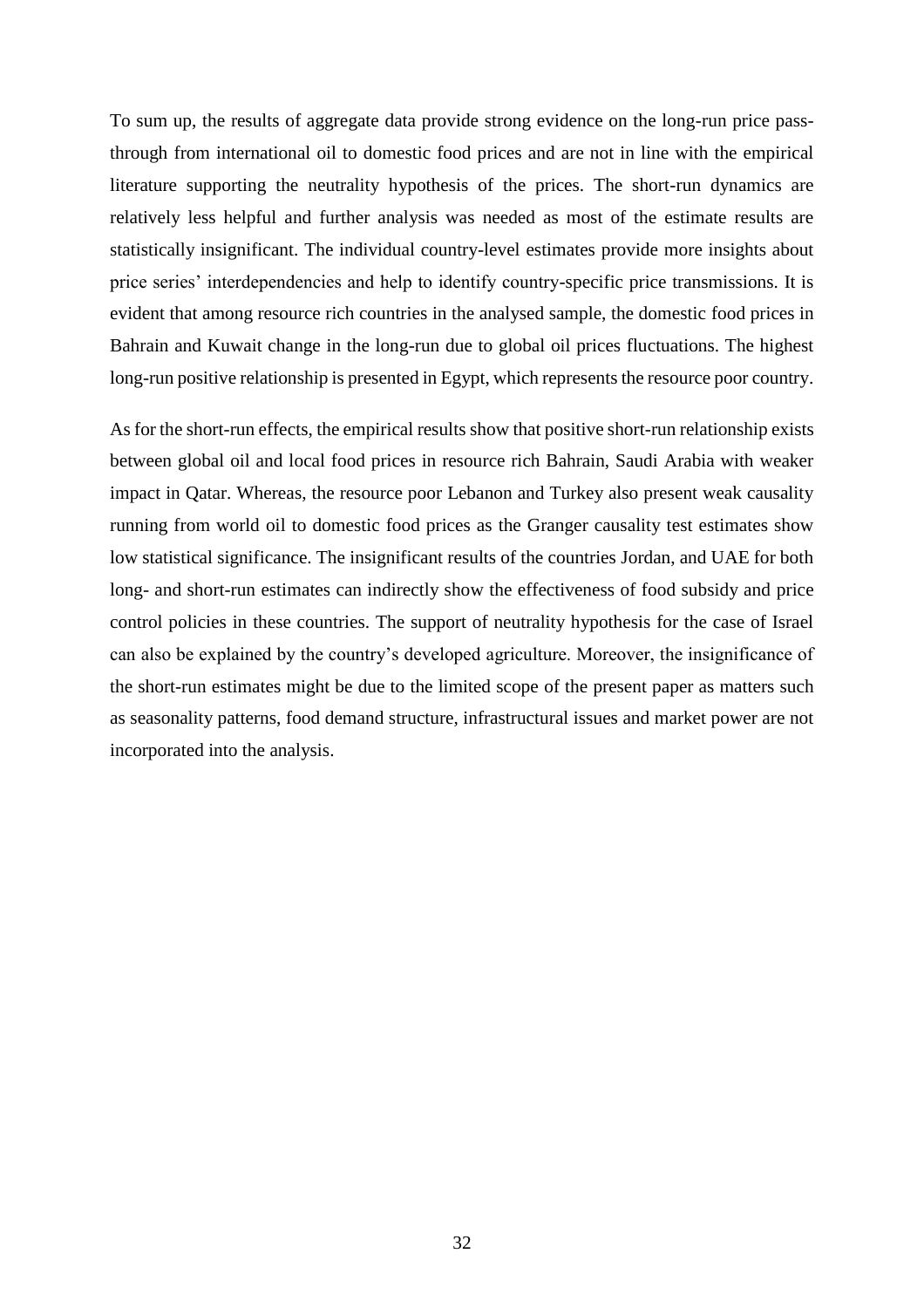To sum up, the results of aggregate data provide strong evidence on the long-run price pass-through from international oil to domestic food prices and are not in line with the empirical literature supporting the neutrality hypothesis of the prices. The short-run dynamics are relatively less helpful and further analysis was needed as most of the estimate results are statistically insignificant. The individual country-level estimates provide more insights about price series' interdependencies and help to identify country-specific price transmissions. It is evident that among resource rich countries in the analysed sample, the domestic food prices in Bahrain and Kuwait change in the long-run due to global oil prices fluctuations. The highest long-run positive relationship is presented in Egypt, which represents the resource poor country.

As for the short-run effects, the empirical results show that positive short-run relationship exists between global oil and local food prices in resource rich Bahrain, Saudi Arabia with weaker impact in Qatar. Whereas, the resource poor Lebanon and Turkey also present weak causality running from world oil to domestic food prices as the Granger causality test estimates show low statistical significance. The insignificant results of the countries Jordan, and UAE for both long- and short-run estimates can indirectly show the effectiveness of food subsidy and price control policies in these countries. The support of neutrality hypothesis for the case of Israel can also be explained by the country's developed agriculture. Moreover, the insignificance of the short-run estimates might be due to the limited scope of the present paper as matters such as seasonality patterns, food demand structure, infrastructural issues and market power are not incorporated into the analysis.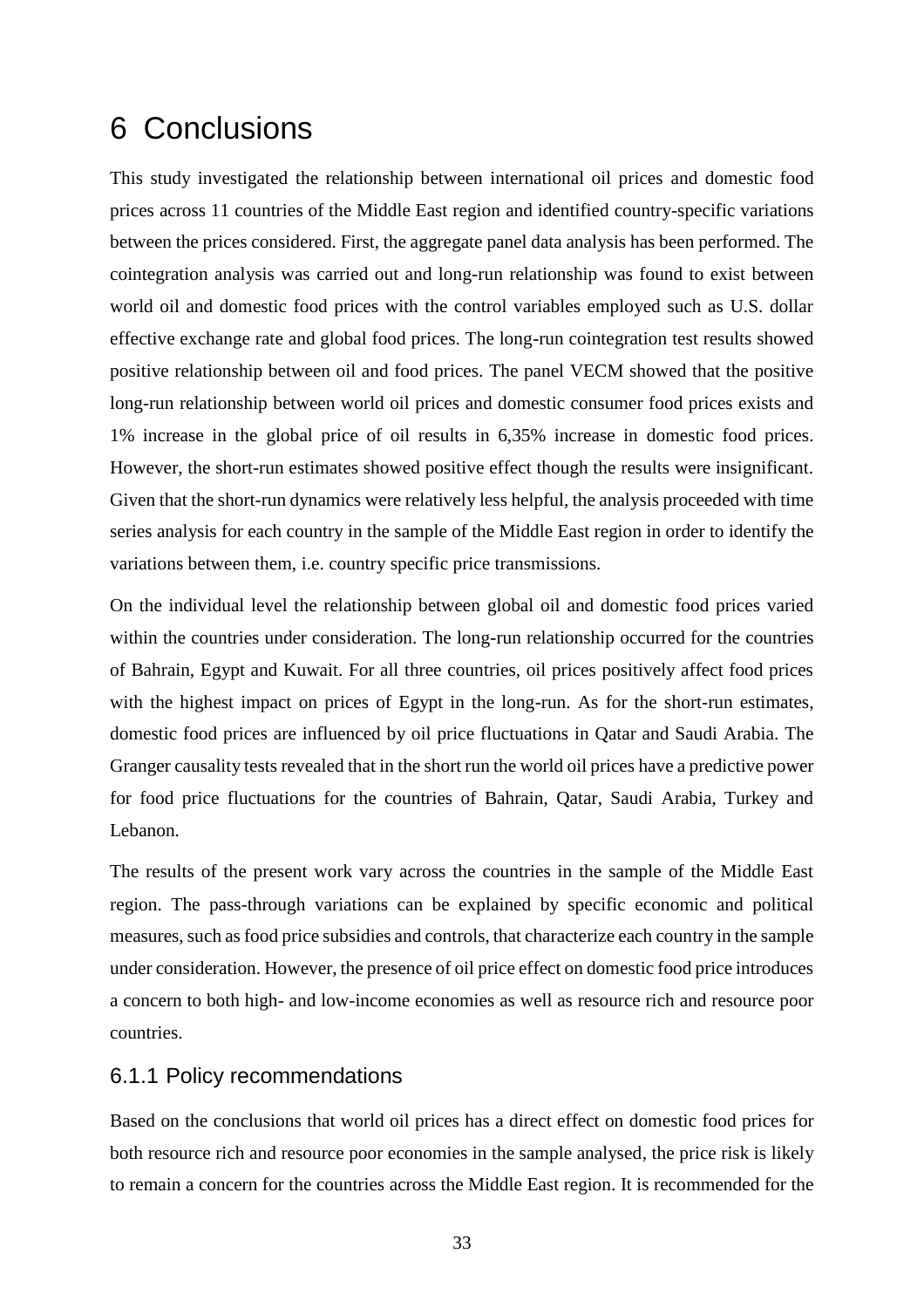# 6 Conclusions

This study investigated the relationship between international oil prices and domestic food prices across 11 countries of the Middle East region and identified country-specific variations between the prices considered. First, the aggregate panel data analysis has been performed. The cointegration analysis was carried out and long-run relationship was found to exist between world oil and domestic food prices with the control variables employed such as U.S. dollar effective exchange rate and global food prices. The long-run cointegration test results showed positive relationship between oil and food prices. The panel VECM showed that the positive long-run relationship between world oil prices and domestic consumer food prices exists and 1% increase in the global price of oil results in 6,35% increase in domestic food prices. However, the short-run estimates showed positive effect though the results were insignificant. Given that the short-run dynamics were relatively less helpful, the analysis proceeded with time series analysis for each country in the sample of the Middle East region in order to identify the variations between them, i.e. country specific price transmissions.

On the individual level the relationship between global oil and domestic food prices varied within the countries under consideration. The long-run relationship occurred for the countries of Bahrain, Egypt and Kuwait. For all three countries, oil prices positively affect food prices with the highest impact on prices of Egypt in the long-run. As for the short-run estimates, domestic food prices are influenced by oil price fluctuations in Qatar and Saudi Arabia. The Granger causality tests revealed that in the short run the world oil prices have a predictive power for food price fluctuations for the countries of Bahrain, Qatar, Saudi Arabia, Turkey and Lebanon.

The results of the present work vary across the countries in the sample of the Middle East region. The pass-through variations can be explained by specific economic and political measures, such as food price subsidies and controls, that characterize each country in the sample under consideration. However, the presence of oil price effect on domestic food price introduces a concern to both high- and low-income economies as well as resource rich and resource poor countries.

### 6.1.1 Policy recommendations

Based on the conclusions that world oil prices has a direct effect on domestic food prices for both resource rich and resource poor economies in the sample analysed, the price risk is likely to remain a concern for the countries across the Middle East region. It is recommended for the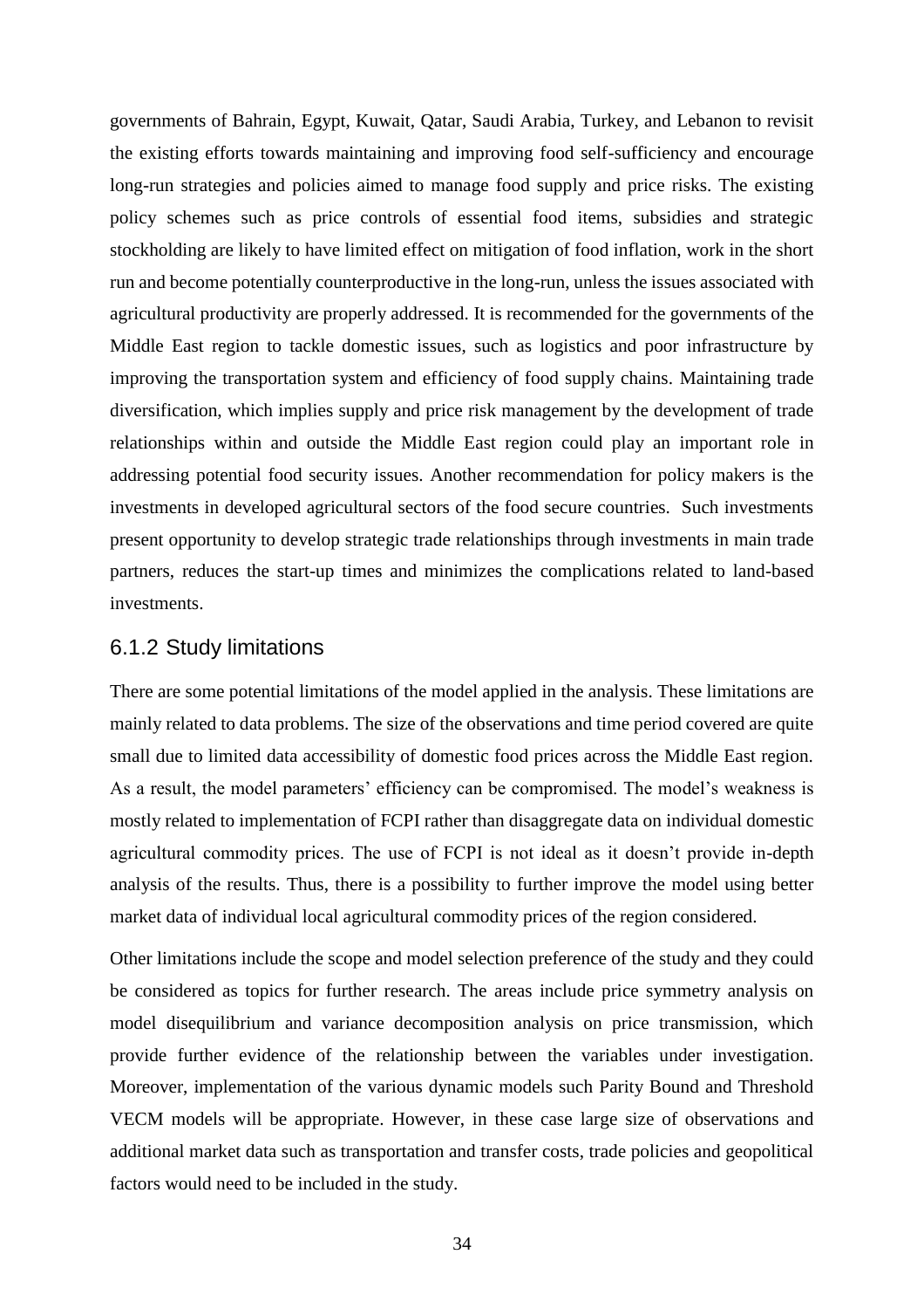governments of Bahrain, Egypt, Kuwait, Qatar, Saudi Arabia, Turkey, and Lebanon to revisit the existing efforts towards maintaining and improving food self-sufficiency and encourage long-run strategies and policies aimed to manage food supply and price risks. The existing policy schemes such as price controls of essential food items, subsidies and strategic stockholding are likely to have limited effect on mitigation of food inflation, work in the short run and become potentially counterproductive in the long-run, unless the issues associated with agricultural productivity are properly addressed. It is recommended for the governments of the Middle East region to tackle domestic issues, such as logistics and poor infrastructure by improving the transportation system and efficiency of food supply chains. Maintaining trade diversification, which implies supply and price risk management by the development of trade relationships within and outside the Middle East region could play an important role in addressing potential food security issues. Another recommendation for policy makers is the investments in developed agricultural sectors of the food secure countries. Such investments present opportunity to develop strategic trade relationships through investments in main trade partners, reduces the start-up times and minimizes the complications related to land-based investments.

### 6.1.2 Study limitations

There are some potential limitations of the model applied in the analysis. These limitations are mainly related to data problems. The size of the observations and time period covered are quite small due to limited data accessibility of domestic food prices across the Middle East region. As a result, the model parameters' efficiency can be compromised. The model's weakness is mostly related to implementation of FCPI rather than disaggregate data on individual domestic agricultural commodity prices. The use of FCPI is not ideal as it doesn't provide in-depth analysis of the results. Thus, there is a possibility to further improve the model using better market data of individual local agricultural commodity prices of the region considered.

Other limitations include the scope and model selection preference of the study and they could be considered as topics for further research. The areas include price symmetry analysis on model disequilibrium and variance decomposition analysis on price transmission, which provide further evidence of the relationship between the variables under investigation. Moreover, implementation of the various dynamic models such Parity Bound and Threshold VECM models will be appropriate. However, in these case large size of observations and additional market data such as transportation and transfer costs, trade policies and geopolitical factors would need to be included in the study.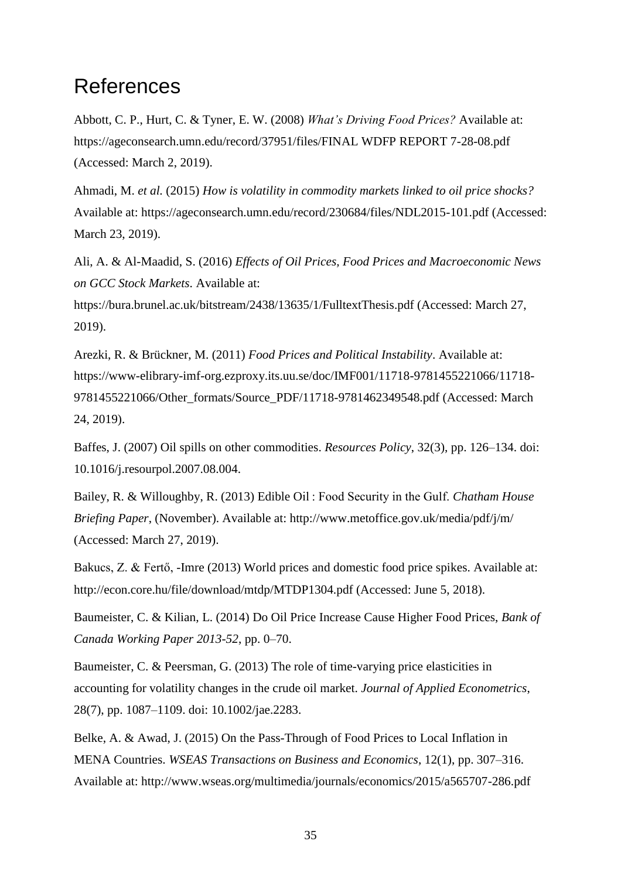# References

Abbott, C. P., Hurt, C. & Tyner, E. W. (2008) *What's Driving Food Prices?* Available at: https://ageconsearch.umn.edu/record/37951/files/FINAL WDFP REPORT 7-28-08.pdf (Accessed: March 2, 2019).

Ahmadi, M. *et al.* (2015) *How is volatility in commodity markets linked to oil price shocks?* Available at: https://ageconsearch.umn.edu/record/230684/files/NDL2015-101.pdf (Accessed: March 23, 2019).

Ali, A. & Al-Maadid, S. (2016) *Effects of Oil Prices, Food Prices and Macroeconomic News on GCC Stock Markets*. Available at: https://bura.brunel.ac.uk/bitstream/2438/13635/1/FulltextThesis.pdf (Accessed: March 27, 2019).

Arezki, R. & Brückner, M. (2011) *Food Prices and Political Instability*. Available at: https://www-elibrary-imf-org.ezproxy.its.uu.se/doc/IMF001/11718-9781455221066/11718-9781455221066/Other_formats/Source_PDF/11718-9781462349548.pdf (Accessed: March 24, 2019).

Baffes, J. (2007) Oil spills on other commodities. *Resources Policy*, 32(3), pp. 126–134. doi: 10.1016/j.resourpol.2007.08.004.

Bailey, R. & Willoughby, R. (2013) Edible Oil : Food Security in the Gulf. *Chatham House Briefing Paper*, (November). Available at: http://www.metoffice.gov.uk/media/pdf/j/m/ (Accessed: March 27, 2019).

Bakucs, Z. & Fertő, -Imre (2013) World prices and domestic food price spikes. Available at: http://econ.core.hu/file/download/mtdp/MTDP1304.pdf (Accessed: June 5, 2018).

Baumeister, C. & Kilian, L. (2014) Do Oil Price Increase Cause Higher Food Prices, *Bank of Canada Working Paper 2013-52*, pp. 0–70.

Baumeister, C. & Peersman, G. (2013) The role of time-varying price elasticities in accounting for volatility changes in the crude oil market. *Journal of Applied Econometrics*, 28(7), pp. 1087–1109. doi: 10.1002/jae.2283.

Belke, A. & Awad, J. (2015) On the Pass-Through of Food Prices to Local Inflation in MENA Countries. *WSEAS Transactions on Business and Economics*, 12(1), pp. 307–316. Available at: http://www.wseas.org/multimedia/journals/economics/2015/a565707-286.pdf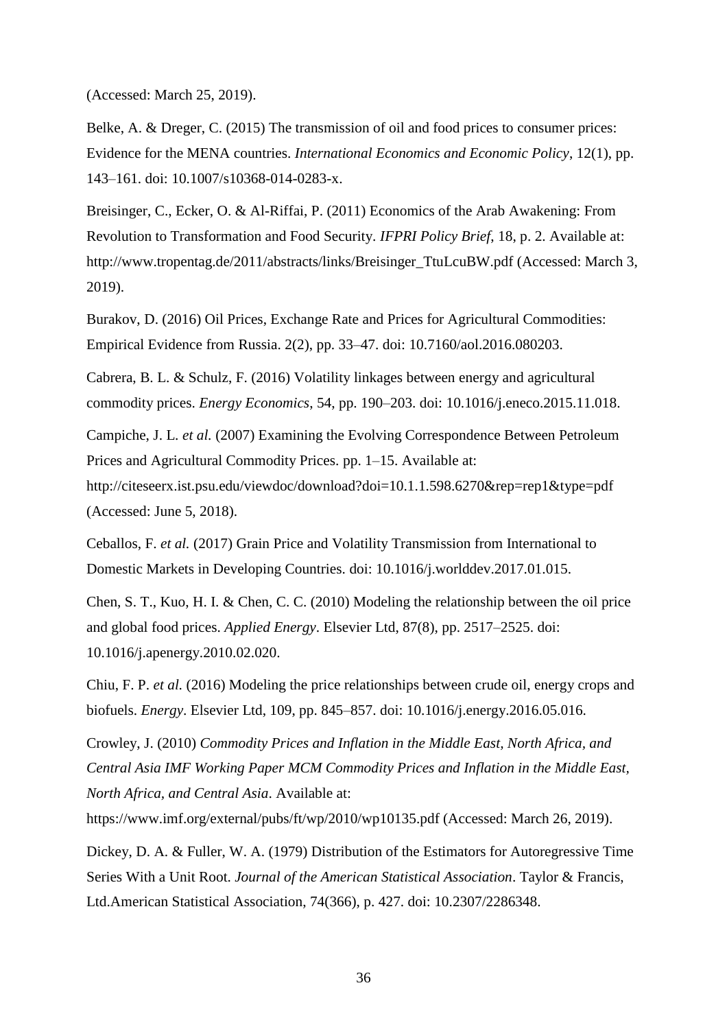(Accessed: March 25, 2019).

Belke, A. & Dreger, C. (2015) The transmission of oil and food prices to consumer prices: Evidence for the MENA countries. *International Economics and Economic Policy*, 12(1), pp. 143–161. doi: 10.1007/s10368-014-0283-x.

Breisinger, C., Ecker, O. & Al-Riffai, P. (2011) Economics of the Arab Awakening: From Revolution to Transformation and Food Security. *IFPRI Policy Brief*, 18, p. 2. Available at: http://www.tropentag.de/2011/abstracts/links/Breisinger_TtuLcuBW.pdf (Accessed: March 3, 2019).

Burakov, D. (2016) Oil Prices, Exchange Rate and Prices for Agricultural Commodities: Empirical Evidence from Russia. 2(2), pp. 33–47. doi: 10.7160/aol.2016.080203.

Cabrera, B. L. & Schulz, F. (2016) Volatility linkages between energy and agricultural commodity prices. *Energy Economics*, 54, pp. 190–203. doi: 10.1016/j.eneco.2015.11.018.

Campiche, J. L. *et al.* (2007) Examining the Evolving Correspondence Between Petroleum Prices and Agricultural Commodity Prices. pp. 1–15. Available at: http://citeseerx.ist.psu.edu/viewdoc/download?doi=10.1.1.598.6270&rep=rep1&type=pdf (Accessed: June 5, 2018).

Ceballos, F. *et al.* (2017) Grain Price and Volatility Transmission from International to Domestic Markets in Developing Countries. doi: 10.1016/j.worlddev.2017.01.015.

Chen, S. T., Kuo, H. I. & Chen, C. C. (2010) Modeling the relationship between the oil price and global food prices. *Applied Energy*. Elsevier Ltd, 87(8), pp. 2517–2525. doi: 10.1016/j.apenergy.2010.02.020.

Chiu, F. P. *et al.* (2016) Modeling the price relationships between crude oil, energy crops and biofuels. *Energy*. Elsevier Ltd, 109, pp. 845–857. doi: 10.1016/j.energy.2016.05.016.

Crowley, J. (2010) *Commodity Prices and Inflation in the Middle East, North Africa, and Central Asia IMF Working Paper MCM Commodity Prices and Inflation in the Middle East, North Africa, and Central Asia*. Available at: https://www.imf.org/external/pubs/ft/wp/2010/wp10135.pdf (Accessed: March 26, 2019).

Dickey, D. A. & Fuller, W. A. (1979) Distribution of the Estimators for Autoregressive Time Series With a Unit Root. *Journal of the American Statistical Association*. Taylor & Francis, Ltd.American Statistical Association, 74(366), p. 427. doi: 10.2307/2286348.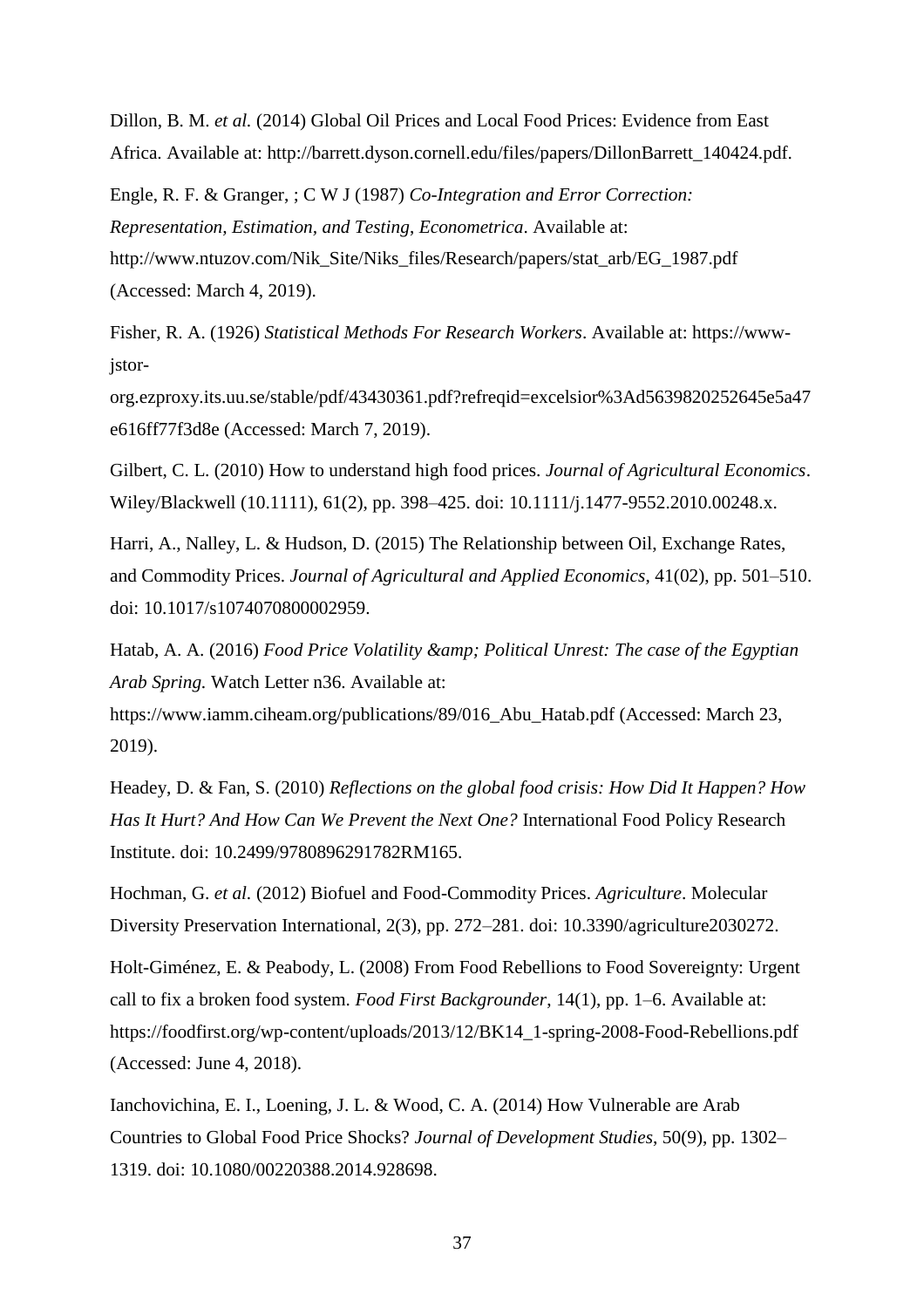Dillon, B. M. *et al.* (2014) Global Oil Prices and Local Food Prices: Evidence from East Africa. Available at: http://barrett.dyson.cornell.edu/files/papers/DillonBarrett_140424.pdf.

Engle, R. F. & Granger, ; C W J (1987) *Co-Integration and Error Correction: Representation, Estimation, and Testing*, *Econometrica*. Available at: http://www.ntuzov.com/Nik_Site/Niks_files/Research/papers/stat_arb/EG_1987.pdf (Accessed: March 4, 2019).

Fisher, R. A. (1926) *Statistical Methods For Research Workers*. Available at: https://www-jstor-org.ezproxy.its.uu.se/stable/pdf/43430361.pdf?refreqid=excelsior%3Ad5639820252645e5a47e616ff77f3d8e (Accessed: March 7, 2019).

Gilbert, C. L. (2010) How to understand high food prices. *Journal of Agricultural Economics*. Wiley/Blackwell (10.1111), 61(2), pp. 398–425. doi: 10.1111/j.1477-9552.2010.00248.x.

Harri, A., Nalley, L. & Hudson, D. (2015) The Relationship between Oil, Exchange Rates, and Commodity Prices. *Journal of Agricultural and Applied Economics*, 41(02), pp. 501–510. doi: 10.1017/s1074070800002959.

Hatab, A. A. (2016) *Food Price Volatility &amp; Political Unrest: The case of the Egyptian Arab Spring.* Watch Letter n36. Available at: https://www.iamm.ciheam.org/publications/89/016_Abu_Hatab.pdf (Accessed: March 23, 2019).

Headey, D. & Fan, S. (2010) *Reflections on the global food crisis: How Did It Happen? How Has It Hurt? And How Can We Prevent the Next One?* International Food Policy Research Institute. doi: 10.2499/9780896291782RM165.

Hochman, G. *et al.* (2012) Biofuel and Food-Commodity Prices. *Agriculture*. Molecular Diversity Preservation International, 2(3), pp. 272–281. doi: 10.3390/agriculture2030272.

Holt-Giménez, E. & Peabody, L. (2008) From Food Rebellions to Food Sovereignty: Urgent call to fix a broken food system. *Food First Backgrounder*, 14(1), pp. 1–6. Available at: https://foodfirst.org/wp-content/uploads/2013/12/BK14_1-spring-2008-Food-Rebellions.pdf (Accessed: June 4, 2018).

Ianchovichina, E. I., Loening, J. L. & Wood, C. A. (2014) How Vulnerable are Arab Countries to Global Food Price Shocks? *Journal of Development Studies*, 50(9), pp. 1302–1319. doi: 10.1080/00220388.2014.928698.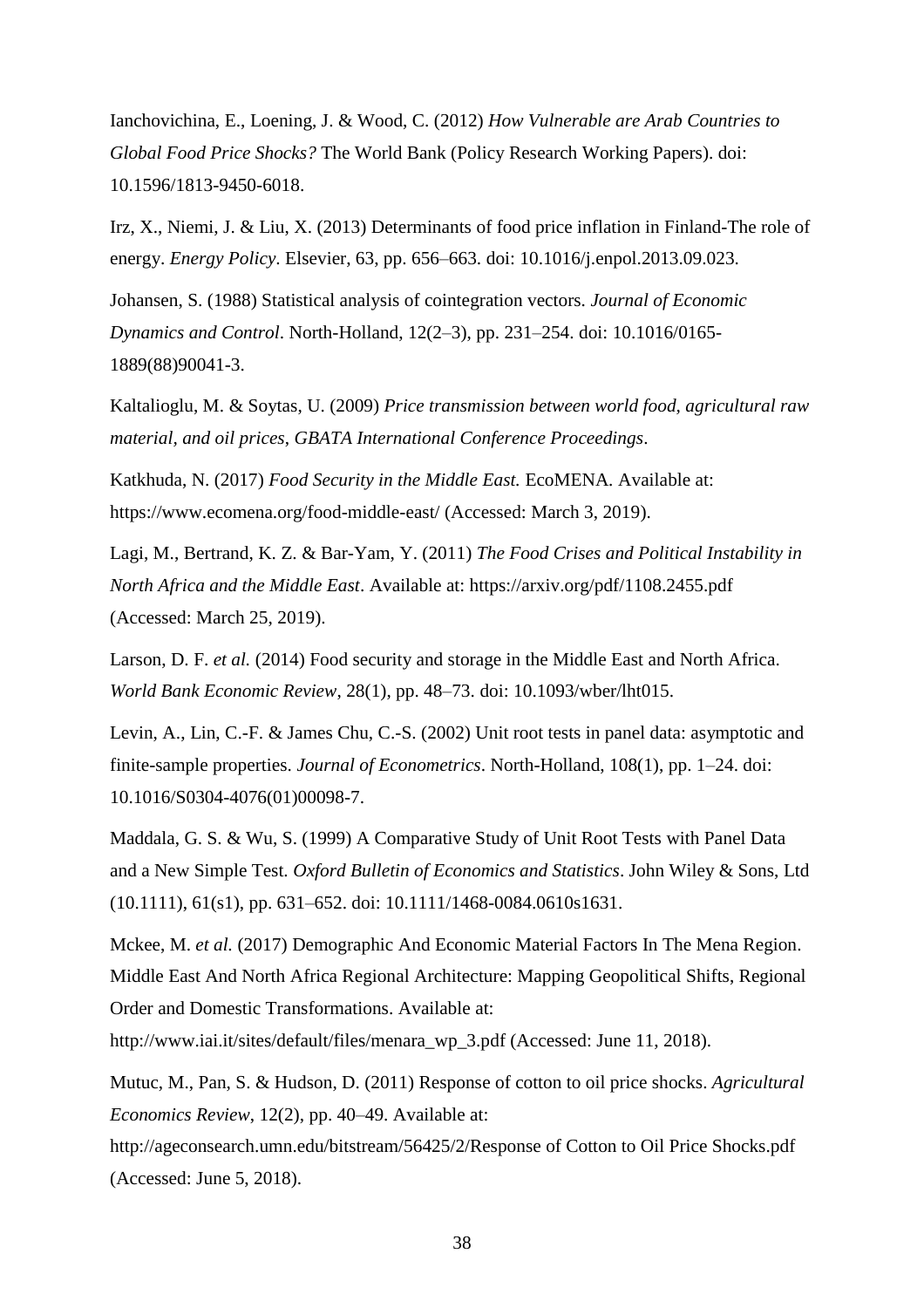Ianchovichina, E., Loening, J. & Wood, C. (2012) *How Vulnerable are Arab Countries to Global Food Price Shocks?* The World Bank (Policy Research Working Papers). doi: 10.1596/1813-9450-6018.

Irz, X., Niemi, J. & Liu, X. (2013) Determinants of food price inflation in Finland-The role of energy. *Energy Policy*. Elsevier, 63, pp. 656–663. doi: 10.1016/j.enpol.2013.09.023.

Johansen, S. (1988) Statistical analysis of cointegration vectors. *Journal of Economic Dynamics and Control*. North-Holland, 12(2–3), pp. 231–254. doi: 10.1016/0165-1889(88)90041-3.

Kaltalioglu, M. & Soytas, U. (2009) *Price transmission between world food, agricultural raw material, and oil prices*, *GBATA International Conference Proceedings*.

Katkhuda, N. (2017) *Food Security in the Middle East.* EcoMENA. Available at: https://www.ecomena.org/food-middle-east/ (Accessed: March 3, 2019).

Lagi, M., Bertrand, K. Z. & Bar-Yam, Y. (2011) *The Food Crises and Political Instability in North Africa and the Middle East*. Available at: https://arxiv.org/pdf/1108.2455.pdf (Accessed: March 25, 2019).

Larson, D. F. *et al.* (2014) Food security and storage in the Middle East and North Africa. *World Bank Economic Review*, 28(1), pp. 48–73. doi: 10.1093/wber/lht015.

Levin, A., Lin, C.-F. & James Chu, C.-S. (2002) Unit root tests in panel data: asymptotic and finite-sample properties. *Journal of Econometrics*. North-Holland, 108(1), pp. 1–24. doi: 10.1016/S0304-4076(01)00098-7.

Maddala, G. S. & Wu, S. (1999) A Comparative Study of Unit Root Tests with Panel Data and a New Simple Test. *Oxford Bulletin of Economics and Statistics*. John Wiley & Sons, Ltd (10.1111), 61(s1), pp. 631–652. doi: 10.1111/1468-0084.0610s1631.

Mckee, M. *et al.* (2017) Demographic And Economic Material Factors In The Mena Region. Middle East And North Africa Regional Architecture: Mapping Geopolitical Shifts, Regional Order and Domestic Transformations. Available at: http://www.iai.it/sites/default/files/menara_wp_3.pdf (Accessed: June 11, 2018).

Mutuc, M., Pan, S. & Hudson, D. (2011) Response of cotton to oil price shocks. *Agricultural Economics Review*, 12(2), pp. 40–49. Available at: http://ageconsearch.umn.edu/bitstream/56425/2/Response of Cotton to Oil Price Shocks.pdf (Accessed: June 5, 2018).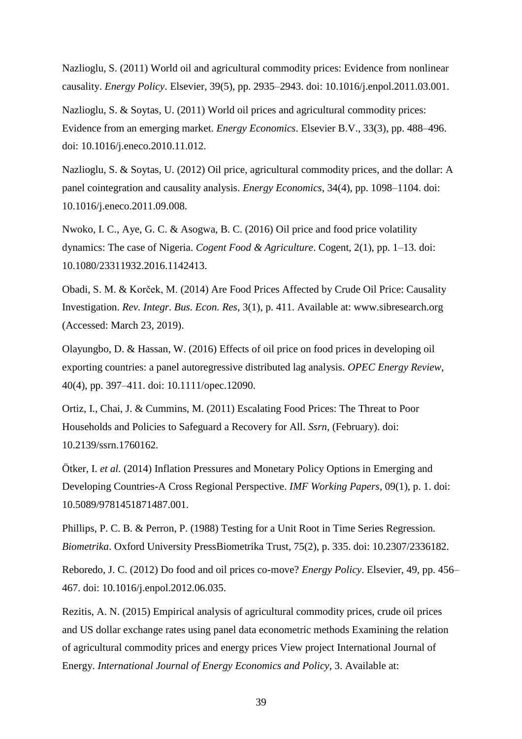Nazlioglu, S. (2011) World oil and agricultural commodity prices: Evidence from nonlinear causality. *Energy Policy*. Elsevier, 39(5), pp. 2935–2943. doi: 10.1016/j.enpol.2011.03.001.

Nazlioglu, S. & Soytas, U. (2011) World oil prices and agricultural commodity prices: Evidence from an emerging market. *Energy Economics*. Elsevier B.V., 33(3), pp. 488–496. doi: 10.1016/j.eneco.2010.11.012.

Nazlioglu, S. & Soytas, U. (2012) Oil price, agricultural commodity prices, and the dollar: A panel cointegration and causality analysis. *Energy Economics*, 34(4), pp. 1098–1104. doi: 10.1016/j.eneco.2011.09.008.

Nwoko, I. C., Aye, G. C. & Asogwa, B. C. (2016) Oil price and food price volatility dynamics: The case of Nigeria. *Cogent Food & Agriculture*. Cogent, 2(1), pp. 1–13. doi: 10.1080/23311932.2016.1142413.

Obadi, S. M. & Korček, M. (2014) Are Food Prices Affected by Crude Oil Price: Causality Investigation. *Rev. Integr. Bus. Econ. Res*, 3(1), p. 411. Available at: www.sibresearch.org (Accessed: March 23, 2019).

Olayungbo, D. & Hassan, W. (2016) Effects of oil price on food prices in developing oil exporting countries: a panel autoregressive distributed lag analysis. *OPEC Energy Review*, 40(4), pp. 397–411. doi: 10.1111/opec.12090.

Ortiz, I., Chai, J. & Cummins, M. (2011) Escalating Food Prices: The Threat to Poor Households and Policies to Safeguard a Recovery for All. *Ssrn*, (February). doi: 10.2139/ssrn.1760162.

Ötker, I. *et al.* (2014) Inflation Pressures and Monetary Policy Options in Emerging and Developing Countries-A Cross Regional Perspective. *IMF Working Papers*, 09(1), p. 1. doi: 10.5089/9781451871487.001.

Phillips, P. C. B. & Perron, P. (1988) Testing for a Unit Root in Time Series Regression. *Biometrika*. Oxford University PressBiometrika Trust, 75(2), p. 335. doi: 10.2307/2336182.

Reboredo, J. C. (2012) Do food and oil prices co-move? *Energy Policy*. Elsevier, 49, pp. 456–467. doi: 10.1016/j.enpol.2012.06.035.

Rezitis, A. N. (2015) Empirical analysis of agricultural commodity prices, crude oil prices and US dollar exchange rates using panel data econometric methods Examining the relation of agricultural commodity prices and energy prices View project International Journal of Energy. *International Journal of Energy Economics and Policy*, 3. Available at: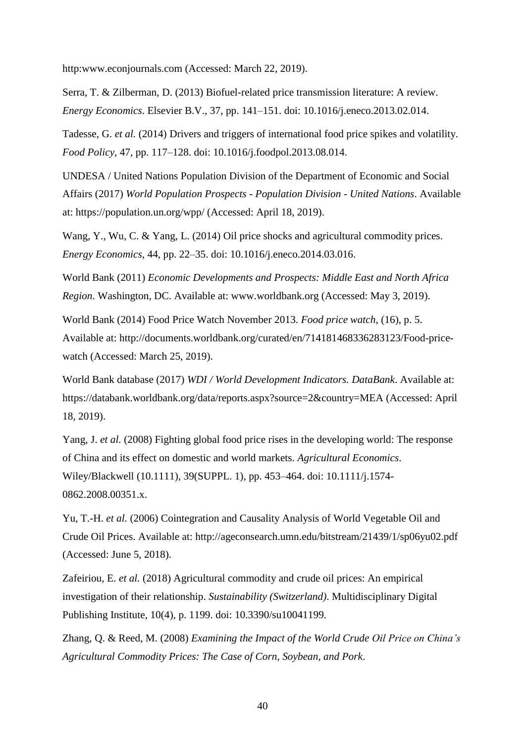http:www.econjournals.com (Accessed: March 22, 2019).

Serra, T. & Zilberman, D. (2013) Biofuel-related price transmission literature: A review. *Energy Economics*. Elsevier B.V., 37, pp. 141–151. doi: 10.1016/j.eneco.2013.02.014.

Tadesse, G. *et al.* (2014) Drivers and triggers of international food price spikes and volatility. *Food Policy*, 47, pp. 117–128. doi: 10.1016/j.foodpol.2013.08.014.

UNDESA / United Nations Population Division of the Department of Economic and Social Affairs (2017) *World Population Prospects - Population Division - United Nations*. Available at: https://population.un.org/wpp/ (Accessed: April 18, 2019).

Wang, Y., Wu, C. & Yang, L. (2014) Oil price shocks and agricultural commodity prices. *Energy Economics*, 44, pp. 22–35. doi: 10.1016/j.eneco.2014.03.016.

World Bank (2011) *Economic Developments and Prospects: Middle East and North Africa Region*. Washington, DC. Available at: www.worldbank.org (Accessed: May 3, 2019).

World Bank (2014) Food Price Watch November 2013. *Food price watch*, (16), p. 5. Available at: http://documents.worldbank.org/curated/en/714181468336283123/Food-price-watch (Accessed: March 25, 2019).

World Bank database (2017) *WDI / World Development Indicators. DataBank*. Available at: https://databank.worldbank.org/data/reports.aspx?source=2&country=MEA (Accessed: April 18, 2019).

Yang, J. *et al.* (2008) Fighting global food price rises in the developing world: The response of China and its effect on domestic and world markets. *Agricultural Economics*. Wiley/Blackwell (10.1111), 39(SUPPL. 1), pp. 453–464. doi: 10.1111/j.1574-0862.2008.00351.x.

Yu, T.-H. *et al.* (2006) Cointegration and Causality Analysis of World Vegetable Oil and Crude Oil Prices. Available at: http://ageconsearch.umn.edu/bitstream/21439/1/sp06yu02.pdf (Accessed: June 5, 2018).

Zafeiriou, E. *et al.* (2018) Agricultural commodity and crude oil prices: An empirical investigation of their relationship. *Sustainability (Switzerland)*. Multidisciplinary Digital Publishing Institute, 10(4), p. 1199. doi: 10.3390/su10041199.

Zhang, Q. & Reed, M. (2008) *Examining the Impact of the World Crude Oil Price on China's Agricultural Commodity Prices: The Case of Corn, Soybean, and Pork*.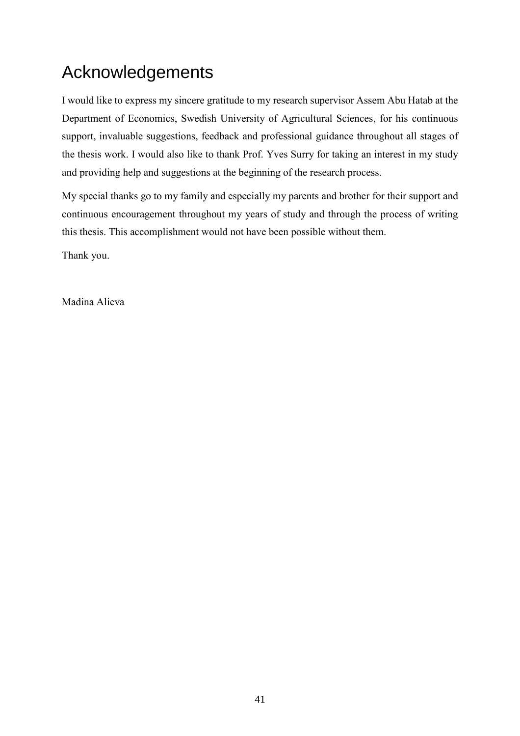# Acknowledgements

I would like to express my sincere gratitude to my research supervisor Assem Abu Hatab at the Department of Economics, Swedish University of Agricultural Sciences, for his continuous support, invaluable suggestions, feedback and professional guidance throughout all stages of the thesis work. I would also like to thank Prof. Yves Surry for taking an interest in my study and providing help and suggestions at the beginning of the research process.

My special thanks go to my family and especially my parents and brother for their support and continuous encouragement throughout my years of study and through the process of writing this thesis. This accomplishment would not have been possible without them.

Thank you.

Madina Alieva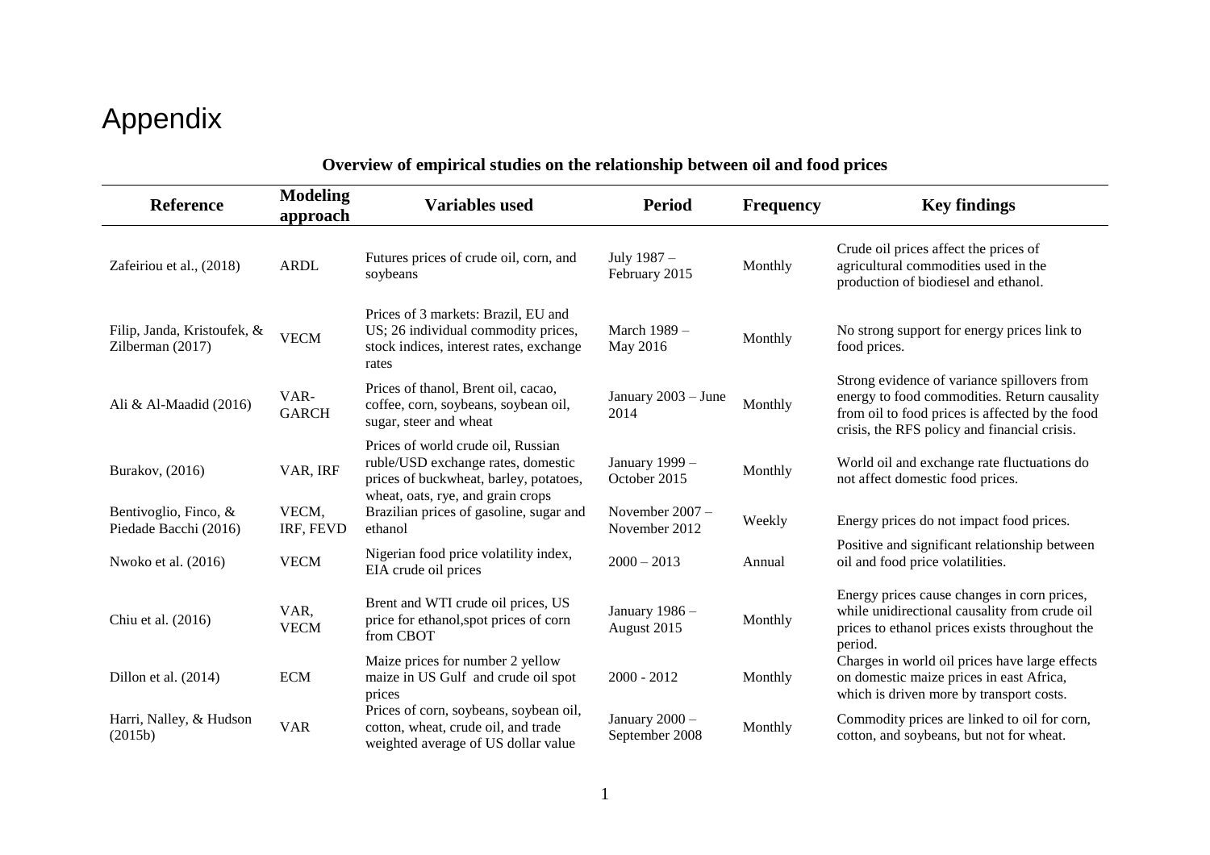# Appendix

**Overview of empirical studies on the relationship between oil and food prices**

| Reference | Modeling approach | Variables used | Period | Frequency | Key findings |
|---|---|---|---|---|---|
| Zafeiriou et al., (2018) | ARDL | Futures prices of crude oil, corn, and soybeans | July 1987 – February 2015 | Monthly | Crude oil prices affect the prices of agricultural commodities used in the production of biodiesel and ethanol. |
| Filip, Janda, Kristoufek, & Zilberman (2017) | VECM | Prices of 3 markets: Brazil, EU and US; 26 individual commodity prices, stock indices, interest rates, exchange rates | March 1989 – May 2016 | Monthly | No strong support for energy prices link to food prices. |
| Ali & Al-Maadid (2016) | VAR-GARCH | Prices of thanol, Brent oil, cacao, coffee, corn, soybeans, soybean oil, sugar, steer and wheat | January 2003 – June 2014 | Monthly | Strong evidence of variance spillovers from energy to food commodities. Return causality from oil to food prices is affected by the food crisis, the RFS policy and financial crisis. |
| Burakov, (2016) | VAR, IRF | Prices of world crude oil, Russian ruble/USD exchange rates, domestic prices of buckwheat, barley, potatoes, wheat, oats, rye, and grain crops | January 1999 – October 2015 | Monthly | World oil and exchange rate fluctuations do not affect domestic food prices. |
| Bentivoglio, Finco, & Piedade Bacchi (2016) | VECM, IRF, FEVD | Brazilian prices of gasoline, sugar and ethanol | November 2007 – November 2012 | Weekly | Energy prices do not impact food prices. |
| Nwoko et al. (2016) | VECM | Nigerian food price volatility index, EIA crude oil prices | 2000 – 2013 | Annual | Positive and significant relationship between oil and food price volatilities. |
| Chiu et al. (2016) | VAR, VECM | Brent and WTI crude oil prices, US price for ethanol,spot prices of corn from CBOT | January 1986 – August 2015 | Monthly | Energy prices cause changes in corn prices, while unidirectional causality from crude oil prices to ethanol prices exists throughout the period. |
| Dillon et al. (2014) | ECM | Maize prices for number 2 yellow maize in US Gulf and crude oil spot prices | 2000 - 2012 | Monthly | Charges in world oil prices have large effects on domestic maize prices in east Africa, which is driven more by transport costs. |
| Harri, Nalley, & Hudson (2015b) | VAR | Prices of corn, soybeans, soybean oil, cotton, wheat, crude oil, and trade weighted average of US dollar value | January 2000 – September 2008 | Monthly | Commodity prices are linked to oil for corn, cotton, and soybeans, but not for wheat. |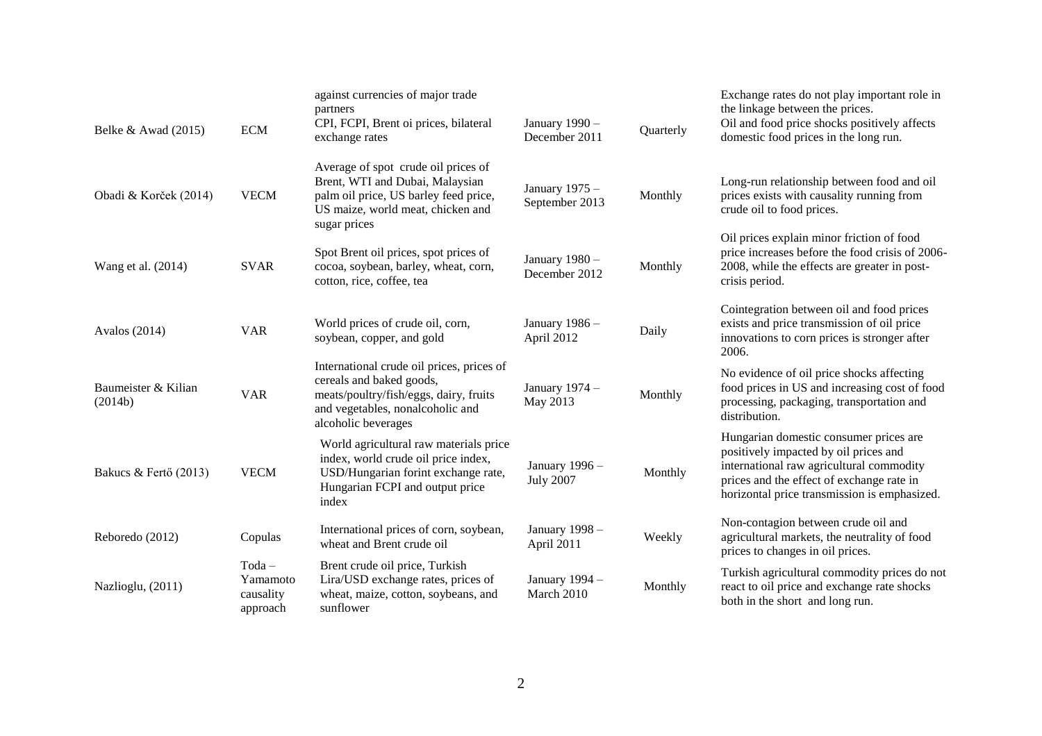| | | | | | |
|---|---|---|---|---|---|
| | | against currencies of major trade partners | | | Exchange rates do not play important role in the linkage between the prices. |
| Belke & Awad (2015) | ECM | CPI, FCPI, Brent oi prices, bilateral exchange rates | January 1990 – December 2011 | Quarterly | Oil and food price shocks positively affects domestic food prices in the long run. |
| Obadi & Korček (2014) | VECM | Average of spot crude oil prices of Brent, WTI and Dubai, Malaysian palm oil price, US barley feed price, US maize, world meat, chicken and sugar prices | January 1975 – September 2013 | Monthly | Long-run relationship between food and oil prices exists with causality running from crude oil to food prices. |
| Wang et al. (2014) | SVAR | Spot Brent oil prices, spot prices of cocoa, soybean, barley, wheat, corn, cotton, rice, coffee, tea | January 1980 – December 2012 | Monthly | Oil prices explain minor friction of food price increases before the food crisis of 2006-2008, while the effects are greater in post-crisis period. |
| Avalos (2014) | VAR | World prices of crude oil, corn, soybean, copper, and gold | January 1986 – April 2012 | Daily | Cointegration between oil and food prices exists and price transmission of oil price innovations to corn prices is stronger after 2006. |
| Baumeister & Kilian (2014b) | VAR | International crude oil prices, prices of cereals and baked goods, meats/poultry/fish/eggs, dairy, fruits and vegetables, nonalcoholic and alcoholic beverages | January 1974 – May 2013 | Monthly | No evidence of oil price shocks affecting food prices in US and increasing cost of food processing, packaging, transportation and distribution. |
| Bakucs & Fertő (2013) | VECM | World agricultural raw materials price index, world crude oil price index, USD/Hungarian forint exchange rate, Hungarian FCPI and output price index | January 1996 – July 2007 | Monthly | Hungarian domestic consumer prices are positively impacted by oil prices and international raw agricultural commodity prices and the effect of exchange rate in horizontal price transmission is emphasized. |
| Reboredo (2012) | Copulas | International prices of corn, soybean, wheat and Brent crude oil | January 1998 – April 2011 | Weekly | Non-contagion between crude oil and agricultural markets, the neutrality of food prices to changes in oil prices. |
| Nazlioglu, (2011) | Toda – Yamamoto causality approach | Brent crude oil price, Turkish Lira/USD exchange rates, prices of wheat, maize, cotton, soybeans, and sunflower | January 1994 – March 2010 | Monthly | Turkish agricultural commodity prices do not react to oil price and exchange rate shocks both in the short and long run. |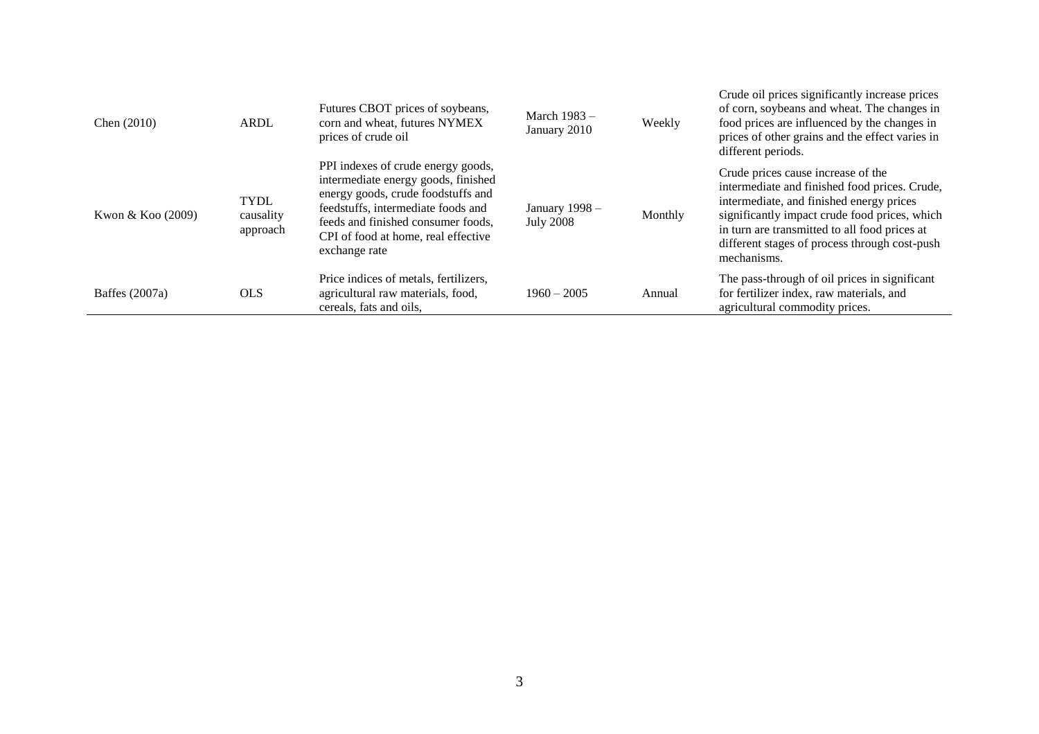| | | | | | |
|---|---|---|---|---|---|
| Chen (2010) | ARDL | Futures CBOT prices of soybeans, corn and wheat, futures NYMEX prices of crude oil | March 1983 – January 2010 | Weekly | Crude oil prices significantly increase prices of corn, soybeans and wheat. The changes in food prices are influenced by the changes in prices of other grains and the effect varies in different periods. |
| Kwon & Koo (2009) | TYDL causality approach | PPI indexes of crude energy goods, intermediate energy goods, finished energy goods, crude foodstuffs and feedstuffs, intermediate foods and feeds and finished consumer foods, CPI of food at home, real effective exchange rate | January 1998 – July 2008 | Monthly | Crude prices cause increase of the intermediate and finished food prices. Crude, intermediate, and finished energy prices significantly impact crude food prices, which in turn are transmitted to all food prices at different stages of process through cost-push mechanisms. |
| Baffes (2007a) | OLS | Price indices of metals, fertilizers, agricultural raw materials, food, cereals, fats and oils, | 1960 – 2005 | Annual | The pass-through of oil prices in significant for fertilizer index, raw materials, and agricultural commodity prices. |